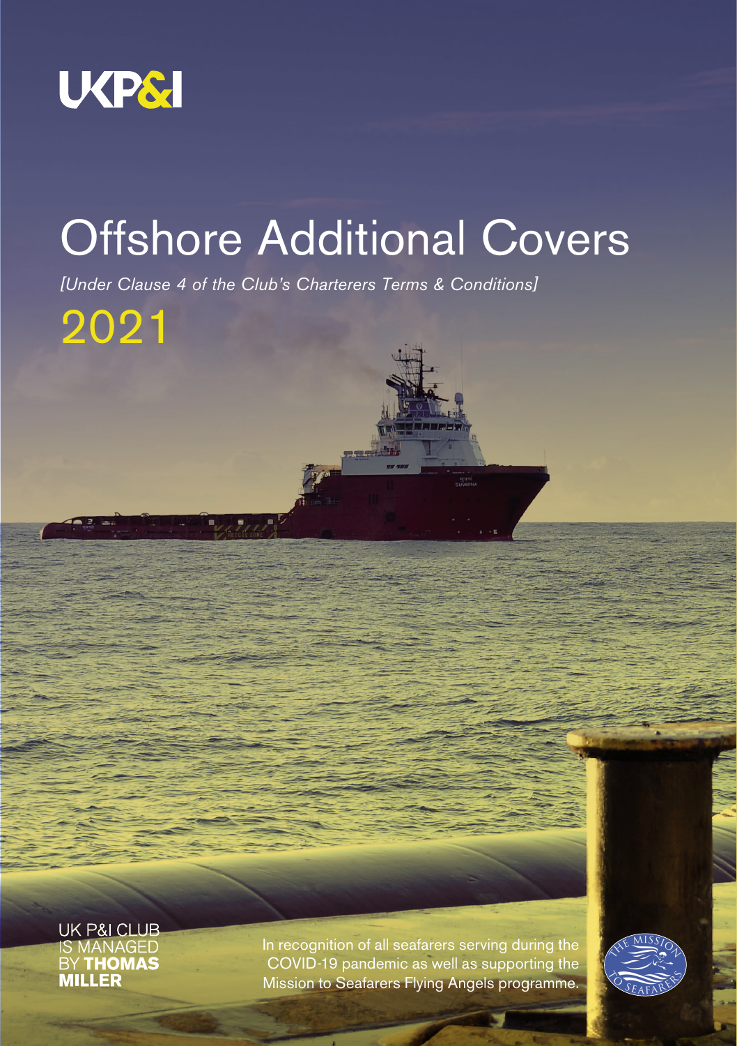UKP&I

# Offshore Additional Covers

*[Under Clause 4 of the Club's Charterers Terms & Conditions]*

2021

UK P&I CLUB IS MANAGED BY **THOMAS MILLER**

In recognition of all seafarers serving during the COVID-19 pandemic as well as supporting the Mission to Seafarers Flying Angels programme.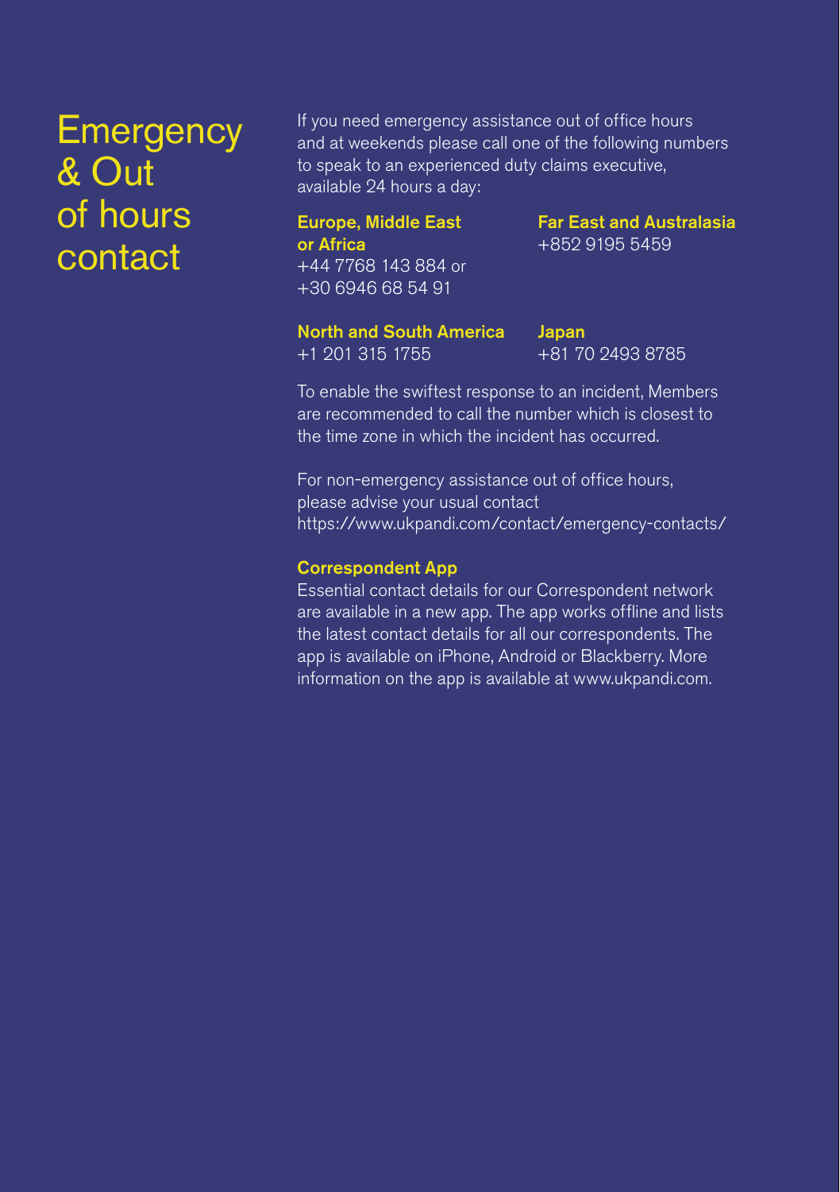# Emergency & Out of hours contact

If you need emergency assistance out of office hours and at weekends please call one of the following numbers to speak to an experienced duty claims executive, available 24 hours a day:

**Europe, Middle East or Africa**
+44 7768 143 884 or
+30 6946 68 54 91

**Far East and Australasia**
+852 9195 5459

**North and South America**
+1 201 315 1755

**Japan**
+81 70 2493 8785

To enable the swiftest response to an incident, Members are recommended to call the number which is closest to the time zone in which the incident has occurred.

For non-emergency assistance out of office hours, please advise your usual contact
https://www.ukpandi.com/contact/emergency-contacts/

**Correspondent App**

Essential contact details for our Correspondent network are available in a new app. The app works offline and lists the latest contact details for all our correspondents. The app is available on iPhone, Android or Blackberry. More information on the app is available at www.ukpandi.com.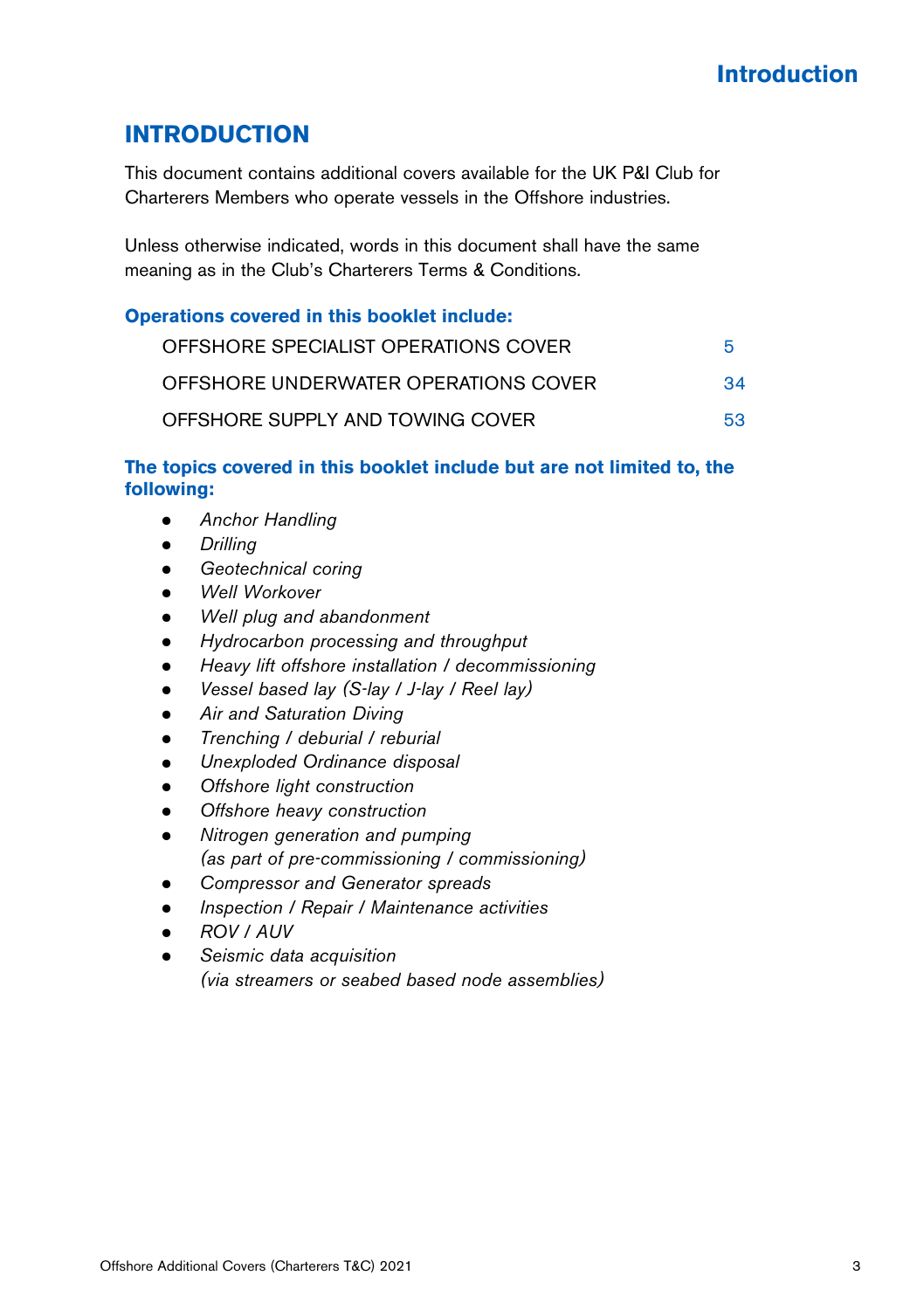# INTRODUCTION

This document contains additional covers available for the UK P&I Club for Charterers Members who operate vessels in the Offshore industries.

Unless otherwise indicated, words in this document shall have the same meaning as in the Club's Charterers Terms & Conditions.

### Operations covered in this booklet include:

| | |
|---|---|
| OFFSHORE SPECIALIST OPERATIONS COVER | 5 |
| OFFSHORE UNDERWATER OPERATIONS COVER | 34 |
| OFFSHORE SUPPLY AND TOWING COVER | 53 |

### The topics covered in this booklet include but are not limited to, the following:

- *Anchor Handling*
- *Drilling*
- *Geotechnical coring*
- *Well Workover*
- *Well plug and abandonment*
- *Hydrocarbon processing and throughput*
- *Heavy lift offshore installation / decommissioning*
- *Vessel based lay (S-lay / J-lay / Reel lay)*
- *Air and Saturation Diving*
- *Trenching / deburial / reburial*
- *Unexploded Ordinance disposal*
- *Offshore light construction*
- *Offshore heavy construction*
- *Nitrogen generation and pumping (as part of pre-commissioning / commissioning)*
- *Compressor and Generator spreads*
- *Inspection / Repair / Maintenance activities*
- *ROV / AUV*
- *Seismic data acquisition (via streamers or seabed based node assemblies)*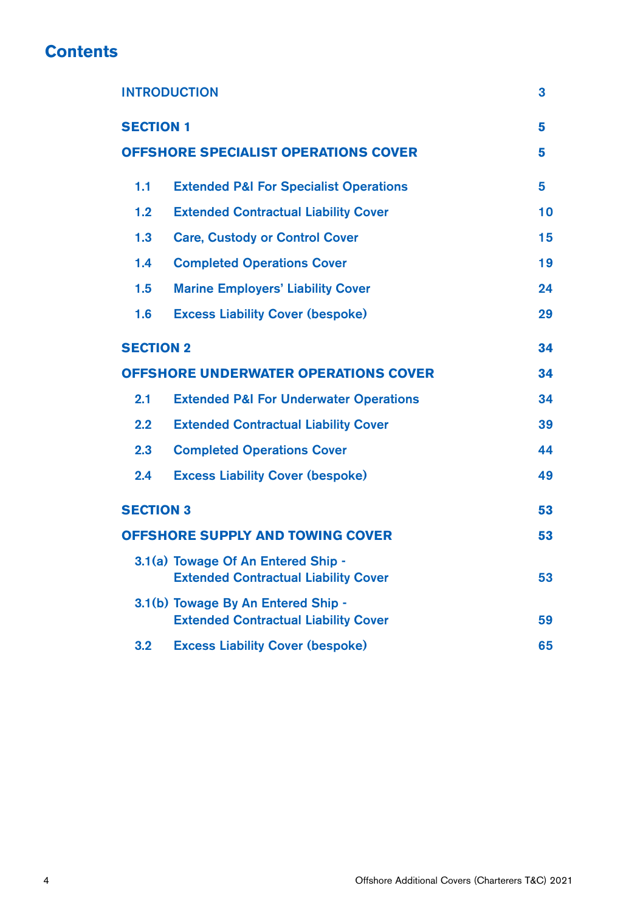# Contents

| | |
|---|---|
| **INTRODUCTION** | 3 |
| **SECTION 1** | 5 |
| **OFFSHORE SPECIALIST OPERATIONS COVER** | 5 |
| 1.1 Extended P&I For Specialist Operations | 5 |
| 1.2 Extended Contractual Liability Cover | 10 |
| 1.3 Care, Custody or Control Cover | 15 |
| 1.4 Completed Operations Cover | 19 |
| 1.5 Marine Employers' Liability Cover | 24 |
| 1.6 Excess Liability Cover (bespoke) | 29 |
| **SECTION 2** | 34 |
| **OFFSHORE UNDERWATER OPERATIONS COVER** | 34 |
| 2.1 Extended P&I For Underwater Operations | 34 |
| 2.2 Extended Contractual Liability Cover | 39 |
| 2.3 Completed Operations Cover | 44 |
| 2.4 Excess Liability Cover (bespoke) | 49 |
| **SECTION 3** | 53 |
| **OFFSHORE SUPPLY AND TOWING COVER** | 53 |
| 3.1(a) Towage Of An Entered Ship - Extended Contractual Liability Cover | 53 |
| 3.1(b) Towage By An Entered Ship - Extended Contractual Liability Cover | 59 |
| 3.2 Excess Liability Cover (bespoke) | 65 |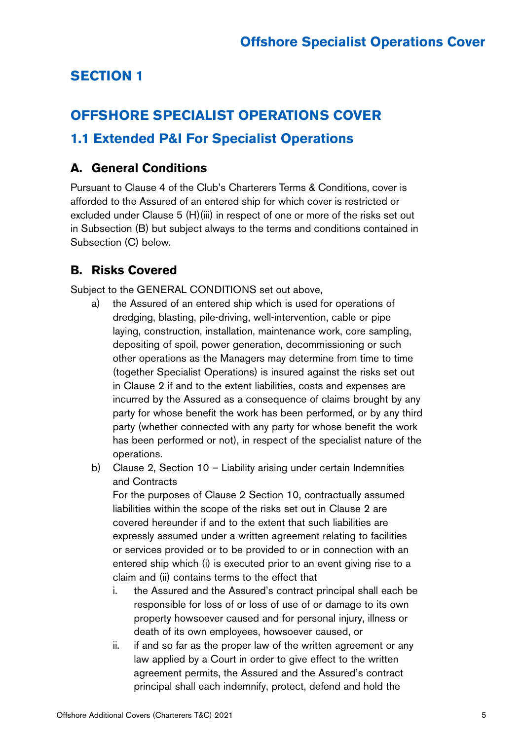# SECTION 1

# OFFSHORE SPECIALIST OPERATIONS COVER

## 1.1 Extended P&I For Specialist Operations

### A. General Conditions

Pursuant to Clause 4 of the Club's Charterers Terms & Conditions, cover is afforded to the Assured of an entered ship for which cover is restricted or excluded under Clause 5 (H)(iii) in respect of one or more of the risks set out in Subsection (B) but subject always to the terms and conditions contained in Subsection (C) below.

### B. Risks Covered

Subject to the GENERAL CONDITIONS set out above,

a) the Assured of an entered ship which is used for operations of dredging, blasting, pile-driving, well-intervention, cable or pipe laying, construction, installation, maintenance work, core sampling, depositing of spoil, power generation, decommissioning or such other operations as the Managers may determine from time to time (together Specialist Operations) is insured against the risks set out in Clause 2 if and to the extent liabilities, costs and expenses are incurred by the Assured as a consequence of claims brought by any party for whose benefit the work has been performed, or by any third party (whether connected with any party for whose benefit the work has been performed or not), in respect of the specialist nature of the operations.

b) Clause 2, Section 10 – Liability arising under certain Indemnities and Contracts

   For the purposes of Clause 2 Section 10, contractually assumed liabilities within the scope of the risks set out in Clause 2 are covered hereunder if and to the extent that such liabilities are expressly assumed under a written agreement relating to facilities or services provided or to be provided to or in connection with an entered ship which (i) is executed prior to an event giving rise to a claim and (ii) contains terms to the effect that

   i. the Assured and the Assured's contract principal shall each be responsible for loss of or loss of use of or damage to its own property howsoever caused and for personal injury, illness or death of its own employees, howsoever caused, or

   ii. if and so far as the proper law of the written agreement or any law applied by a Court in order to give effect to the written agreement permits, the Assured and the Assured's contract principal shall each indemnify, protect, defend and hold the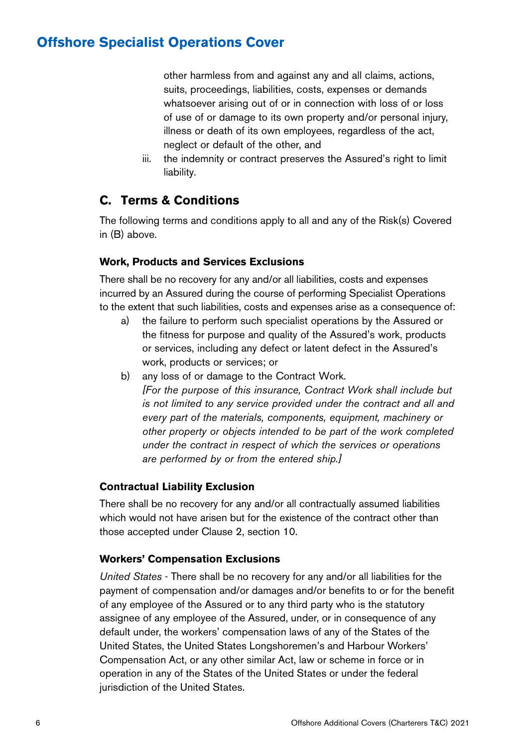other harmless from and against any and all claims, actions, suits, proceedings, liabilities, costs, expenses or demands whatsoever arising out of or in connection with loss of or loss of use of or damage to its own property and/or personal injury, illness or death of its own employees, regardless of the act, neglect or default of the other, and

iii. the indemnity or contract preserves the Assured's right to limit liability.

## C. Terms & Conditions

The following terms and conditions apply to all and any of the Risk(s) Covered in (B) above.

### Work, Products and Services Exclusions

There shall be no recovery for any and/or all liabilities, costs and expenses incurred by an Assured during the course of performing Specialist Operations to the extent that such liabilities, costs and expenses arise as a consequence of:

a) the failure to perform such specialist operations by the Assured or the fitness for purpose and quality of the Assured's work, products or services, including any defect or latent defect in the Assured's work, products or services; or

b) any loss of or damage to the Contract Work.
*[For the purpose of this insurance, Contract Work shall include but is not limited to any service provided under the contract and all and every part of the materials, components, equipment, machinery or other property or objects intended to be part of the work completed under the contract in respect of which the services or operations are performed by or from the entered ship.]*

### Contractual Liability Exclusion

There shall be no recovery for any and/or all contractually assumed liabilities which would not have arisen but for the existence of the contract other than those accepted under Clause 2, section 10.

### Workers' Compensation Exclusions

*United States* - There shall be no recovery for any and/or all liabilities for the payment of compensation and/or damages and/or benefits to or for the benefit of any employee of the Assured or to any third party who is the statutory assignee of any employee of the Assured, under, or in consequence of any default under, the workers' compensation laws of any of the States of the United States, the United States Longshoremen's and Harbour Workers' Compensation Act, or any other similar Act, law or scheme in force or in operation in any of the States of the United States or under the federal jurisdiction of the United States.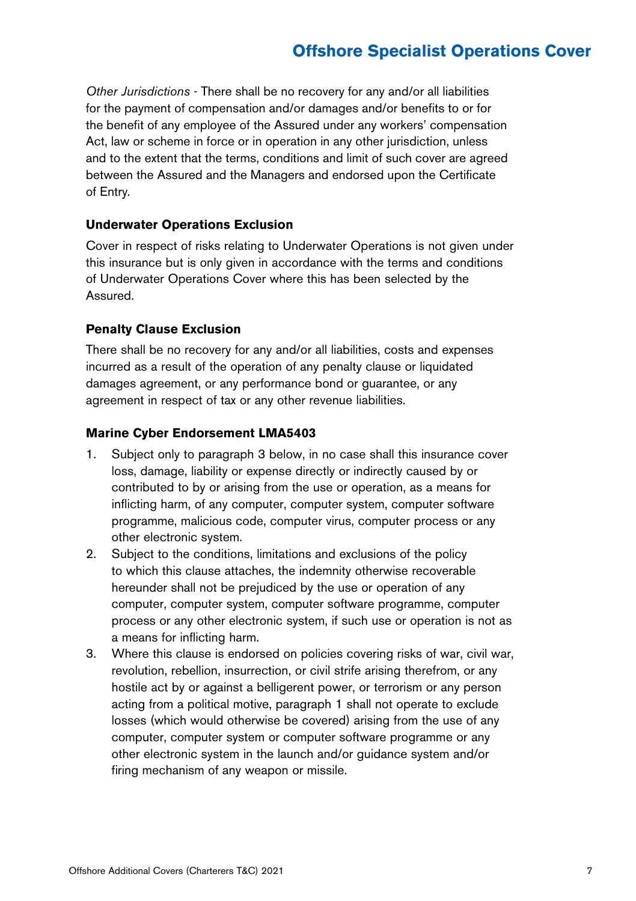*Other Jurisdictions* - There shall be no recovery for any and/or all liabilities for the payment of compensation and/or damages and/or benefits to or for the benefit of any employee of the Assured under any workers' compensation Act, law or scheme in force or in operation in any other jurisdiction, unless and to the extent that the terms, conditions and limit of such cover are agreed between the Assured and the Managers and endorsed upon the Certificate of Entry.

### Underwater Operations Exclusion

Cover in respect of risks relating to Underwater Operations is not given under this insurance but is only given in accordance with the terms and conditions of Underwater Operations Cover where this has been selected by the Assured.

### Penalty Clause Exclusion

There shall be no recovery for any and/or all liabilities, costs and expenses incurred as a result of the operation of any penalty clause or liquidated damages agreement, or any performance bond or guarantee, or any agreement in respect of tax or any other revenue liabilities.

### Marine Cyber Endorsement LMA5403

1. Subject only to paragraph 3 below, in no case shall this insurance cover loss, damage, liability or expense directly or indirectly caused by or contributed to by or arising from the use or operation, as a means for inflicting harm, of any computer, computer system, computer software programme, malicious code, computer virus, computer process or any other electronic system.
2. Subject to the conditions, limitations and exclusions of the policy to which this clause attaches, the indemnity otherwise recoverable hereunder shall not be prejudiced by the use or operation of any computer, computer system, computer software programme, computer process or any other electronic system, if such use or operation is not as a means for inflicting harm.
3. Where this clause is endorsed on policies covering risks of war, civil war, revolution, rebellion, insurrection, or civil strife arising therefrom, or any hostile act by or against a belligerent power, or terrorism or any person acting from a political motive, paragraph 1 shall not operate to exclude losses (which would otherwise be covered) arising from the use of any computer, computer system or computer software programme or any other electronic system in the launch and/or guidance system and/or firing mechanism of any weapon or missile.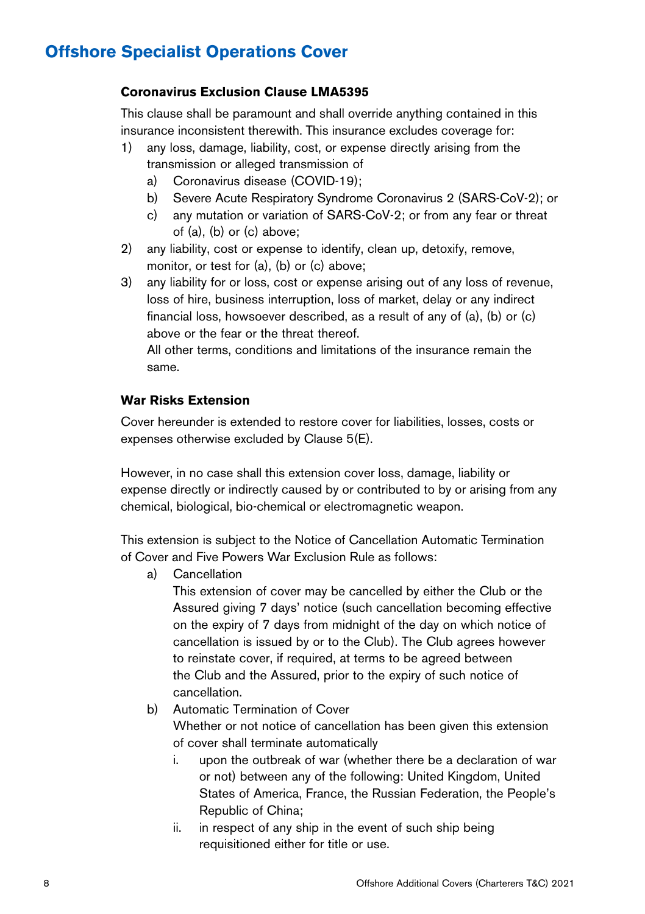## Offshore Specialist Operations Cover

### Coronavirus Exclusion Clause LMA5395

This clause shall be paramount and shall override anything contained in this insurance inconsistent therewith. This insurance excludes coverage for:

1) any loss, damage, liability, cost, or expense directly arising from the transmission or alleged transmission of
    a) Coronavirus disease (COVID-19);
    b) Severe Acute Respiratory Syndrome Coronavirus 2 (SARS-CoV-2); or
    c) any mutation or variation of SARS-CoV-2; or from any fear or threat of (a), (b) or (c) above;
2) any liability, cost or expense to identify, clean up, detoxify, remove, monitor, or test for (a), (b) or (c) above;
3) any liability for or loss, cost or expense arising out of any loss of revenue, loss of hire, business interruption, loss of market, delay or any indirect financial loss, howsoever described, as a result of any of (a), (b) or (c) above or the fear or the threat thereof.

    All other terms, conditions and limitations of the insurance remain the same.

### War Risks Extension

Cover hereunder is extended to restore cover for liabilities, losses, costs or expenses otherwise excluded by Clause 5(E).

However, in no case shall this extension cover loss, damage, liability or expense directly or indirectly caused by or contributed to by or arising from any chemical, biological, bio-chemical or electromagnetic weapon.

This extension is subject to the Notice of Cancellation Automatic Termination of Cover and Five Powers War Exclusion Rule as follows:

a) Cancellation

   This extension of cover may be cancelled by either the Club or the Assured giving 7 days' notice (such cancellation becoming effective on the expiry of 7 days from midnight of the day on which notice of cancellation is issued by or to the Club). The Club agrees however to reinstate cover, if required, at terms to be agreed between the Club and the Assured, prior to the expiry of such notice of cancellation.

b) Automatic Termination of Cover

   Whether or not notice of cancellation has been given this extension of cover shall terminate automatically

   i. upon the outbreak of war (whether there be a declaration of war or not) between any of the following: United Kingdom, United States of America, France, the Russian Federation, the People's Republic of China;
   ii. in respect of any ship in the event of such ship being requisitioned either for title or use.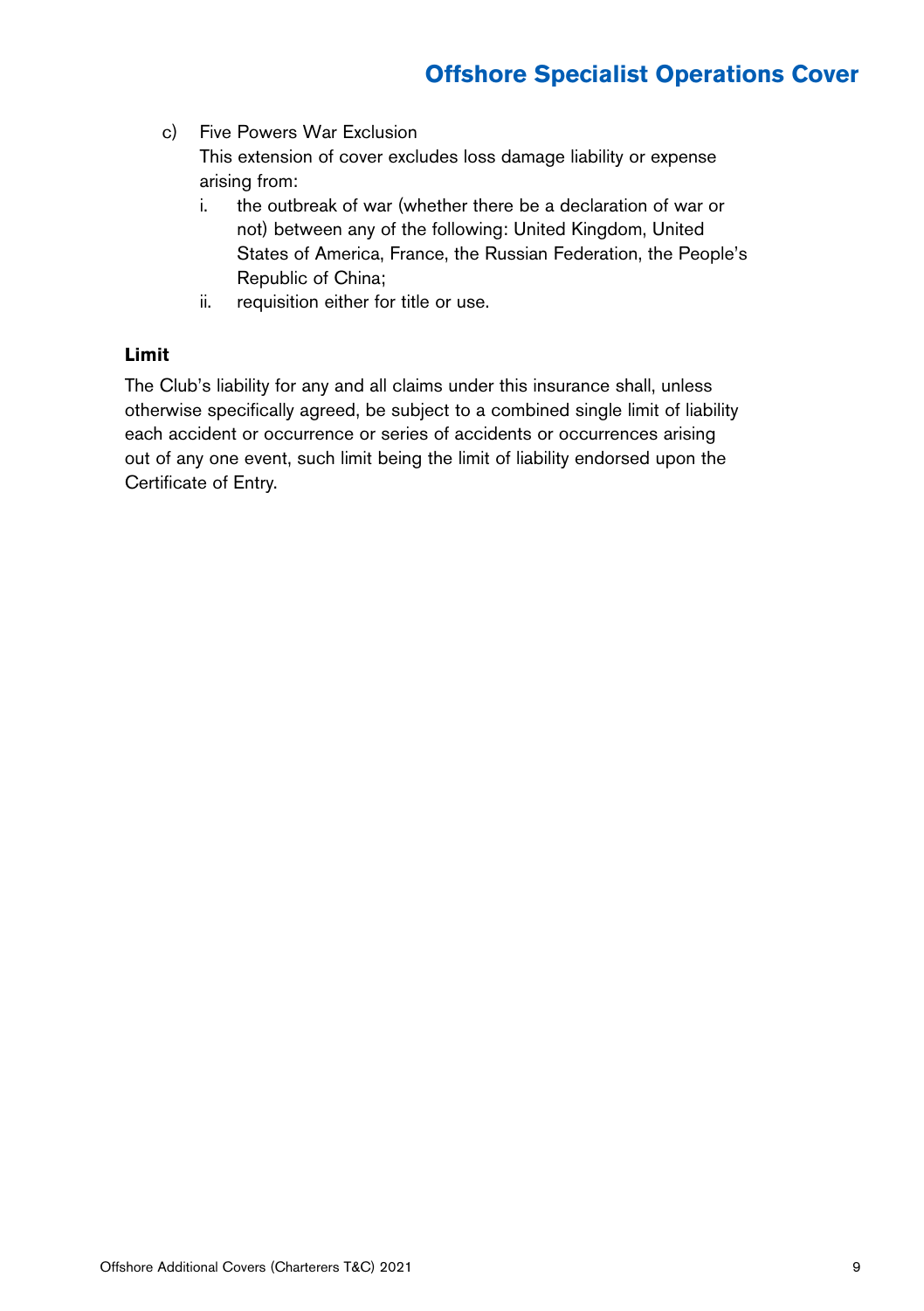c) Five Powers War Exclusion

   This extension of cover excludes loss damage liability or expense arising from:

   i. the outbreak of war (whether there be a declaration of war or not) between any of the following: United Kingdom, United States of America, France, the Russian Federation, the People's Republic of China;
   ii. requisition either for title or use.

**Limit**

The Club's liability for any and all claims under this insurance shall, unless otherwise specifically agreed, be subject to a combined single limit of liability each accident or occurrence or series of accidents or occurrences arising out of any one event, such limit being the limit of liability endorsed upon the Certificate of Entry.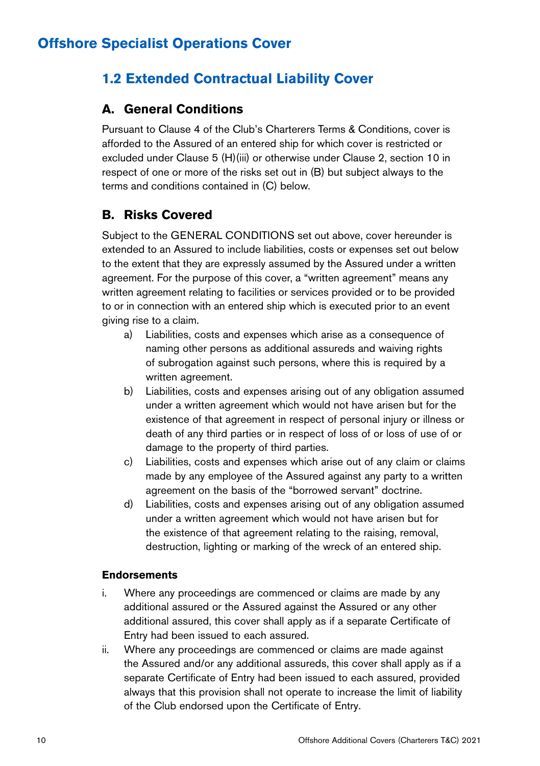# Offshore Specialist Operations Cover

## 1.2 Extended Contractual Liability Cover

### A. General Conditions

Pursuant to Clause 4 of the Club's Charterers Terms & Conditions, cover is afforded to the Assured of an entered ship for which cover is restricted or excluded under Clause 5 (H)(iii) or otherwise under Clause 2, section 10 in respect of one or more of the risks set out in (B) but subject always to the terms and conditions contained in (C) below.

### B. Risks Covered

Subject to the GENERAL CONDITIONS set out above, cover hereunder is extended to an Assured to include liabilities, costs or expenses set out below to the extent that they are expressly assumed by the Assured under a written agreement. For the purpose of this cover, a "written agreement" means any written agreement relating to facilities or services provided or to be provided to or in connection with an entered ship which is executed prior to an event giving rise to a claim.

a) Liabilities, costs and expenses which arise as a consequence of naming other persons as additional assureds and waiving rights of subrogation against such persons, where this is required by a written agreement.

b) Liabilities, costs and expenses arising out of any obligation assumed under a written agreement which would not have arisen but for the existence of that agreement in respect of personal injury or illness or death of any third parties or in respect of loss of or loss of use of or damage to the property of third parties.

c) Liabilities, costs and expenses which arise out of any claim or claims made by any employee of the Assured against any party to a written agreement on the basis of the "borrowed servant" doctrine.

d) Liabilities, costs and expenses arising out of any obligation assumed under a written agreement which would not have arisen but for the existence of that agreement relating to the raising, removal, destruction, lighting or marking of the wreck of an entered ship.

**Endorsements**

i. Where any proceedings are commenced or claims are made by any additional assured or the Assured against the Assured or any other additional assured, this cover shall apply as if a separate Certificate of Entry had been issued to each assured.

ii. Where any proceedings are commenced or claims are made against the Assured and/or any additional assureds, this cover shall apply as if a separate Certificate of Entry had been issued to each assured, provided always that this provision shall not operate to increase the limit of liability of the Club endorsed upon the Certificate of Entry.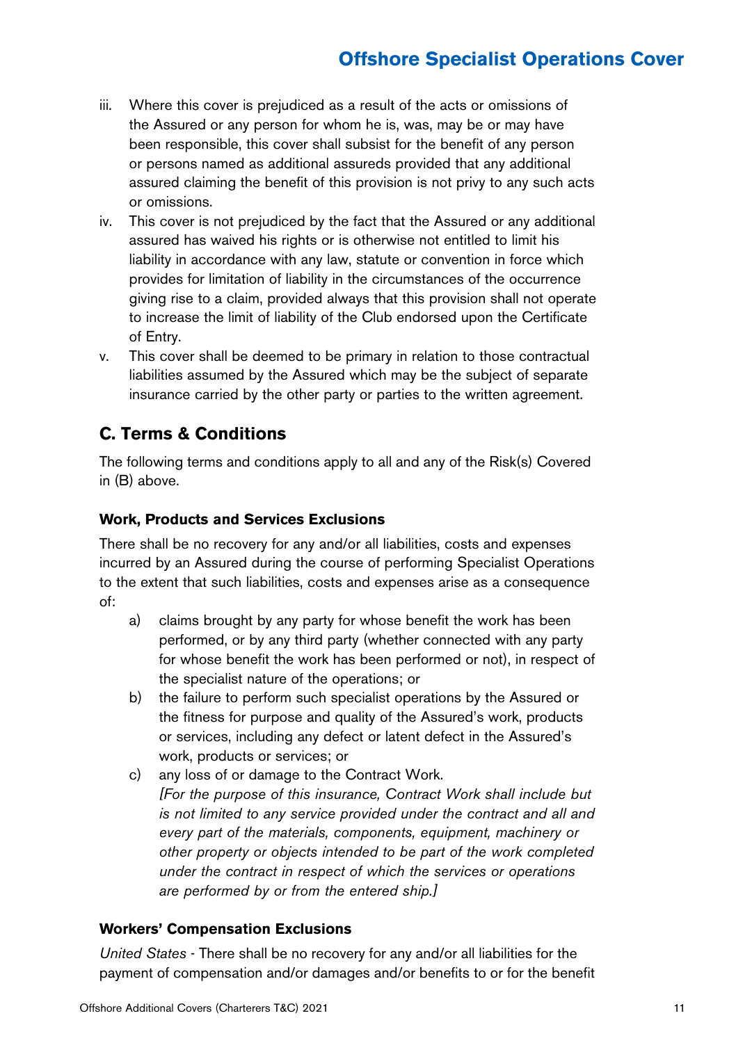iii. Where this cover is prejudiced as a result of the acts or omissions of the Assured or any person for whom he is, was, may be or may have been responsible, this cover shall subsist for the benefit of any person or persons named as additional assureds provided that any additional assured claiming the benefit of this provision is not privy to any such acts or omissions.

iv. This cover is not prejudiced by the fact that the Assured or any additional assured has waived his rights or is otherwise not entitled to limit his liability in accordance with any law, statute or convention in force which provides for limitation of liability in the circumstances of the occurrence giving rise to a claim, provided always that this provision shall not operate to increase the limit of liability of the Club endorsed upon the Certificate of Entry.

v. This cover shall be deemed to be primary in relation to those contractual liabilities assumed by the Assured which may be the subject of separate insurance carried by the other party or parties to the written agreement.

## C. Terms & Conditions

The following terms and conditions apply to all and any of the Risk(s) Covered in (B) above.

### Work, Products and Services Exclusions

There shall be no recovery for any and/or all liabilities, costs and expenses incurred by an Assured during the course of performing Specialist Operations to the extent that such liabilities, costs and expenses arise as a consequence of:

a) claims brought by any party for whose benefit the work has been performed, or by any third party (whether connected with any party for whose benefit the work has been performed or not), in respect of the specialist nature of the operations; or

b) the failure to perform such specialist operations by the Assured or the fitness for purpose and quality of the Assured's work, products or services, including any defect or latent defect in the Assured's work, products or services; or

c) any loss of or damage to the Contract Work.
*[For the purpose of this insurance, Contract Work shall include but is not limited to any service provided under the contract and all and every part of the materials, components, equipment, machinery or other property or objects intended to be part of the work completed under the contract in respect of which the services or operations are performed by or from the entered ship.]*

### Workers' Compensation Exclusions

*United States* - There shall be no recovery for any and/or all liabilities for the payment of compensation and/or damages and/or benefits to or for the benefit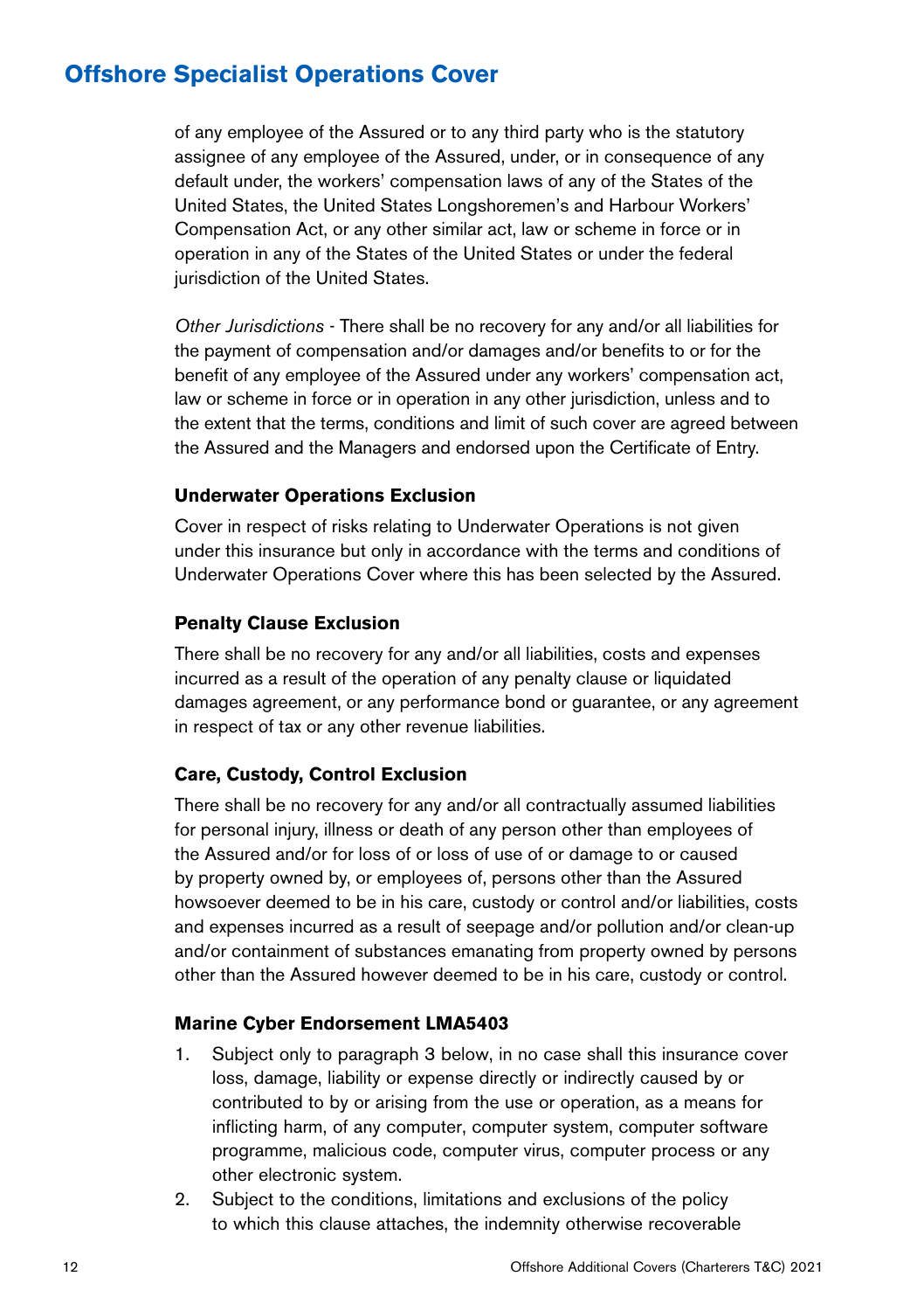of any employee of the Assured or to any third party who is the statutory assignee of any employee of the Assured, under, or in consequence of any default under, the workers' compensation laws of any of the States of the United States, the United States Longshoremen's and Harbour Workers' Compensation Act, or any other similar act, law or scheme in force or in operation in any of the States of the United States or under the federal jurisdiction of the United States.

*Other Jurisdictions* - There shall be no recovery for any and/or all liabilities for the payment of compensation and/or damages and/or benefits to or for the benefit of any employee of the Assured under any workers' compensation act, law or scheme in force or in operation in any other jurisdiction, unless and to the extent that the terms, conditions and limit of such cover are agreed between the Assured and the Managers and endorsed upon the Certificate of Entry.

### Underwater Operations Exclusion

Cover in respect of risks relating to Underwater Operations is not given under this insurance but only in accordance with the terms and conditions of Underwater Operations Cover where this has been selected by the Assured.

### Penalty Clause Exclusion

There shall be no recovery for any and/or all liabilities, costs and expenses incurred as a result of the operation of any penalty clause or liquidated damages agreement, or any performance bond or guarantee, or any agreement in respect of tax or any other revenue liabilities.

### Care, Custody, Control Exclusion

There shall be no recovery for any and/or all contractually assumed liabilities for personal injury, illness or death of any person other than employees of the Assured and/or for loss of or loss of use of or damage to or caused by property owned by, or employees of, persons other than the Assured howsoever deemed to be in his care, custody or control and/or liabilities, costs and expenses incurred as a result of seepage and/or pollution and/or clean-up and/or containment of substances emanating from property owned by persons other than the Assured however deemed to be in his care, custody or control.

### Marine Cyber Endorsement LMA5403

1. Subject only to paragraph 3 below, in no case shall this insurance cover loss, damage, liability or expense directly or indirectly caused by or contributed to by or arising from the use or operation, as a means for inflicting harm, of any computer, computer system, computer software programme, malicious code, computer virus, computer process or any other electronic system.
2. Subject to the conditions, limitations and exclusions of the policy to which this clause attaches, the indemnity otherwise recoverable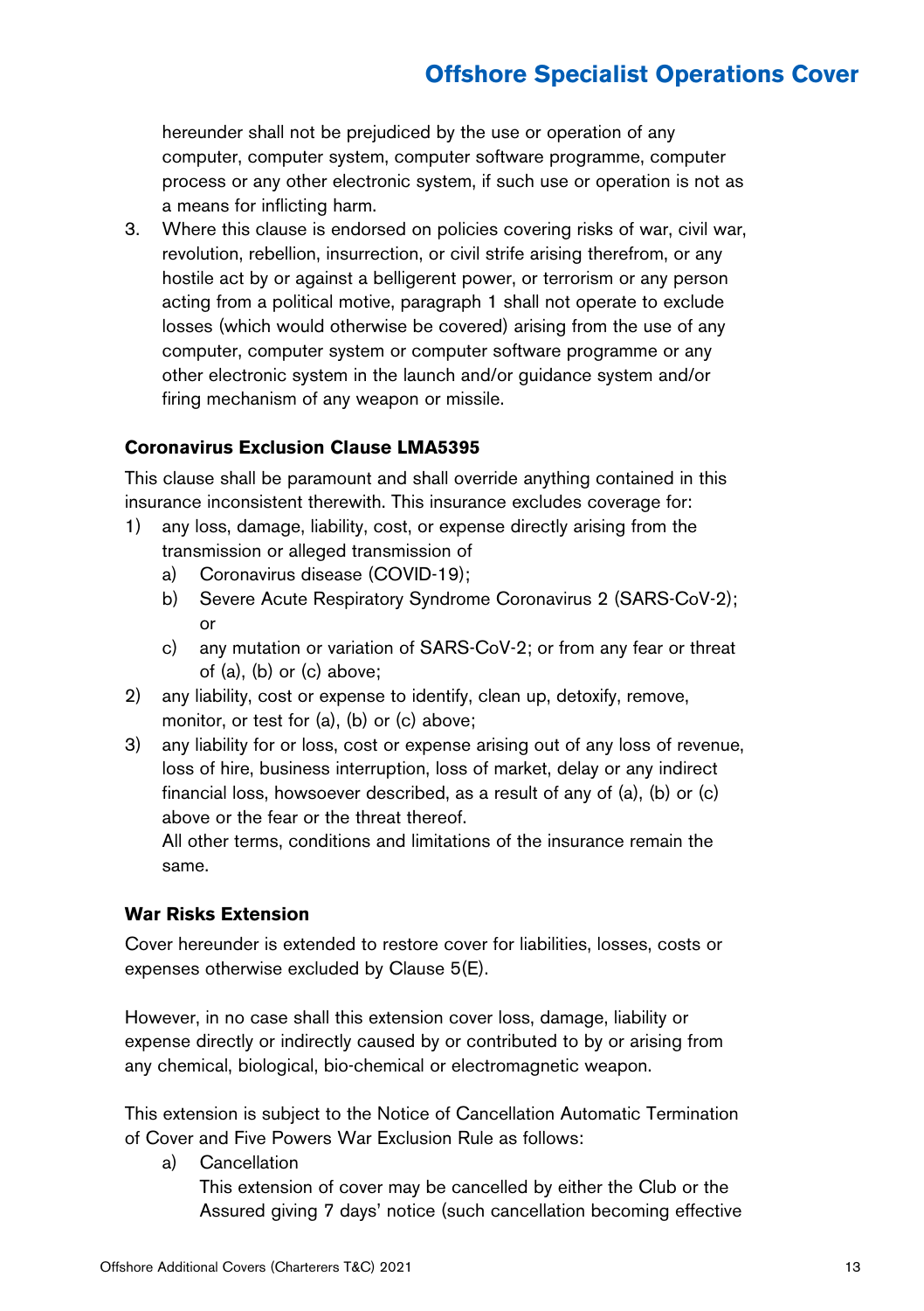hereunder shall not be prejudiced by the use or operation of any computer, computer system, computer software programme, computer process or any other electronic system, if such use or operation is not as a means for inflicting harm.

3. Where this clause is endorsed on policies covering risks of war, civil war, revolution, rebellion, insurrection, or civil strife arising therefrom, or any hostile act by or against a belligerent power, or terrorism or any person acting from a political motive, paragraph 1 shall not operate to exclude losses (which would otherwise be covered) arising from the use of any computer, computer system or computer software programme or any other electronic system in the launch and/or guidance system and/or firing mechanism of any weapon or missile.

**Coronavirus Exclusion Clause LMA5395**

This clause shall be paramount and shall override anything contained in this insurance inconsistent therewith. This insurance excludes coverage for:

1) any loss, damage, liability, cost, or expense directly arising from the transmission or alleged transmission of
   a) Coronavirus disease (COVID-19);
   b) Severe Acute Respiratory Syndrome Coronavirus 2 (SARS-CoV-2); or
   c) any mutation or variation of SARS-CoV-2; or from any fear or threat of (a), (b) or (c) above;
2) any liability, cost or expense to identify, clean up, detoxify, remove, monitor, or test for (a), (b) or (c) above;
3) any liability for or loss, cost or expense arising out of any loss of revenue, loss of hire, business interruption, loss of market, delay or any indirect financial loss, howsoever described, as a result of any of (a), (b) or (c) above or the fear or the threat thereof.

   All other terms, conditions and limitations of the insurance remain the same.

**War Risks Extension**

Cover hereunder is extended to restore cover for liabilities, losses, costs or expenses otherwise excluded by Clause 5(E).

However, in no case shall this extension cover loss, damage, liability or expense directly or indirectly caused by or contributed to by or arising from any chemical, biological, bio-chemical or electromagnetic weapon.

This extension is subject to the Notice of Cancellation Automatic Termination of Cover and Five Powers War Exclusion Rule as follows:

a) Cancellation

   This extension of cover may be cancelled by either the Club or the Assured giving 7 days' notice (such cancellation becoming effective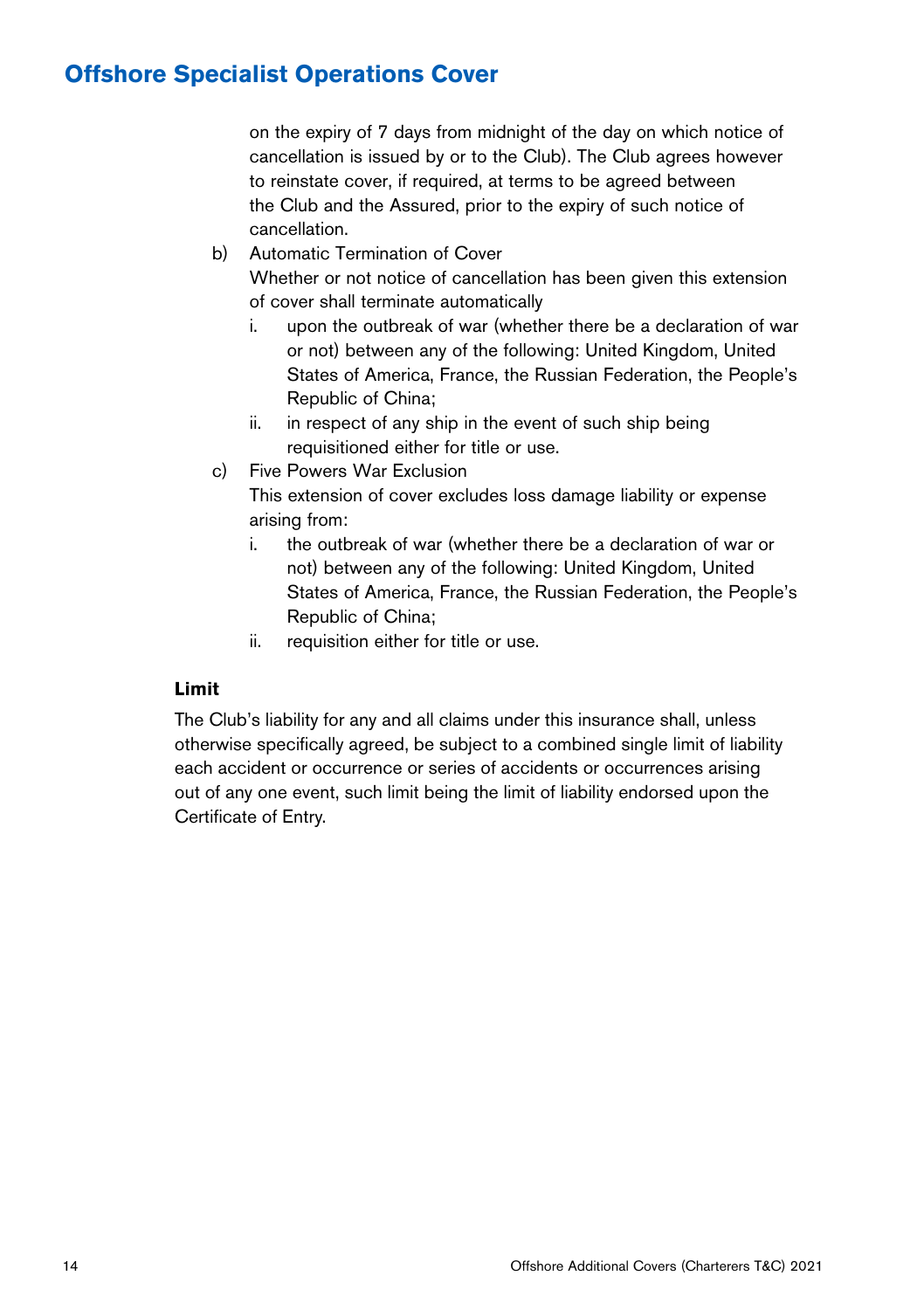on the expiry of 7 days from midnight of the day on which notice of cancellation is issued by or to the Club). The Club agrees however to reinstate cover, if required, at terms to be agreed between the Club and the Assured, prior to the expiry of such notice of cancellation.

b) Automatic Termination of Cover

   Whether or not notice of cancellation has been given this extension of cover shall terminate automatically

   i. upon the outbreak of war (whether there be a declaration of war or not) between any of the following: United Kingdom, United States of America, France, the Russian Federation, the People's Republic of China;

   ii. in respect of any ship in the event of such ship being requisitioned either for title or use.

c) Five Powers War Exclusion

   This extension of cover excludes loss damage liability or expense arising from:

   i. the outbreak of war (whether there be a declaration of war or not) between any of the following: United Kingdom, United States of America, France, the Russian Federation, the People's Republic of China;

   ii. requisition either for title or use.

**Limit**

The Club's liability for any and all claims under this insurance shall, unless otherwise specifically agreed, be subject to a combined single limit of liability each accident or occurrence or series of accidents or occurrences arising out of any one event, such limit being the limit of liability endorsed upon the Certificate of Entry.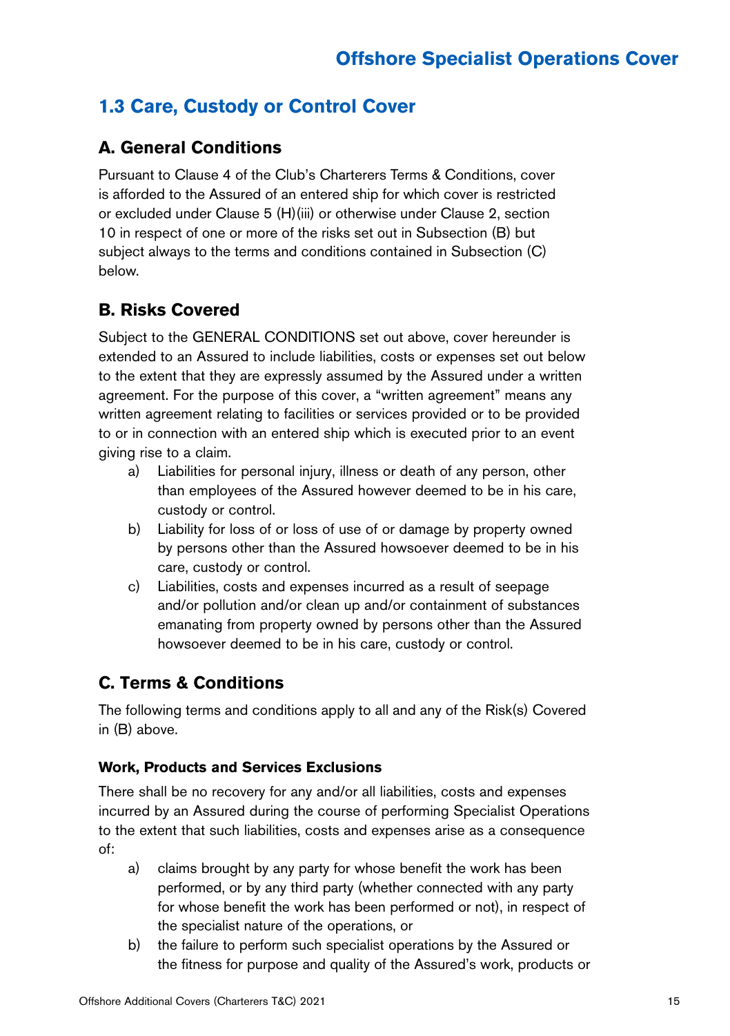## 1.3 Care, Custody or Control Cover

### A. General Conditions

Pursuant to Clause 4 of the Club's Charterers Terms & Conditions, cover is afforded to the Assured of an entered ship for which cover is restricted or excluded under Clause 5 (H)(iii) or otherwise under Clause 2, section 10 in respect of one or more of the risks set out in Subsection (B) but subject always to the terms and conditions contained in Subsection (C) below.

### B. Risks Covered

Subject to the GENERAL CONDITIONS set out above, cover hereunder is extended to an Assured to include liabilities, costs or expenses set out below to the extent that they are expressly assumed by the Assured under a written agreement. For the purpose of this cover, a "written agreement" means any written agreement relating to facilities or services provided or to be provided to or in connection with an entered ship which is executed prior to an event giving rise to a claim.

a) Liabilities for personal injury, illness or death of any person, other than employees of the Assured however deemed to be in his care, custody or control.

b) Liability for loss of or loss of use of or damage by property owned by persons other than the Assured howsoever deemed to be in his care, custody or control.

c) Liabilities, costs and expenses incurred as a result of seepage and/or pollution and/or clean up and/or containment of substances emanating from property owned by persons other than the Assured howsoever deemed to be in his care, custody or control.

### C. Terms & Conditions

The following terms and conditions apply to all and any of the Risk(s) Covered in (B) above.

**Work, Products and Services Exclusions**

There shall be no recovery for any and/or all liabilities, costs and expenses incurred by an Assured during the course of performing Specialist Operations to the extent that such liabilities, costs and expenses arise as a consequence of:

a) claims brought by any party for whose benefit the work has been performed, or by any third party (whether connected with any party for whose benefit the work has been performed or not), in respect of the specialist nature of the operations, or

b) the failure to perform such specialist operations by the Assured or the fitness for purpose and quality of the Assured's work, products or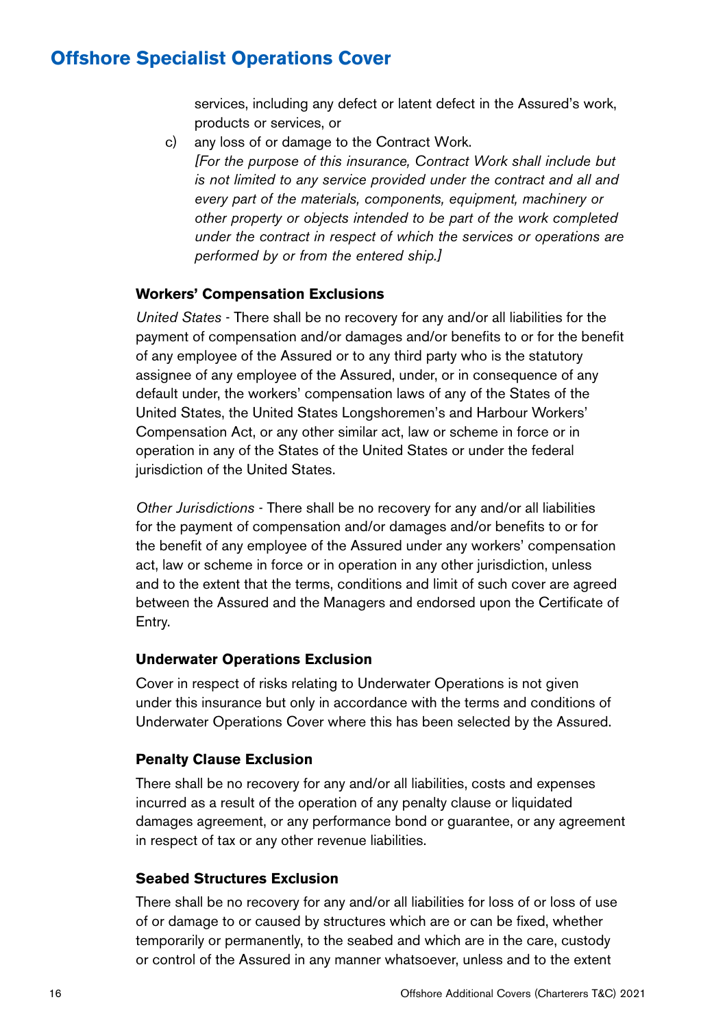services, including any defect or latent defect in the Assured's work, products or services, or

c) any loss of or damage to the Contract Work.
*[For the purpose of this insurance, Contract Work shall include but is not limited to any service provided under the contract and all and every part of the materials, components, equipment, machinery or other property or objects intended to be part of the work completed under the contract in respect of which the services or operations are performed by or from the entered ship.]*

### Workers' Compensation Exclusions

*United States* - There shall be no recovery for any and/or all liabilities for the payment of compensation and/or damages and/or benefits to or for the benefit of any employee of the Assured or to any third party who is the statutory assignee of any employee of the Assured, under, or in consequence of any default under, the workers' compensation laws of any of the States of the United States, the United States Longshoremen's and Harbour Workers' Compensation Act, or any other similar act, law or scheme in force or in operation in any of the States of the United States or under the federal jurisdiction of the United States.

*Other Jurisdictions* - There shall be no recovery for any and/or all liabilities for the payment of compensation and/or damages and/or benefits to or for the benefit of any employee of the Assured under any workers' compensation act, law or scheme in force or in operation in any other jurisdiction, unless and to the extent that the terms, conditions and limit of such cover are agreed between the Assured and the Managers and endorsed upon the Certificate of Entry.

### Underwater Operations Exclusion

Cover in respect of risks relating to Underwater Operations is not given under this insurance but only in accordance with the terms and conditions of Underwater Operations Cover where this has been selected by the Assured.

### Penalty Clause Exclusion

There shall be no recovery for any and/or all liabilities, costs and expenses incurred as a result of the operation of any penalty clause or liquidated damages agreement, or any performance bond or guarantee, or any agreement in respect of tax or any other revenue liabilities.

### Seabed Structures Exclusion

There shall be no recovery for any and/or all liabilities for loss of or loss of use of or damage to or caused by structures which are or can be fixed, whether temporarily or permanently, to the seabed and which are in the care, custody or control of the Assured in any manner whatsoever, unless and to the extent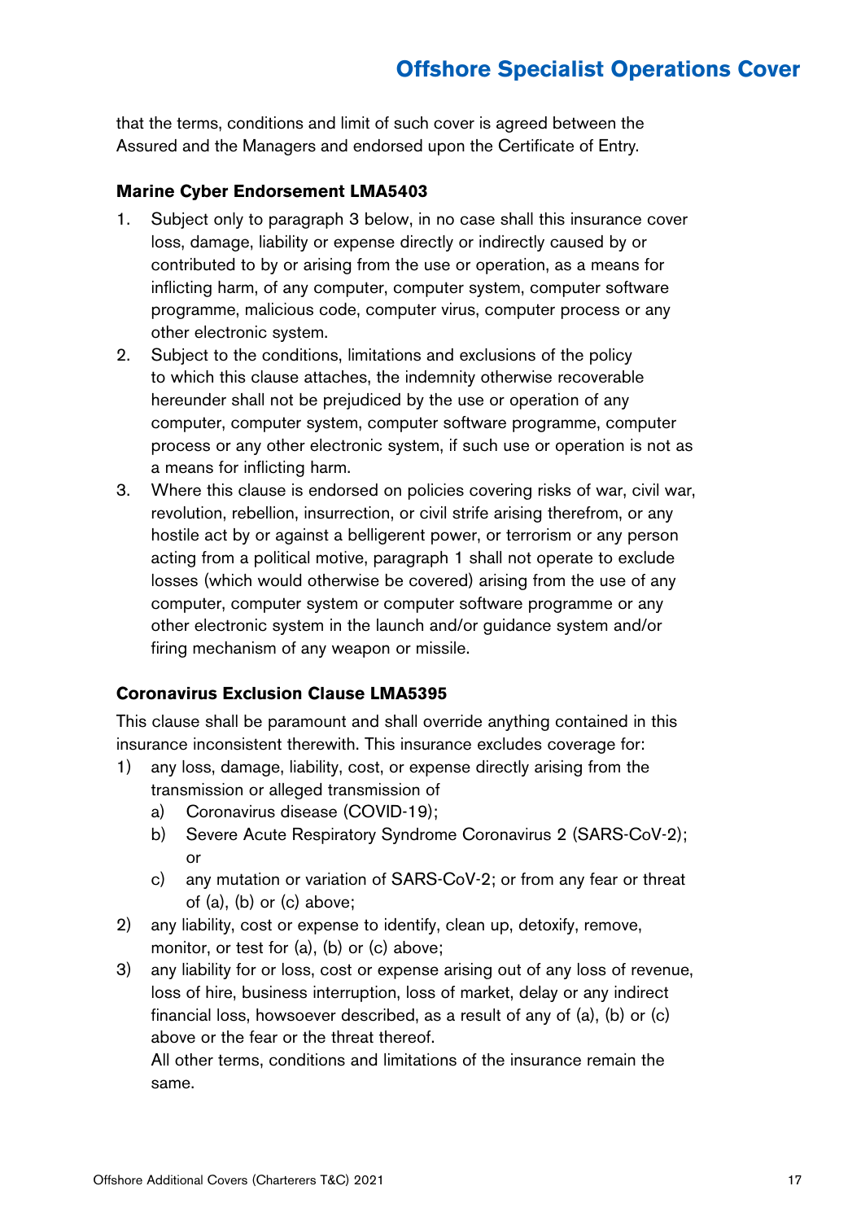that the terms, conditions and limit of such cover is agreed between the Assured and the Managers and endorsed upon the Certificate of Entry.

**Marine Cyber Endorsement LMA5403**

1. Subject only to paragraph 3 below, in no case shall this insurance cover loss, damage, liability or expense directly or indirectly caused by or contributed to by or arising from the use or operation, as a means for inflicting harm, of any computer, computer system, computer software programme, malicious code, computer virus, computer process or any other electronic system.
2. Subject to the conditions, limitations and exclusions of the policy to which this clause attaches, the indemnity otherwise recoverable hereunder shall not be prejudiced by the use or operation of any computer, computer system, computer software programme, computer process or any other electronic system, if such use or operation is not as a means for inflicting harm.
3. Where this clause is endorsed on policies covering risks of war, civil war, revolution, rebellion, insurrection, or civil strife arising therefrom, or any hostile act by or against a belligerent power, or terrorism or any person acting from a political motive, paragraph 1 shall not operate to exclude losses (which would otherwise be covered) arising from the use of any computer, computer system or computer software programme or any other electronic system in the launch and/or guidance system and/or firing mechanism of any weapon or missile.

**Coronavirus Exclusion Clause LMA5395**

This clause shall be paramount and shall override anything contained in this insurance inconsistent therewith. This insurance excludes coverage for:

1) any loss, damage, liability, cost, or expense directly arising from the transmission or alleged transmission of
   a) Coronavirus disease (COVID-19);
   b) Severe Acute Respiratory Syndrome Coronavirus 2 (SARS-CoV-2); or
   c) any mutation or variation of SARS-CoV-2; or from any fear or threat of (a), (b) or (c) above;
2) any liability, cost or expense to identify, clean up, detoxify, remove, monitor, or test for (a), (b) or (c) above;
3) any liability for or loss, cost or expense arising out of any loss of revenue, loss of hire, business interruption, loss of market, delay or any indirect financial loss, howsoever described, as a result of any of (a), (b) or (c) above or the fear or the threat thereof.

   All other terms, conditions and limitations of the insurance remain the same.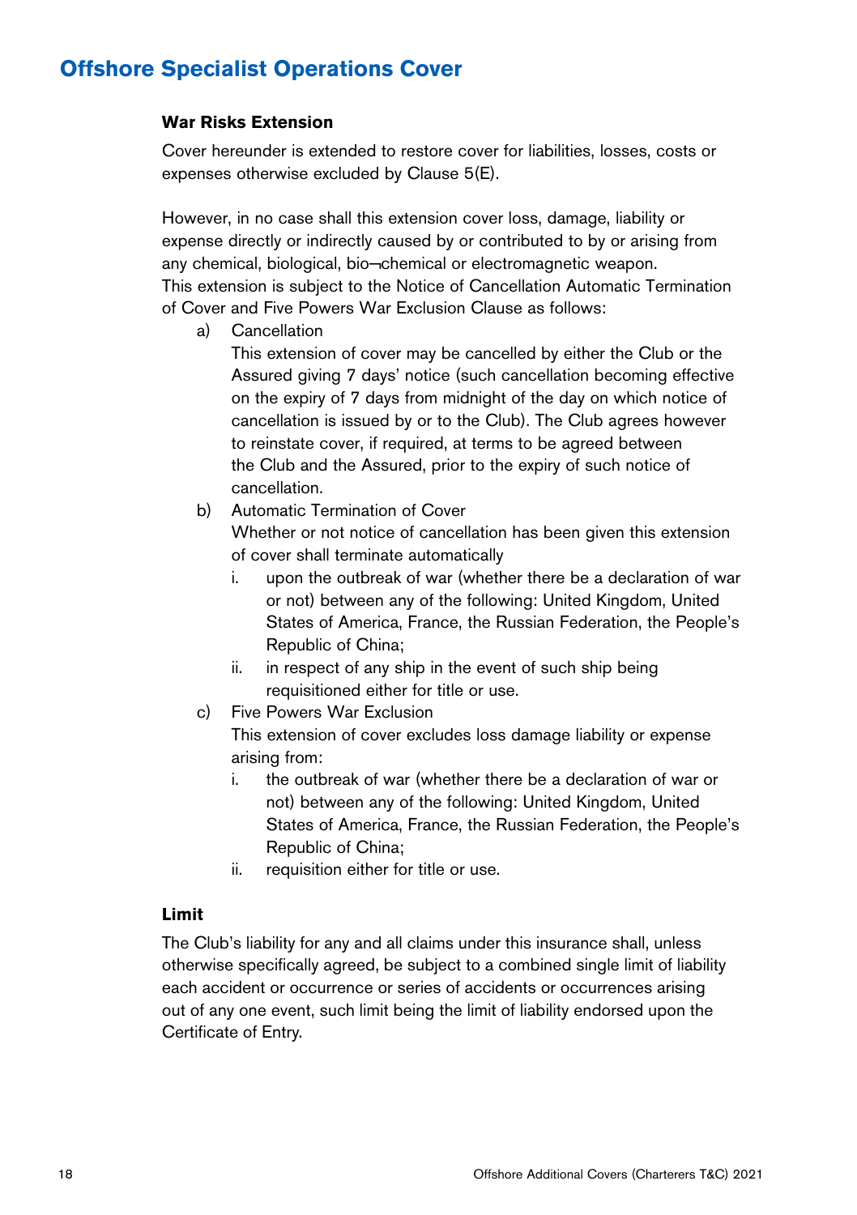# Offshore Specialist Operations Cover

### War Risks Extension

Cover hereunder is extended to restore cover for liabilities, losses, costs or expenses otherwise excluded by Clause 5(E).

However, in no case shall this extension cover loss, damage, liability or expense directly or indirectly caused by or contributed to by or arising from any chemical, biological, bio¬chemical or electromagnetic weapon. This extension is subject to the Notice of Cancellation Automatic Termination of Cover and Five Powers War Exclusion Clause as follows:

a) Cancellation
   This extension of cover may be cancelled by either the Club or the Assured giving 7 days' notice (such cancellation becoming effective on the expiry of 7 days from midnight of the day on which notice of cancellation is issued by or to the Club). The Club agrees however to reinstate cover, if required, at terms to be agreed between the Club and the Assured, prior to the expiry of such notice of cancellation.

b) Automatic Termination of Cover
   Whether or not notice of cancellation has been given this extension of cover shall terminate automatically
   i. upon the outbreak of war (whether there be a declaration of war or not) between any of the following: United Kingdom, United States of America, France, the Russian Federation, the People's Republic of China;
   ii. in respect of any ship in the event of such ship being requisitioned either for title or use.

c) Five Powers War Exclusion
   This extension of cover excludes loss damage liability or expense arising from:
   i. the outbreak of war (whether there be a declaration of war or not) between any of the following: United Kingdom, United States of America, France, the Russian Federation, the People's Republic of China;
   ii. requisition either for title or use.

### Limit

The Club's liability for any and all claims under this insurance shall, unless otherwise specifically agreed, be subject to a combined single limit of liability each accident or occurrence or series of accidents or occurrences arising out of any one event, such limit being the limit of liability endorsed upon the Certificate of Entry.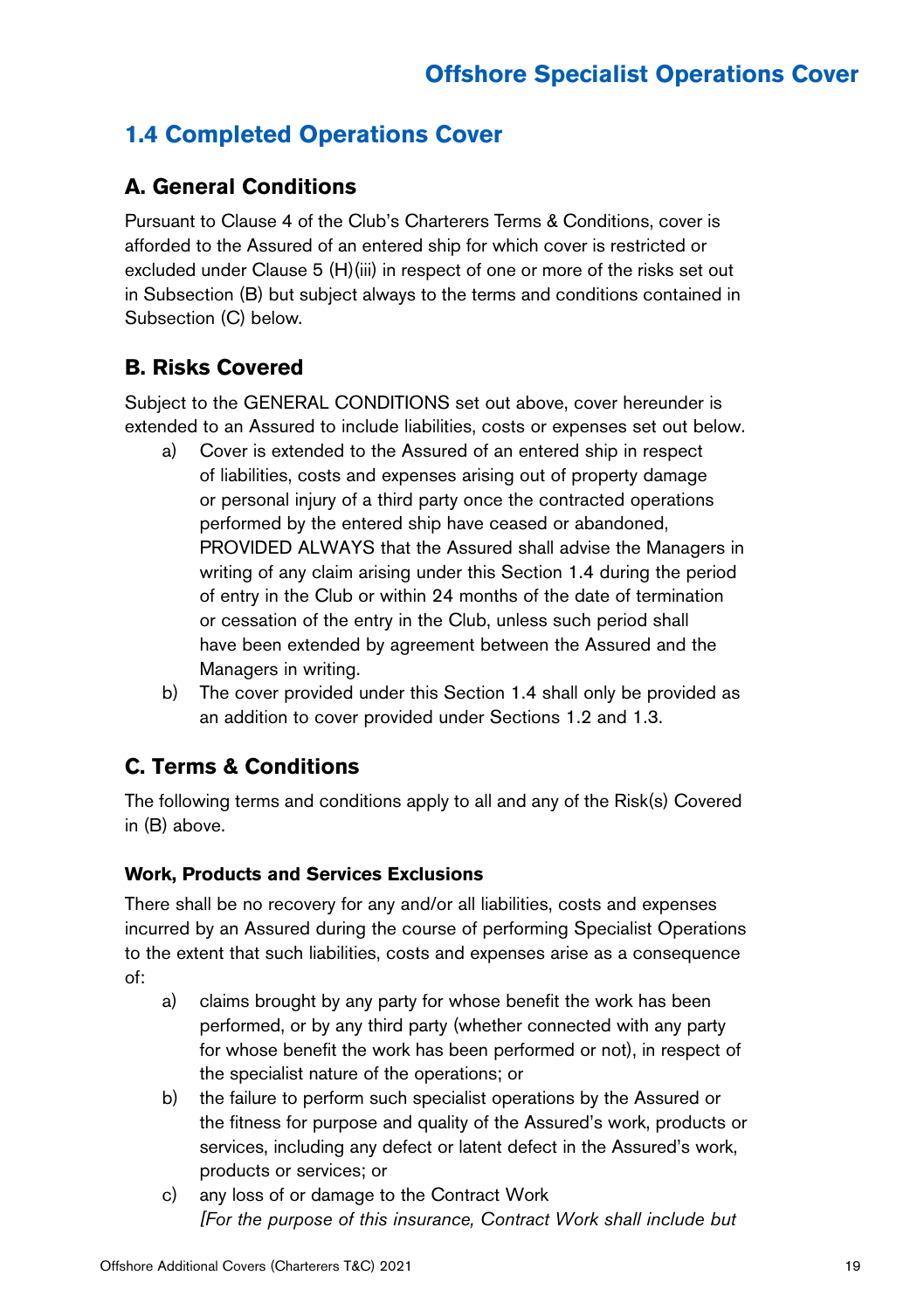## 1.4 Completed Operations Cover

### A. General Conditions

Pursuant to Clause 4 of the Club's Charterers Terms & Conditions, cover is afforded to the Assured of an entered ship for which cover is restricted or excluded under Clause 5 (H)(iii) in respect of one or more of the risks set out in Subsection (B) but subject always to the terms and conditions contained in Subsection (C) below.

### B. Risks Covered

Subject to the GENERAL CONDITIONS set out above, cover hereunder is extended to an Assured to include liabilities, costs or expenses set out below.

a) Cover is extended to the Assured of an entered ship in respect of liabilities, costs and expenses arising out of property damage or personal injury of a third party once the contracted operations performed by the entered ship have ceased or abandoned, PROVIDED ALWAYS that the Assured shall advise the Managers in writing of any claim arising under this Section 1.4 during the period of entry in the Club or within 24 months of the date of termination or cessation of the entry in the Club, unless such period shall have been extended by agreement between the Assured and the Managers in writing.

b) The cover provided under this Section 1.4 shall only be provided as an addition to cover provided under Sections 1.2 and 1.3.

### C. Terms & Conditions

The following terms and conditions apply to all and any of the Risk(s) Covered in (B) above.

**Work, Products and Services Exclusions**

There shall be no recovery for any and/or all liabilities, costs and expenses incurred by an Assured during the course of performing Specialist Operations to the extent that such liabilities, costs and expenses arise as a consequence of:

a) claims brought by any party for whose benefit the work has been performed, or by any third party (whether connected with any party for whose benefit the work has been performed or not), in respect of the specialist nature of the operations; or

b) the failure to perform such specialist operations by the Assured or the fitness for purpose and quality of the Assured's work, products or services, including any defect or latent defect in the Assured's work, products or services; or

c) any loss of or damage to the Contract Work
*[For the purpose of this insurance, Contract Work shall include but*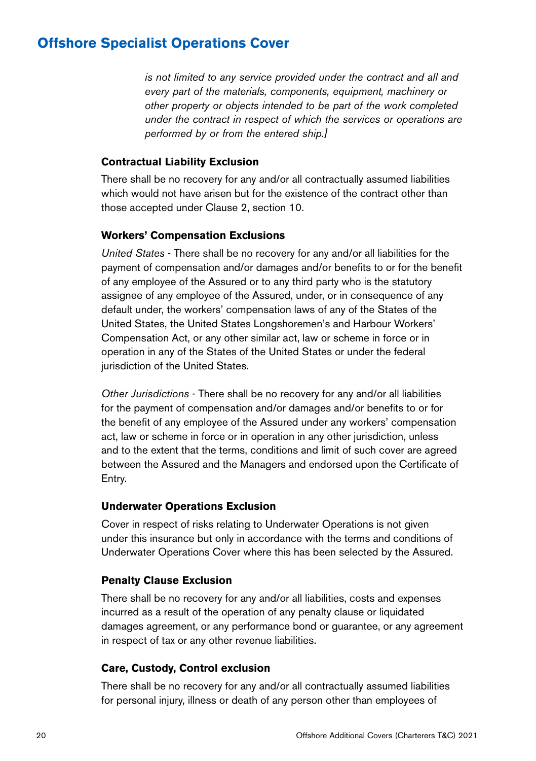## Offshore Specialist Operations Cover

*is not limited to any service provided under the contract and all and every part of the materials, components, equipment, machinery or other property or objects intended to be part of the work completed under the contract in respect of which the services or operations are performed by or from the entered ship.]*

**Contractual Liability Exclusion**

There shall be no recovery for any and/or all contractually assumed liabilities which would not have arisen but for the existence of the contract other than those accepted under Clause 2, section 10.

**Workers' Compensation Exclusions**

*United States* - There shall be no recovery for any and/or all liabilities for the payment of compensation and/or damages and/or benefits to or for the benefit of any employee of the Assured or to any third party who is the statutory assignee of any employee of the Assured, under, or in consequence of any default under, the workers' compensation laws of any of the States of the United States, the United States Longshoremen's and Harbour Workers' Compensation Act, or any other similar act, law or scheme in force or in operation in any of the States of the United States or under the federal jurisdiction of the United States.

*Other Jurisdictions* - There shall be no recovery for any and/or all liabilities for the payment of compensation and/or damages and/or benefits to or for the benefit of any employee of the Assured under any workers' compensation act, law or scheme in force or in operation in any other jurisdiction, unless and to the extent that the terms, conditions and limit of such cover are agreed between the Assured and the Managers and endorsed upon the Certificate of Entry.

**Underwater Operations Exclusion**

Cover in respect of risks relating to Underwater Operations is not given under this insurance but only in accordance with the terms and conditions of Underwater Operations Cover where this has been selected by the Assured.

**Penalty Clause Exclusion**

There shall be no recovery for any and/or all liabilities, costs and expenses incurred as a result of the operation of any penalty clause or liquidated damages agreement, or any performance bond or guarantee, or any agreement in respect of tax or any other revenue liabilities.

**Care, Custody, Control exclusion**

There shall be no recovery for any and/or all contractually assumed liabilities for personal injury, illness or death of any person other than employees of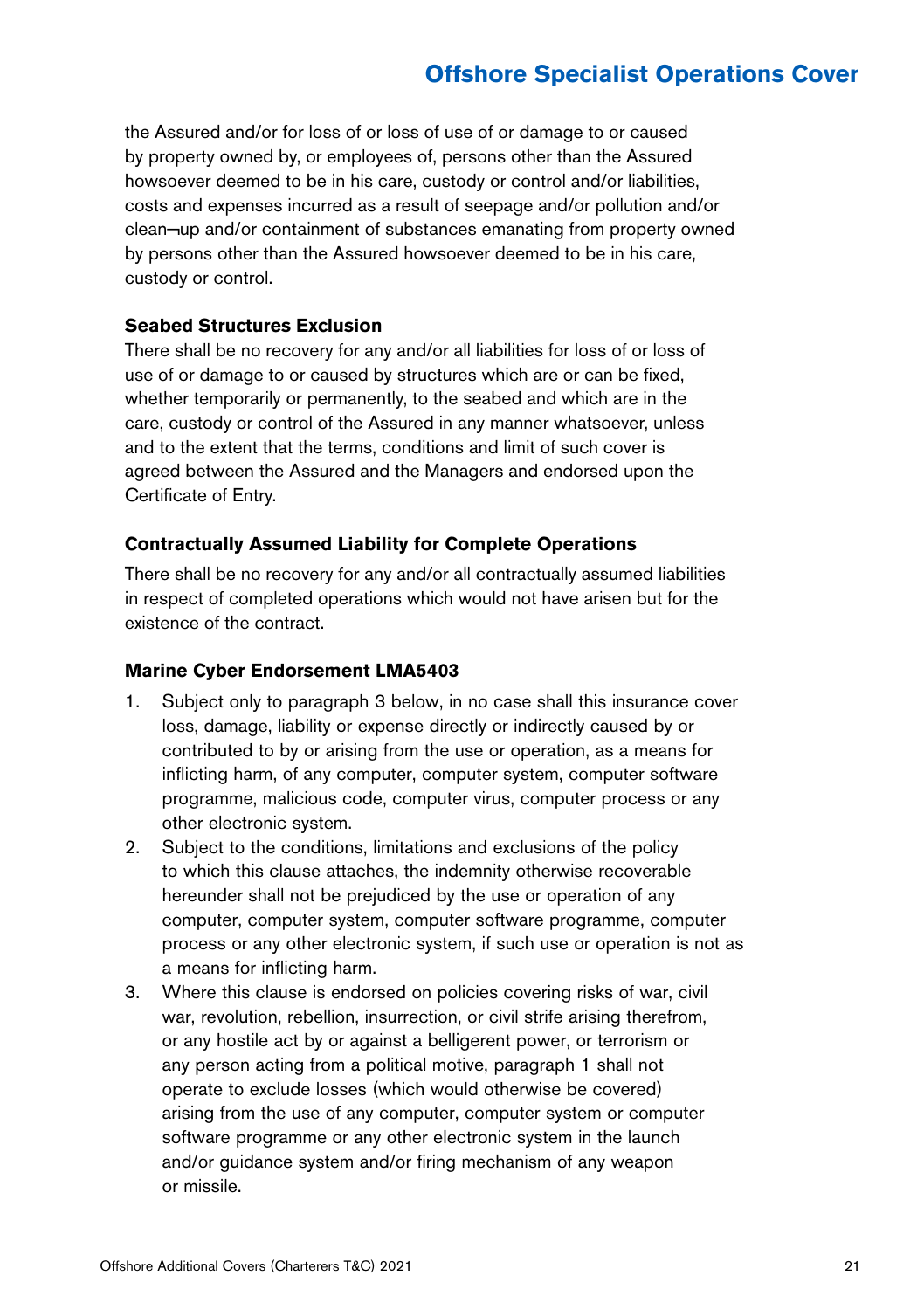the Assured and/or for loss of or loss of use of or damage to or caused by property owned by, or employees of, persons other than the Assured howsoever deemed to be in his care, custody or control and/or liabilities, costs and expenses incurred as a result of seepage and/or pollution and/or clean¬up and/or containment of substances emanating from property owned by persons other than the Assured howsoever deemed to be in his care, custody or control.

**Seabed Structures Exclusion**

There shall be no recovery for any and/or all liabilities for loss of or loss of use of or damage to or caused by structures which are or can be fixed, whether temporarily or permanently, to the seabed and which are in the care, custody or control of the Assured in any manner whatsoever, unless and to the extent that the terms, conditions and limit of such cover is agreed between the Assured and the Managers and endorsed upon the Certificate of Entry.

**Contractually Assumed Liability for Complete Operations**

There shall be no recovery for any and/or all contractually assumed liabilities in respect of completed operations which would not have arisen but for the existence of the contract.

**Marine Cyber Endorsement LMA5403**

1. Subject only to paragraph 3 below, in no case shall this insurance cover loss, damage, liability or expense directly or indirectly caused by or contributed to by or arising from the use or operation, as a means for inflicting harm, of any computer, computer system, computer software programme, malicious code, computer virus, computer process or any other electronic system.
2. Subject to the conditions, limitations and exclusions of the policy to which this clause attaches, the indemnity otherwise recoverable hereunder shall not be prejudiced by the use or operation of any computer, computer system, computer software programme, computer process or any other electronic system, if such use or operation is not as a means for inflicting harm.
3. Where this clause is endorsed on policies covering risks of war, civil war, revolution, rebellion, insurrection, or civil strife arising therefrom, or any hostile act by or against a belligerent power, or terrorism or any person acting from a political motive, paragraph 1 shall not operate to exclude losses (which would otherwise be covered) arising from the use of any computer, computer system or computer software programme or any other electronic system in the launch and/or guidance system and/or firing mechanism of any weapon or missile.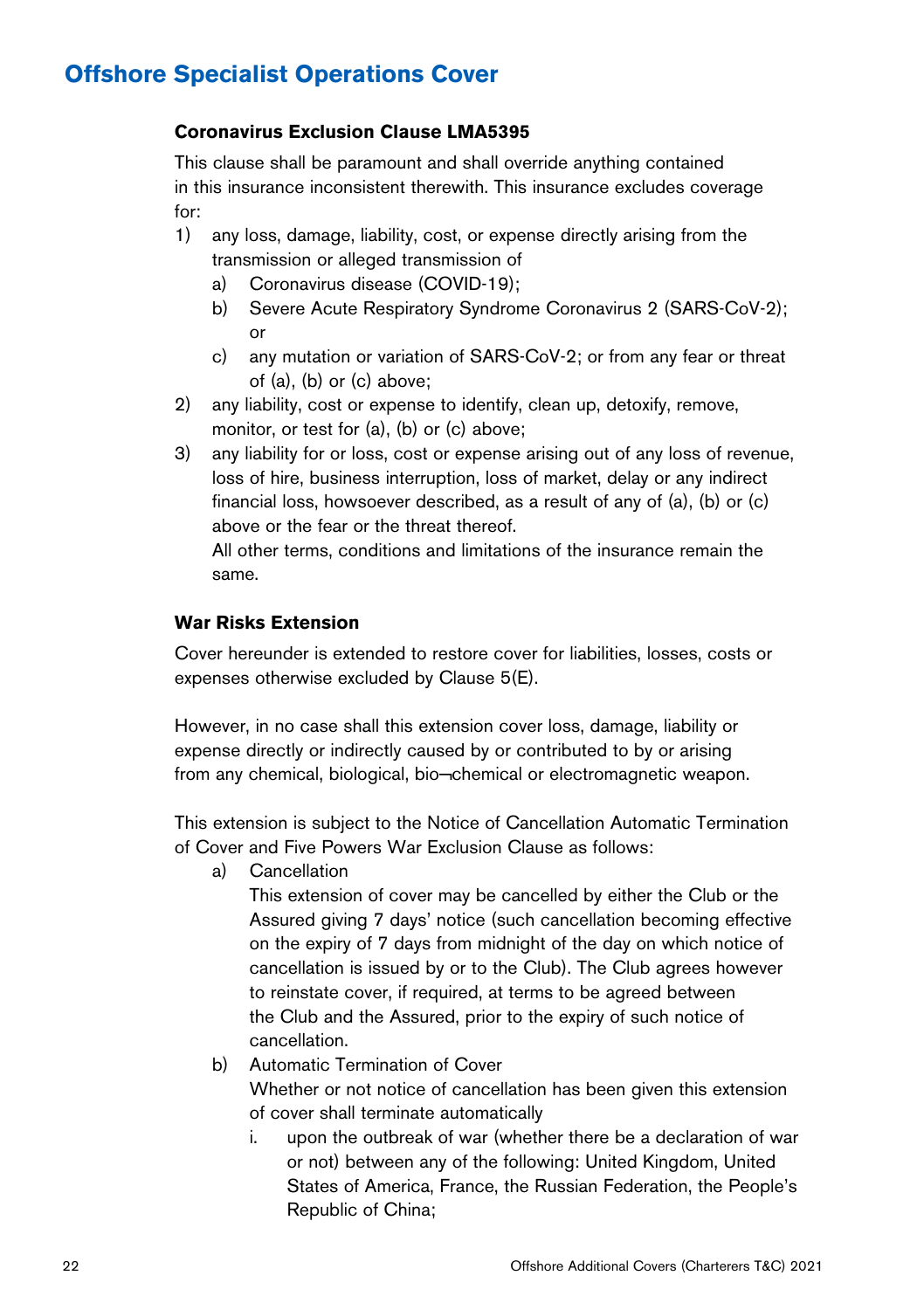# Offshore Specialist Operations Cover

### Coronavirus Exclusion Clause LMA5395

This clause shall be paramount and shall override anything contained in this insurance inconsistent therewith. This insurance excludes coverage for:

1) any loss, damage, liability, cost, or expense directly arising from the transmission or alleged transmission of
   a) Coronavirus disease (COVID-19);
   b) Severe Acute Respiratory Syndrome Coronavirus 2 (SARS-CoV-2); or
   c) any mutation or variation of SARS-CoV-2; or from any fear or threat of (a), (b) or (c) above;
2) any liability, cost or expense to identify, clean up, detoxify, remove, monitor, or test for (a), (b) or (c) above;
3) any liability for or loss, cost or expense arising out of any loss of revenue, loss of hire, business interruption, loss of market, delay or any indirect financial loss, howsoever described, as a result of any of (a), (b) or (c) above or the fear or the threat thereof.

   All other terms, conditions and limitations of the insurance remain the same.

### War Risks Extension

Cover hereunder is extended to restore cover for liabilities, losses, costs or expenses otherwise excluded by Clause 5(E).

However, in no case shall this extension cover loss, damage, liability or expense directly or indirectly caused by or contributed to by or arising from any chemical, biological, bio¬chemical or electromagnetic weapon.

This extension is subject to the Notice of Cancellation Automatic Termination of Cover and Five Powers War Exclusion Clause as follows:

a) Cancellation

   This extension of cover may be cancelled by either the Club or the Assured giving 7 days' notice (such cancellation becoming effective on the expiry of 7 days from midnight of the day on which notice of cancellation is issued by or to the Club). The Club agrees however to reinstate cover, if required, at terms to be agreed between the Club and the Assured, prior to the expiry of such notice of cancellation.

b) Automatic Termination of Cover

   Whether or not notice of cancellation has been given this extension of cover shall terminate automatically

   i. upon the outbreak of war (whether there be a declaration of war or not) between any of the following: United Kingdom, United States of America, France, the Russian Federation, the People's Republic of China;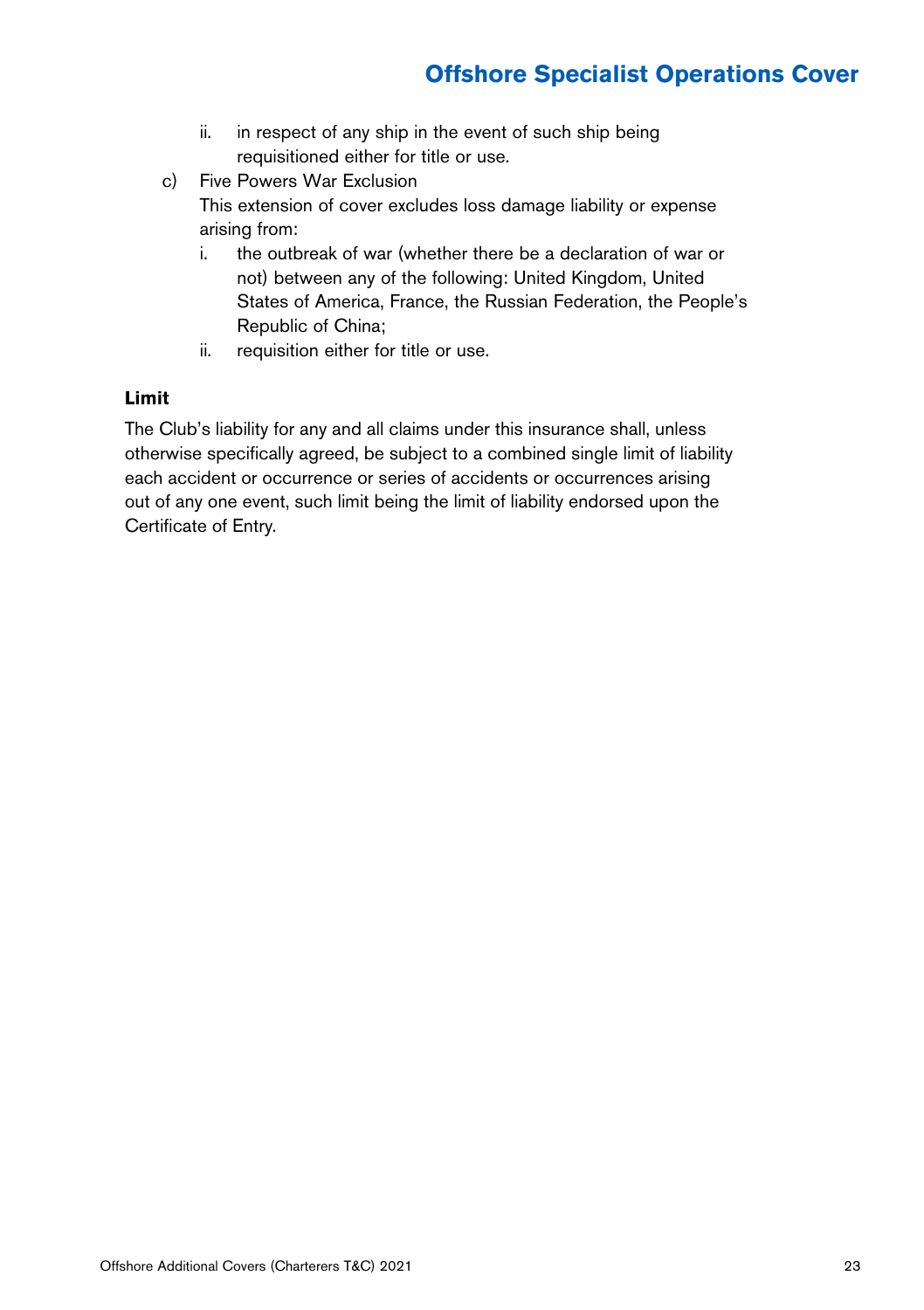ii. in respect of any ship in the event of such ship being requisitioned either for title or use.

c) Five Powers War Exclusion

   This extension of cover excludes loss damage liability or expense arising from:

   i. the outbreak of war (whether there be a declaration of war or not) between any of the following: United Kingdom, United States of America, France, the Russian Federation, the People's Republic of China;

   ii. requisition either for title or use.

**Limit**

The Club's liability for any and all claims under this insurance shall, unless otherwise specifically agreed, be subject to a combined single limit of liability each accident or occurrence or series of accidents or occurrences arising out of any one event, such limit being the limit of liability endorsed upon the Certificate of Entry.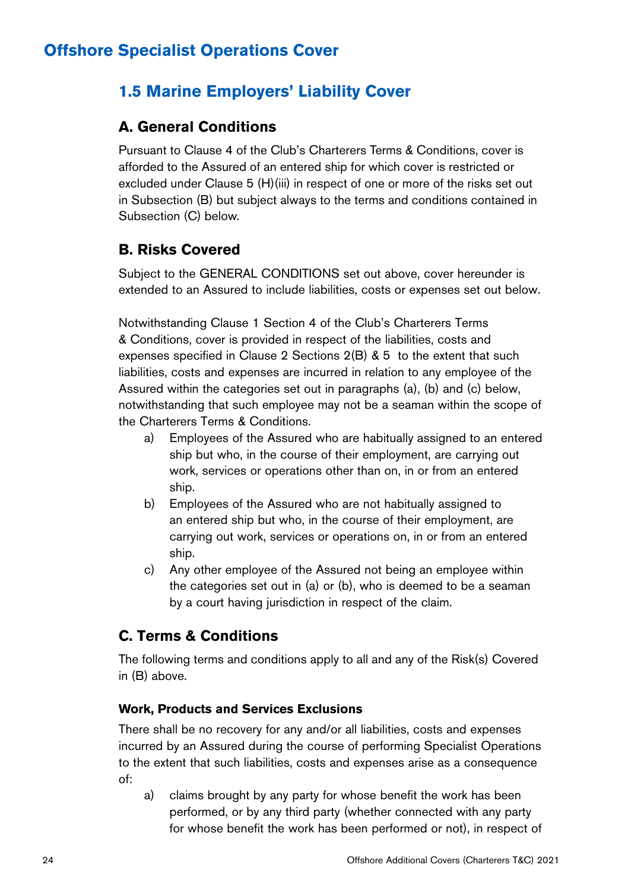# Offshore Specialist Operations Cover

## 1.5 Marine Employers' Liability Cover

### A. General Conditions

Pursuant to Clause 4 of the Club's Charterers Terms & Conditions, cover is afforded to the Assured of an entered ship for which cover is restricted or excluded under Clause 5 (H)(iii) in respect of one or more of the risks set out in Subsection (B) but subject always to the terms and conditions contained in Subsection (C) below.

### B. Risks Covered

Subject to the GENERAL CONDITIONS set out above, cover hereunder is extended to an Assured to include liabilities, costs or expenses set out below.

Notwithstanding Clause 1 Section 4 of the Club's Charterers Terms & Conditions, cover is provided in respect of the liabilities, costs and expenses specified in Clause 2 Sections 2(B) & 5 to the extent that such liabilities, costs and expenses are incurred in relation to any employee of the Assured within the categories set out in paragraphs (a), (b) and (c) below, notwithstanding that such employee may not be a seaman within the scope of the Charterers Terms & Conditions.

a) Employees of the Assured who are habitually assigned to an entered ship but who, in the course of their employment, are carrying out work, services or operations other than on, in or from an entered ship.

b) Employees of the Assured who are not habitually assigned to an entered ship but who, in the course of their employment, are carrying out work, services or operations on, in or from an entered ship.

c) Any other employee of the Assured not being an employee within the categories set out in (a) or (b), who is deemed to be a seaman by a court having jurisdiction in respect of the claim.

### C. Terms & Conditions

The following terms and conditions apply to all and any of the Risk(s) Covered in (B) above.

#### Work, Products and Services Exclusions

There shall be no recovery for any and/or all liabilities, costs and expenses incurred by an Assured during the course of performing Specialist Operations to the extent that such liabilities, costs and expenses arise as a consequence of:

a) claims brought by any party for whose benefit the work has been performed, or by any third party (whether connected with any party for whose benefit the work has been performed or not), in respect of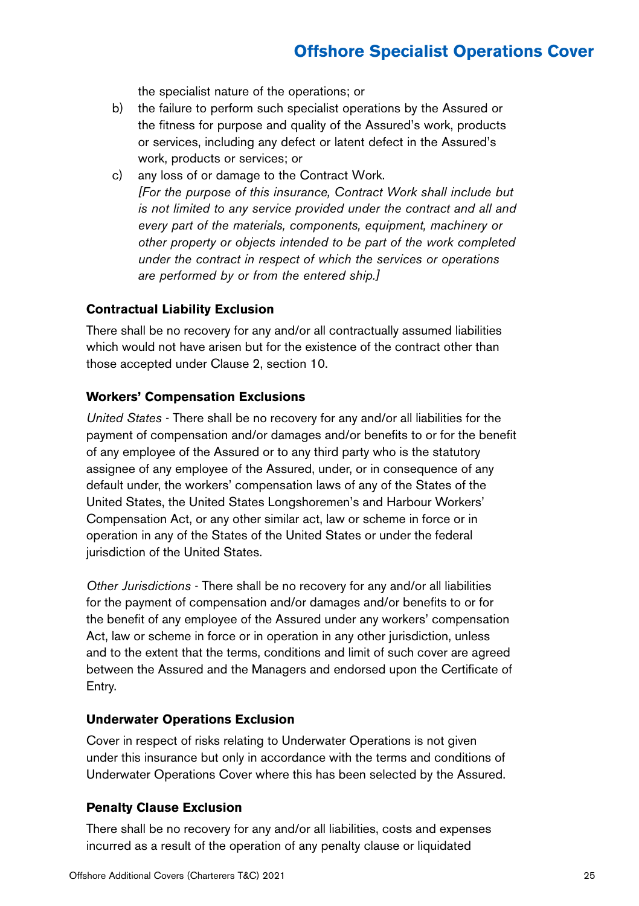the specialist nature of the operations; or

b) the failure to perform such specialist operations by the Assured or the fitness for purpose and quality of the Assured's work, products or services, including any defect or latent defect in the Assured's work, products or services; or

c) any loss of or damage to the Contract Work.
*[For the purpose of this insurance, Contract Work shall include but is not limited to any service provided under the contract and all and every part of the materials, components, equipment, machinery or other property or objects intended to be part of the work completed under the contract in respect of which the services or operations are performed by or from the entered ship.]*

### Contractual Liability Exclusion

There shall be no recovery for any and/or all contractually assumed liabilities which would not have arisen but for the existence of the contract other than those accepted under Clause 2, section 10.

### Workers' Compensation Exclusions

*United States* - There shall be no recovery for any and/or all liabilities for the payment of compensation and/or damages and/or benefits to or for the benefit of any employee of the Assured or to any third party who is the statutory assignee of any employee of the Assured, under, or in consequence of any default under, the workers' compensation laws of any of the States of the United States, the United States Longshoremen's and Harbour Workers' Compensation Act, or any other similar act, law or scheme in force or in operation in any of the States of the United States or under the federal jurisdiction of the United States.

*Other Jurisdictions* - There shall be no recovery for any and/or all liabilities for the payment of compensation and/or damages and/or benefits to or for the benefit of any employee of the Assured under any workers' compensation Act, law or scheme in force or in operation in any other jurisdiction, unless and to the extent that the terms, conditions and limit of such cover are agreed between the Assured and the Managers and endorsed upon the Certificate of Entry.

### Underwater Operations Exclusion

Cover in respect of risks relating to Underwater Operations is not given under this insurance but only in accordance with the terms and conditions of Underwater Operations Cover where this has been selected by the Assured.

### Penalty Clause Exclusion

There shall be no recovery for any and/or all liabilities, costs and expenses incurred as a result of the operation of any penalty clause or liquidated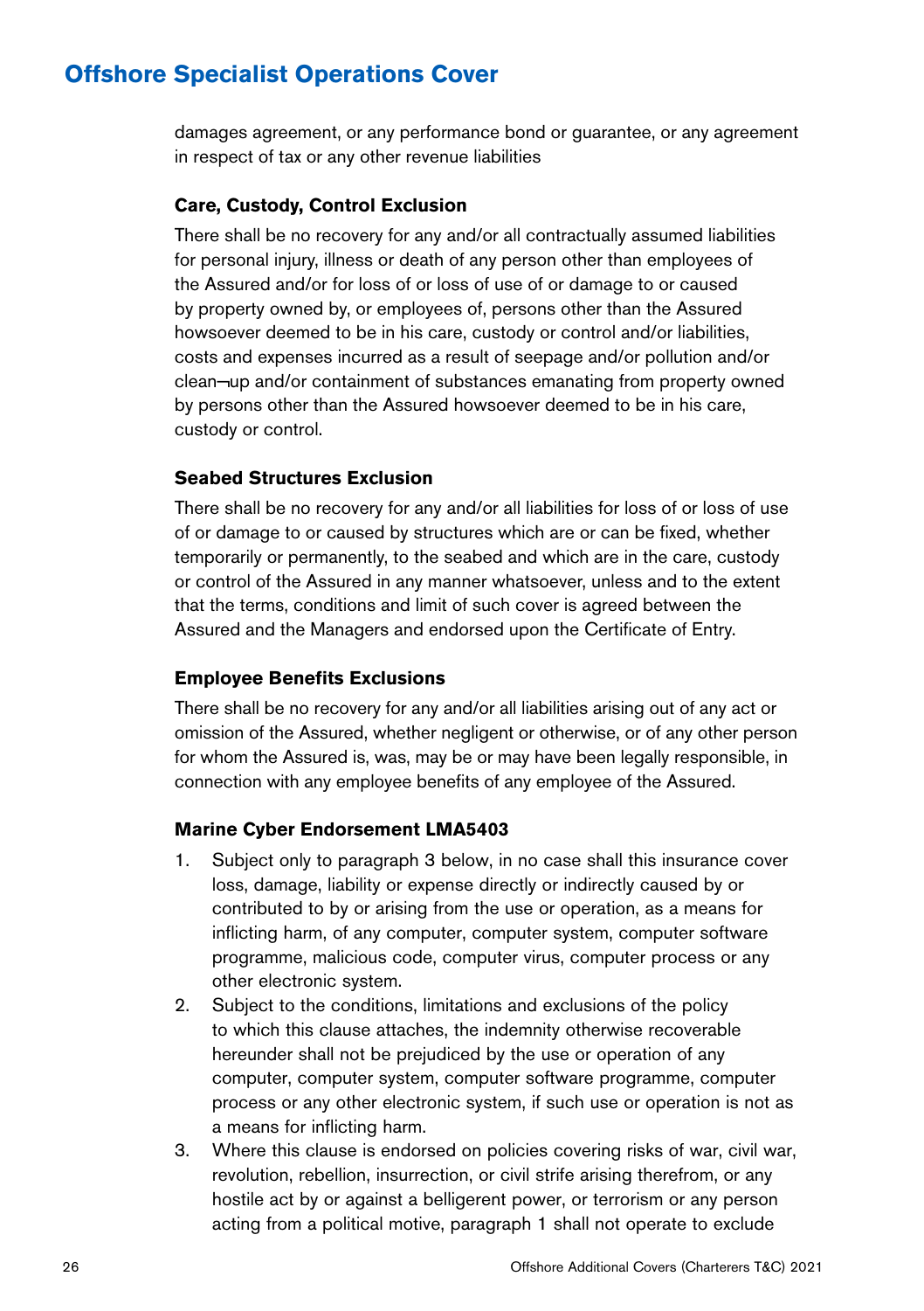damages agreement, or any performance bond or guarantee, or any agreement in respect of tax or any other revenue liabilities

### Care, Custody, Control Exclusion

There shall be no recovery for any and/or all contractually assumed liabilities for personal injury, illness or death of any person other than employees of the Assured and/or for loss of or loss of use of or damage to or caused by property owned by, or employees of, persons other than the Assured howsoever deemed to be in his care, custody or control and/or liabilities, costs and expenses incurred as a result of seepage and/or pollution and/or clean¬up and/or containment of substances emanating from property owned by persons other than the Assured howsoever deemed to be in his care, custody or control.

### Seabed Structures Exclusion

There shall be no recovery for any and/or all liabilities for loss of or loss of use of or damage to or caused by structures which are or can be fixed, whether temporarily or permanently, to the seabed and which are in the care, custody or control of the Assured in any manner whatsoever, unless and to the extent that the terms, conditions and limit of such cover is agreed between the Assured and the Managers and endorsed upon the Certificate of Entry.

### Employee Benefits Exclusions

There shall be no recovery for any and/or all liabilities arising out of any act or omission of the Assured, whether negligent or otherwise, or of any other person for whom the Assured is, was, may be or may have been legally responsible, in connection with any employee benefits of any employee of the Assured.

### Marine Cyber Endorsement LMA5403

1. Subject only to paragraph 3 below, in no case shall this insurance cover loss, damage, liability or expense directly or indirectly caused by or contributed to by or arising from the use or operation, as a means for inflicting harm, of any computer, computer system, computer software programme, malicious code, computer virus, computer process or any other electronic system.
2. Subject to the conditions, limitations and exclusions of the policy to which this clause attaches, the indemnity otherwise recoverable hereunder shall not be prejudiced by the use or operation of any computer, computer system, computer software programme, computer process or any other electronic system, if such use or operation is not as a means for inflicting harm.
3. Where this clause is endorsed on policies covering risks of war, civil war, revolution, rebellion, insurrection, or civil strife arising therefrom, or any hostile act by or against a belligerent power, or terrorism or any person acting from a political motive, paragraph 1 shall not operate to exclude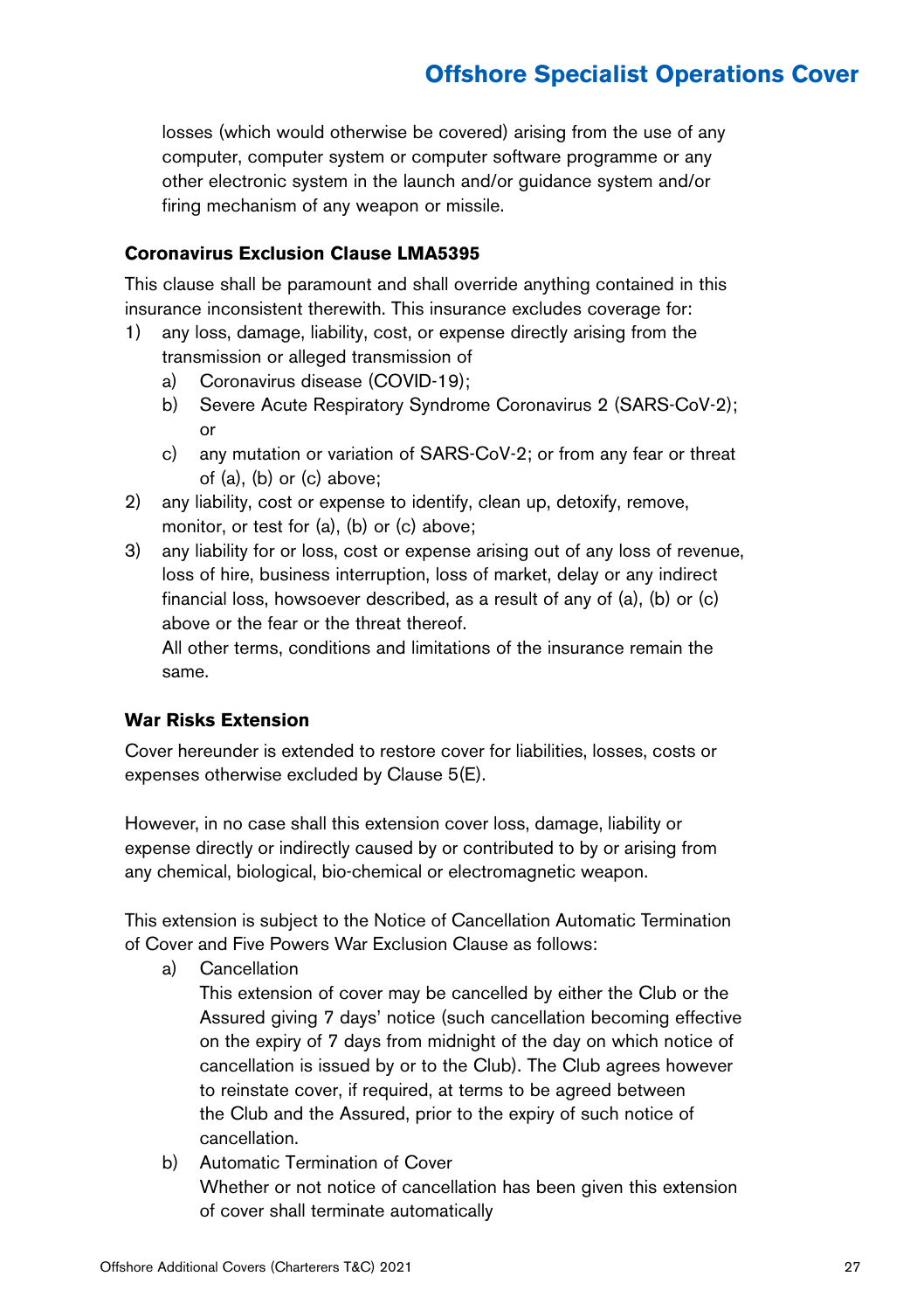losses (which would otherwise be covered) arising from the use of any computer, computer system or computer software programme or any other electronic system in the launch and/or guidance system and/or firing mechanism of any weapon or missile.

### Coronavirus Exclusion Clause LMA5395

This clause shall be paramount and shall override anything contained in this insurance inconsistent therewith. This insurance excludes coverage for:

1) any loss, damage, liability, cost, or expense directly arising from the transmission or alleged transmission of
   a) Coronavirus disease (COVID-19);
   b) Severe Acute Respiratory Syndrome Coronavirus 2 (SARS-CoV-2); or
   c) any mutation or variation of SARS-CoV-2; or from any fear or threat of (a), (b) or (c) above;
2) any liability, cost or expense to identify, clean up, detoxify, remove, monitor, or test for (a), (b) or (c) above;
3) any liability for or loss, cost or expense arising out of any loss of revenue, loss of hire, business interruption, loss of market, delay or any indirect financial loss, howsoever described, as a result of any of (a), (b) or (c) above or the fear or the threat thereof.

   All other terms, conditions and limitations of the insurance remain the same.

### War Risks Extension

Cover hereunder is extended to restore cover for liabilities, losses, costs or expenses otherwise excluded by Clause 5(E).

However, in no case shall this extension cover loss, damage, liability or expense directly or indirectly caused by or contributed to by or arising from any chemical, biological, bio-chemical or electromagnetic weapon.

This extension is subject to the Notice of Cancellation Automatic Termination of Cover and Five Powers War Exclusion Clause as follows:

a) Cancellation

   This extension of cover may be cancelled by either the Club or the Assured giving 7 days' notice (such cancellation becoming effective on the expiry of 7 days from midnight of the day on which notice of cancellation is issued by or to the Club). The Club agrees however to reinstate cover, if required, at terms to be agreed between the Club and the Assured, prior to the expiry of such notice of cancellation.

b) Automatic Termination of Cover

   Whether or not notice of cancellation has been given this extension of cover shall terminate automatically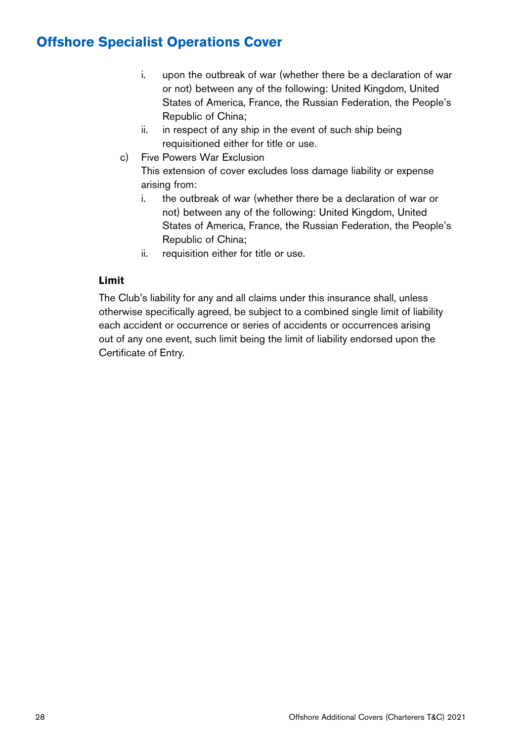## Offshore Specialist Operations Cover

   i. upon the outbreak of war (whether there be a declaration of war or not) between any of the following: United Kingdom, United States of America, France, the Russian Federation, the People's Republic of China;
   ii. in respect of any ship in the event of such ship being requisitioned either for title or use.

c) Five Powers War Exclusion
   This extension of cover excludes loss damage liability or expense arising from:
   i. the outbreak of war (whether there be a declaration of war or not) between any of the following: United Kingdom, United States of America, France, the Russian Federation, the People's Republic of China;
   ii. requisition either for title or use.

**Limit**

The Club's liability for any and all claims under this insurance shall, unless otherwise specifically agreed, be subject to a combined single limit of liability each accident or occurrence or series of accidents or occurrences arising out of any one event, such limit being the limit of liability endorsed upon the Certificate of Entry.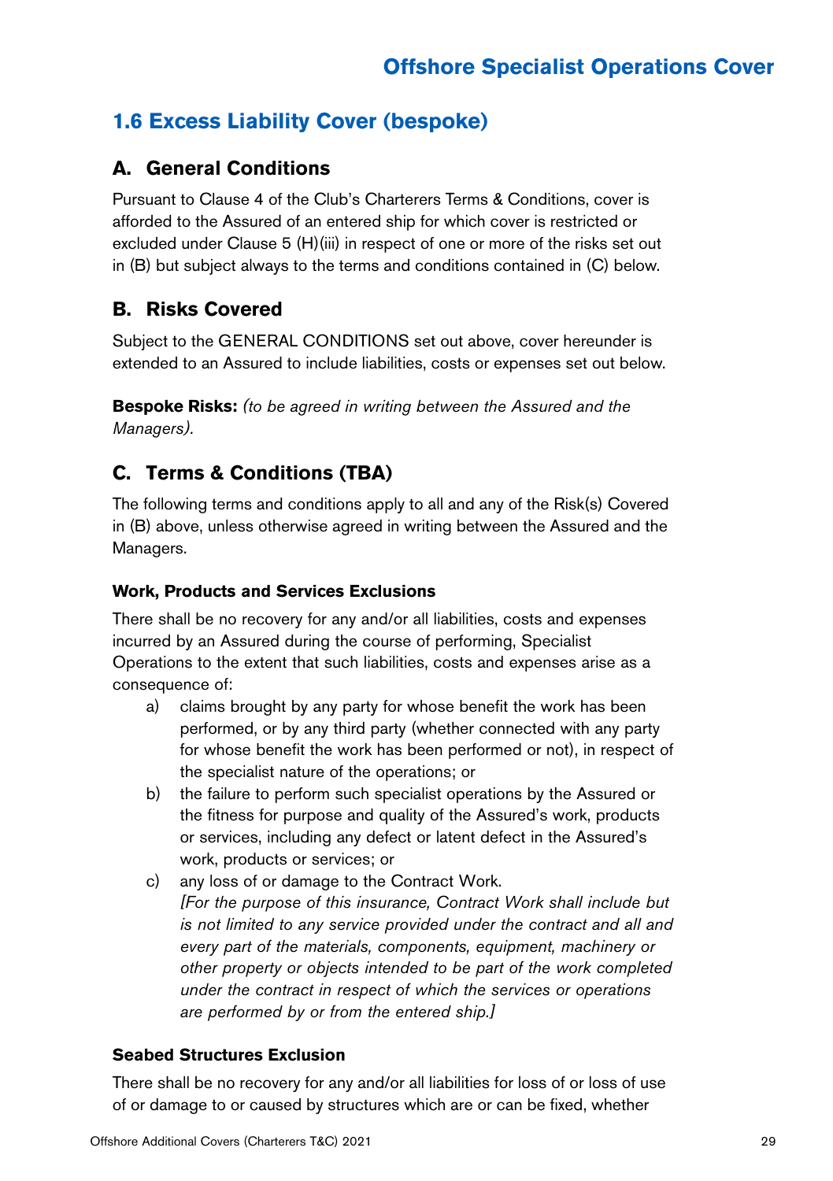## 1.6 Excess Liability Cover (bespoke)

### A. General Conditions

Pursuant to Clause 4 of the Club's Charterers Terms & Conditions, cover is afforded to the Assured of an entered ship for which cover is restricted or excluded under Clause 5 (H)(iii) in respect of one or more of the risks set out in (B) but subject always to the terms and conditions contained in (C) below.

### B. Risks Covered

Subject to the GENERAL CONDITIONS set out above, cover hereunder is extended to an Assured to include liabilities, costs or expenses set out below.

**Bespoke Risks:** *(to be agreed in writing between the Assured and the Managers).*

### C. Terms & Conditions (TBA)

The following terms and conditions apply to all and any of the Risk(s) Covered in (B) above, unless otherwise agreed in writing between the Assured and the Managers.

#### Work, Products and Services Exclusions

There shall be no recovery for any and/or all liabilities, costs and expenses incurred by an Assured during the course of performing, Specialist Operations to the extent that such liabilities, costs and expenses arise as a consequence of:

a) claims brought by any party for whose benefit the work has been performed, or by any third party (whether connected with any party for whose benefit the work has been performed or not), in respect of the specialist nature of the operations; or

b) the failure to perform such specialist operations by the Assured or the fitness for purpose and quality of the Assured's work, products or services, including any defect or latent defect in the Assured's work, products or services; or

c) any loss of or damage to the Contract Work.
*[For the purpose of this insurance, Contract Work shall include but is not limited to any service provided under the contract and all and every part of the materials, components, equipment, machinery or other property or objects intended to be part of the work completed under the contract in respect of which the services or operations are performed by or from the entered ship.]*

#### Seabed Structures Exclusion

There shall be no recovery for any and/or all liabilities for loss of or loss of use of or damage to or caused by structures which are or can be fixed, whether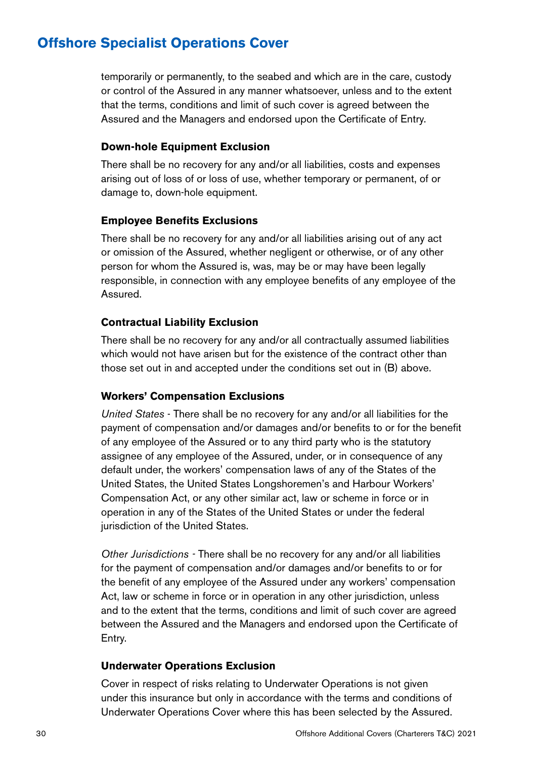## Offshore Specialist Operations Cover

temporarily or permanently, to the seabed and which are in the care, custody or control of the Assured in any manner whatsoever, unless and to the extent that the terms, conditions and limit of such cover is agreed between the Assured and the Managers and endorsed upon the Certificate of Entry.

### Down-hole Equipment Exclusion

There shall be no recovery for any and/or all liabilities, costs and expenses arising out of loss of or loss of use, whether temporary or permanent, of or damage to, down-hole equipment.

### Employee Benefits Exclusions

There shall be no recovery for any and/or all liabilities arising out of any act or omission of the Assured, whether negligent or otherwise, or of any other person for whom the Assured is, was, may be or may have been legally responsible, in connection with any employee benefits of any employee of the Assured.

### Contractual Liability Exclusion

There shall be no recovery for any and/or all contractually assumed liabilities which would not have arisen but for the existence of the contract other than those set out in and accepted under the conditions set out in (B) above.

### Workers' Compensation Exclusions

*United States* - There shall be no recovery for any and/or all liabilities for the payment of compensation and/or damages and/or benefits to or for the benefit of any employee of the Assured or to any third party who is the statutory assignee of any employee of the Assured, under, or in consequence of any default under, the workers' compensation laws of any of the States of the United States, the United States Longshoremen's and Harbour Workers' Compensation Act, or any other similar act, law or scheme in force or in operation in any of the States of the United States or under the federal jurisdiction of the United States.

*Other Jurisdictions* - There shall be no recovery for any and/or all liabilities for the payment of compensation and/or damages and/or benefits to or for the benefit of any employee of the Assured under any workers' compensation Act, law or scheme in force or in operation in any other jurisdiction, unless and to the extent that the terms, conditions and limit of such cover are agreed between the Assured and the Managers and endorsed upon the Certificate of Entry.

### Underwater Operations Exclusion

Cover in respect of risks relating to Underwater Operations is not given under this insurance but only in accordance with the terms and conditions of Underwater Operations Cover where this has been selected by the Assured.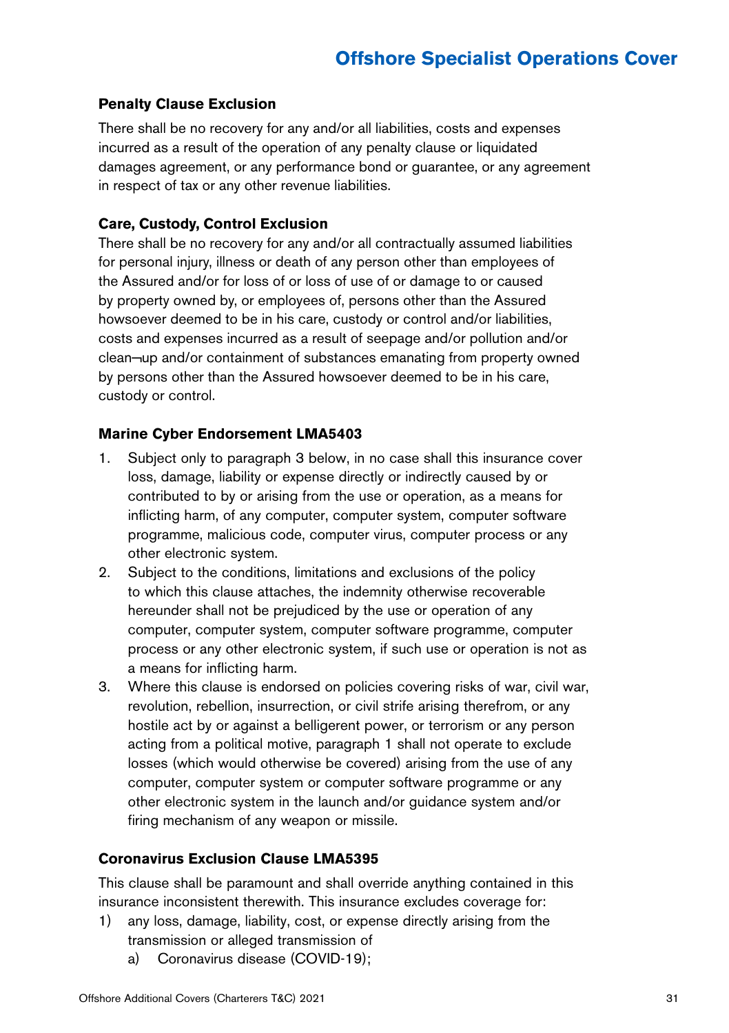### Penalty Clause Exclusion

There shall be no recovery for any and/or all liabilities, costs and expenses incurred as a result of the operation of any penalty clause or liquidated damages agreement, or any performance bond or guarantee, or any agreement in respect of tax or any other revenue liabilities.

### Care, Custody, Control Exclusion

There shall be no recovery for any and/or all contractually assumed liabilities for personal injury, illness or death of any person other than employees of the Assured and/or for loss of or loss of use of or damage to or caused by property owned by, or employees of, persons other than the Assured howsoever deemed to be in his care, custody or control and/or liabilities, costs and expenses incurred as a result of seepage and/or pollution and/or clean¬up and/or containment of substances emanating from property owned by persons other than the Assured howsoever deemed to be in his care, custody or control.

### Marine Cyber Endorsement LMA5403

1. Subject only to paragraph 3 below, in no case shall this insurance cover loss, damage, liability or expense directly or indirectly caused by or contributed to by or arising from the use or operation, as a means for inflicting harm, of any computer, computer system, computer software programme, malicious code, computer virus, computer process or any other electronic system.
2. Subject to the conditions, limitations and exclusions of the policy to which this clause attaches, the indemnity otherwise recoverable hereunder shall not be prejudiced by the use or operation of any computer, computer system, computer software programme, computer process or any other electronic system, if such use or operation is not as a means for inflicting harm.
3. Where this clause is endorsed on policies covering risks of war, civil war, revolution, rebellion, insurrection, or civil strife arising therefrom, or any hostile act by or against a belligerent power, or terrorism or any person acting from a political motive, paragraph 1 shall not operate to exclude losses (which would otherwise be covered) arising from the use of any computer, computer system or computer software programme or any other electronic system in the launch and/or guidance system and/or firing mechanism of any weapon or missile.

### Coronavirus Exclusion Clause LMA5395

This clause shall be paramount and shall override anything contained in this insurance inconsistent therewith. This insurance excludes coverage for:

1) any loss, damage, liability, cost, or expense directly arising from the transmission or alleged transmission of
   a) Coronavirus disease (COVID-19);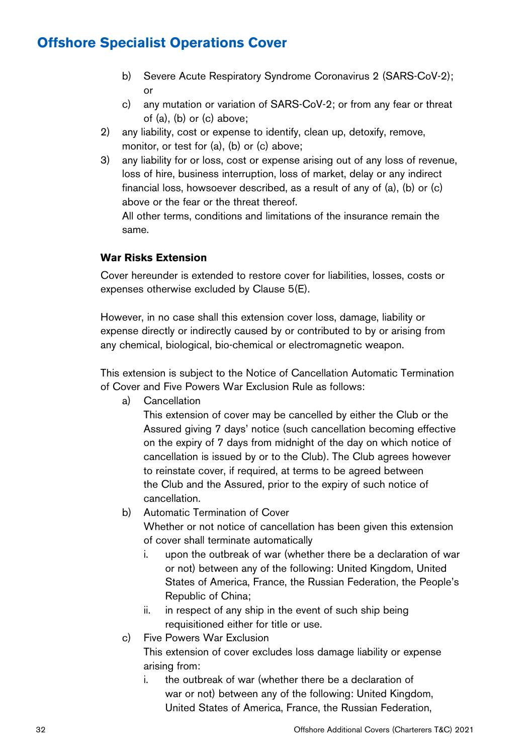# Offshore Specialist Operations Cover

   b) Severe Acute Respiratory Syndrome Coronavirus 2 (SARS-CoV-2); or

   c) any mutation or variation of SARS-CoV-2; or from any fear or threat of (a), (b) or (c) above;

2) any liability, cost or expense to identify, clean up, detoxify, remove, monitor, or test for (a), (b) or (c) above;

3) any liability for or loss, cost or expense arising out of any loss of revenue, loss of hire, business interruption, loss of market, delay or any indirect financial loss, howsoever described, as a result of any of (a), (b) or (c) above or the fear or the threat thereof.

   All other terms, conditions and limitations of the insurance remain the same.

**War Risks Extension**

Cover hereunder is extended to restore cover for liabilities, losses, costs or expenses otherwise excluded by Clause 5(E).

However, in no case shall this extension cover loss, damage, liability or expense directly or indirectly caused by or contributed to by or arising from any chemical, biological, bio-chemical or electromagnetic weapon.

This extension is subject to the Notice of Cancellation Automatic Termination of Cover and Five Powers War Exclusion Rule as follows:

a) Cancellation

   This extension of cover may be cancelled by either the Club or the Assured giving 7 days' notice (such cancellation becoming effective on the expiry of 7 days from midnight of the day on which notice of cancellation is issued by or to the Club). The Club agrees however to reinstate cover, if required, at terms to be agreed between the Club and the Assured, prior to the expiry of such notice of cancellation.

b) Automatic Termination of Cover

   Whether or not notice of cancellation has been given this extension of cover shall terminate automatically

   i. upon the outbreak of war (whether there be a declaration of war or not) between any of the following: United Kingdom, United States of America, France, the Russian Federation, the People's Republic of China;

   ii. in respect of any ship in the event of such ship being requisitioned either for title or use.

c) Five Powers War Exclusion

   This extension of cover excludes loss damage liability or expense arising from:

   i. the outbreak of war (whether there be a declaration of war or not) between any of the following: United Kingdom, United States of America, France, the Russian Federation,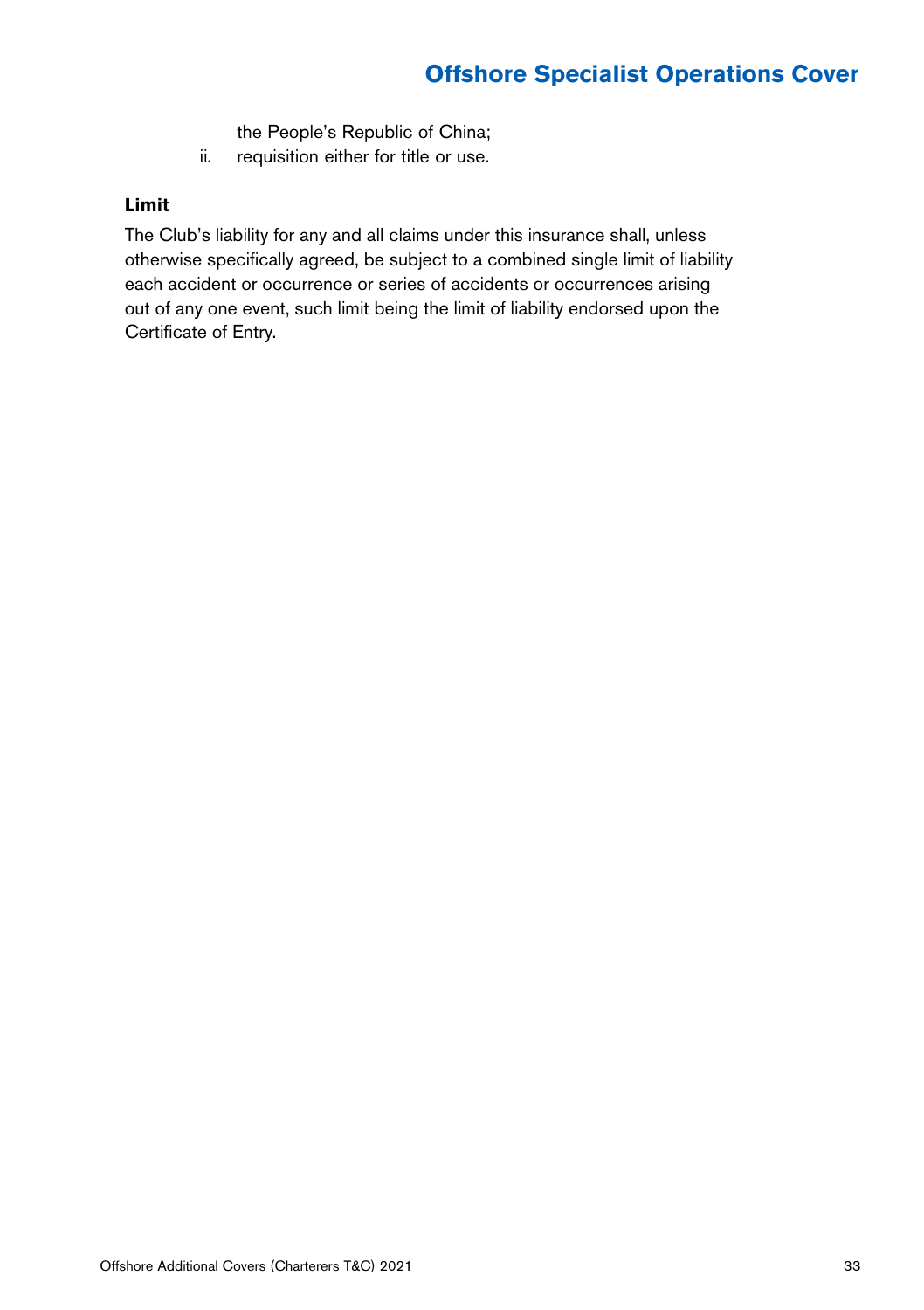the People's Republic of China;

ii. requisition either for title or use.

**Limit**

The Club's liability for any and all claims under this insurance shall, unless otherwise specifically agreed, be subject to a combined single limit of liability each accident or occurrence or series of accidents or occurrences arising out of any one event, such limit being the limit of liability endorsed upon the Certificate of Entry.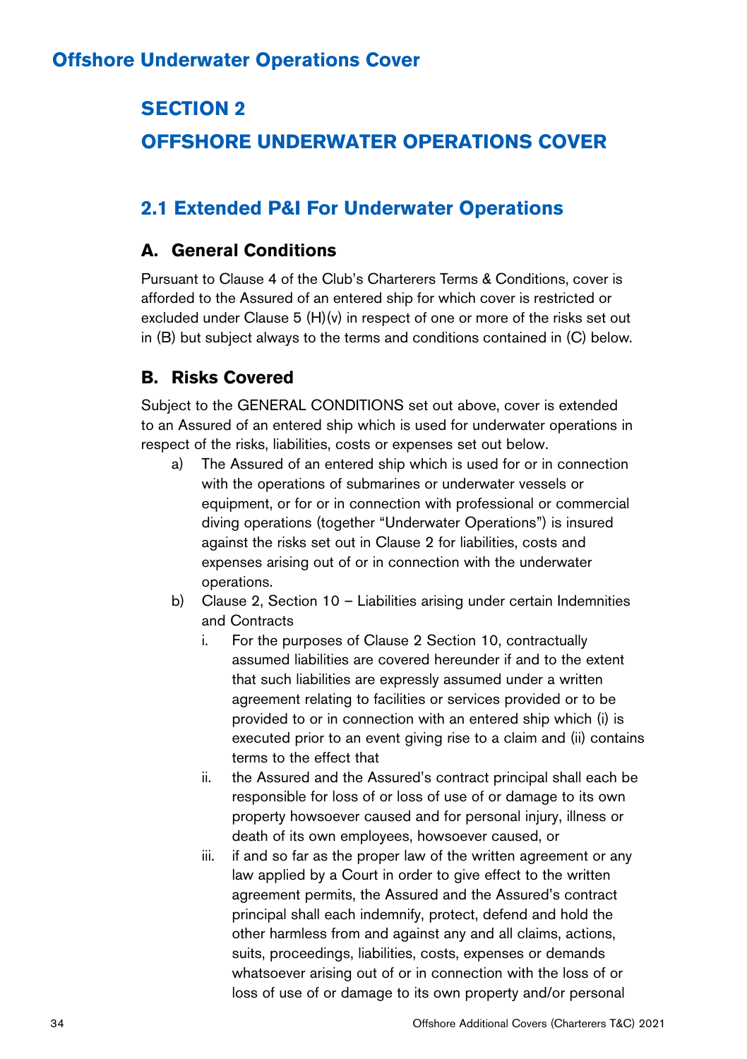## SECTION 2

## OFFSHORE UNDERWATER OPERATIONS COVER

### 2.1 Extended P&I For Underwater Operations

#### A. General Conditions

Pursuant to Clause 4 of the Club's Charterers Terms & Conditions, cover is afforded to the Assured of an entered ship for which cover is restricted or excluded under Clause 5 (H)(v) in respect of one or more of the risks set out in (B) but subject always to the terms and conditions contained in (C) below.

#### B. Risks Covered

Subject to the GENERAL CONDITIONS set out above, cover is extended to an Assured of an entered ship which is used for underwater operations in respect of the risks, liabilities, costs or expenses set out below.

a) The Assured of an entered ship which is used for or in connection with the operations of submarines or underwater vessels or equipment, or for or in connection with professional or commercial diving operations (together "Underwater Operations") is insured against the risks set out in Clause 2 for liabilities, costs and expenses arising out of or in connection with the underwater operations.

b) Clause 2, Section 10 – Liabilities arising under certain Indemnities and Contracts

   i. For the purposes of Clause 2 Section 10, contractually assumed liabilities are covered hereunder if and to the extent that such liabilities are expressly assumed under a written agreement relating to facilities or services provided or to be provided to or in connection with an entered ship which (i) is executed prior to an event giving rise to a claim and (ii) contains terms to the effect that

   ii. the Assured and the Assured's contract principal shall each be responsible for loss of or loss of use of or damage to its own property howsoever caused and for personal injury, illness or death of its own employees, howsoever caused, or

   iii. if and so far as the proper law of the written agreement or any law applied by a Court in order to give effect to the written agreement permits, the Assured and the Assured's contract principal shall each indemnify, protect, defend and hold the other harmless from and against any and all claims, actions, suits, proceedings, liabilities, costs, expenses or demands whatsoever arising out of or in connection with the loss of or loss of use of or damage to its own property and/or personal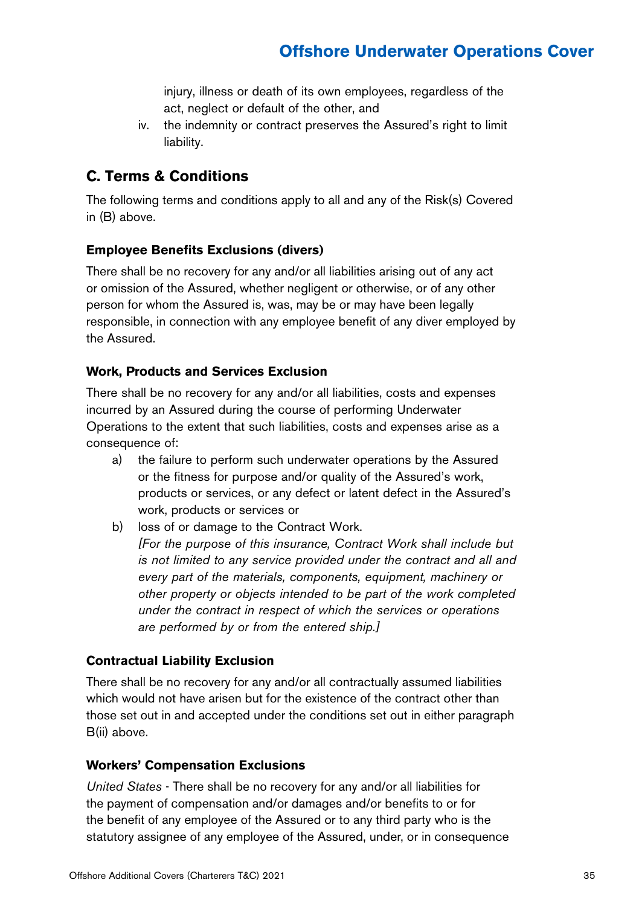injury, illness or death of its own employees, regardless of the act, neglect or default of the other, and

iv. the indemnity or contract preserves the Assured's right to limit liability.

## C. Terms & Conditions

The following terms and conditions apply to all and any of the Risk(s) Covered in (B) above.

### Employee Benefits Exclusions (divers)

There shall be no recovery for any and/or all liabilities arising out of any act or omission of the Assured, whether negligent or otherwise, or of any other person for whom the Assured is, was, may be or may have been legally responsible, in connection with any employee benefit of any diver employed by the Assured.

### Work, Products and Services Exclusion

There shall be no recovery for any and/or all liabilities, costs and expenses incurred by an Assured during the course of performing Underwater Operations to the extent that such liabilities, costs and expenses arise as a consequence of:

a) the failure to perform such underwater operations by the Assured or the fitness for purpose and/or quality of the Assured's work, products or services, or any defect or latent defect in the Assured's work, products or services or

b) loss of or damage to the Contract Work.
*[For the purpose of this insurance, Contract Work shall include but is not limited to any service provided under the contract and all and every part of the materials, components, equipment, machinery or other property or objects intended to be part of the work completed under the contract in respect of which the services or operations are performed by or from the entered ship.]*

### Contractual Liability Exclusion

There shall be no recovery for any and/or all contractually assumed liabilities which would not have arisen but for the existence of the contract other than those set out in and accepted under the conditions set out in either paragraph B(ii) above.

### Workers' Compensation Exclusions

*United States* - There shall be no recovery for any and/or all liabilities for the payment of compensation and/or damages and/or benefits to or for the benefit of any employee of the Assured or to any third party who is the statutory assignee of any employee of the Assured, under, or in consequence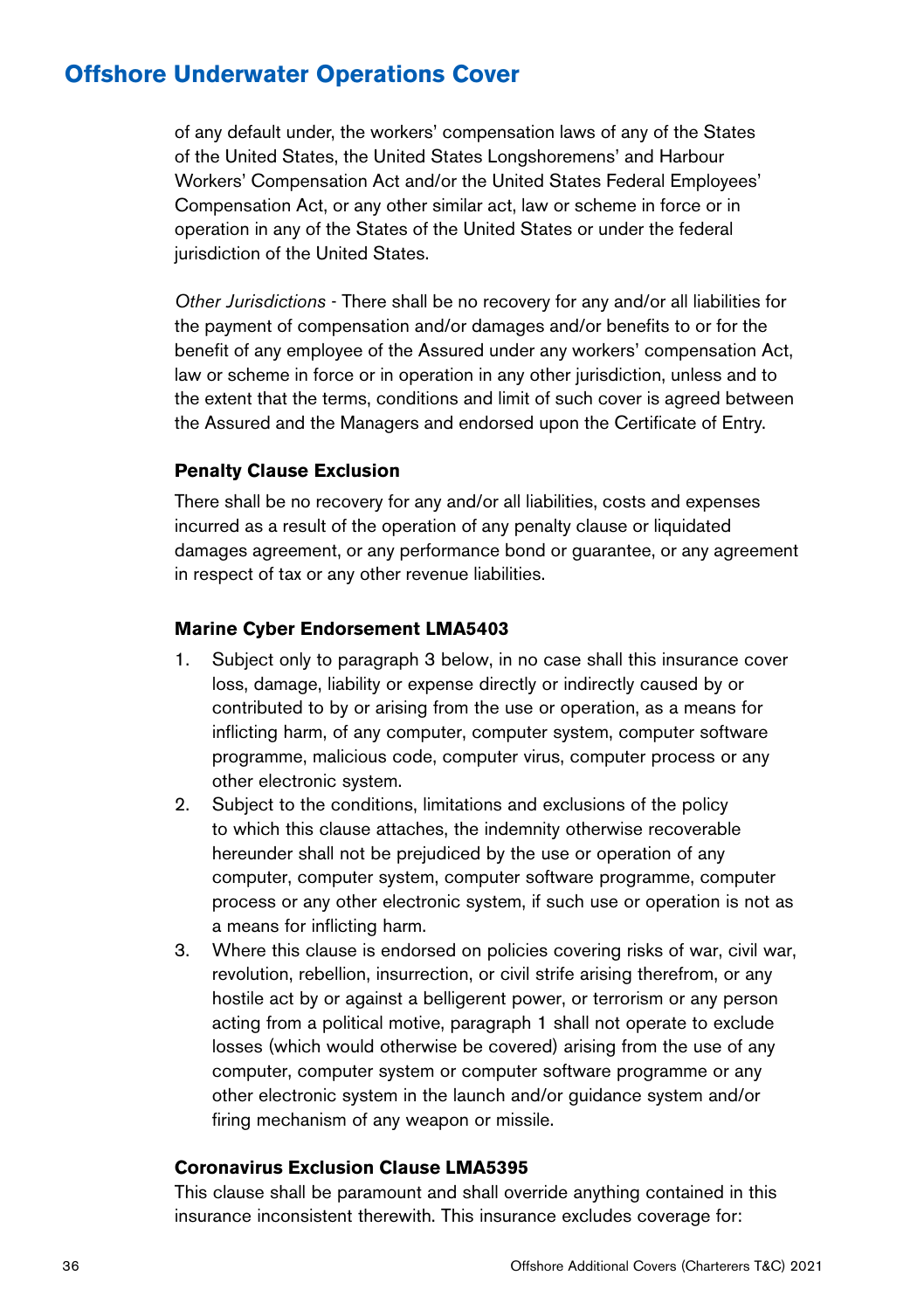of any default under, the workers' compensation laws of any of the States of the United States, the United States Longshoremens' and Harbour Workers' Compensation Act and/or the United States Federal Employees' Compensation Act, or any other similar act, law or scheme in force or in operation in any of the States of the United States or under the federal jurisdiction of the United States.

*Other Jurisdictions* - There shall be no recovery for any and/or all liabilities for the payment of compensation and/or damages and/or benefits to or for the benefit of any employee of the Assured under any workers' compensation Act, law or scheme in force or in operation in any other jurisdiction, unless and to the extent that the terms, conditions and limit of such cover is agreed between the Assured and the Managers and endorsed upon the Certificate of Entry.

**Penalty Clause Exclusion**

There shall be no recovery for any and/or all liabilities, costs and expenses incurred as a result of the operation of any penalty clause or liquidated damages agreement, or any performance bond or guarantee, or any agreement in respect of tax or any other revenue liabilities.

**Marine Cyber Endorsement LMA5403**

1. Subject only to paragraph 3 below, in no case shall this insurance cover loss, damage, liability or expense directly or indirectly caused by or contributed to by or arising from the use or operation, as a means for inflicting harm, of any computer, computer system, computer software programme, malicious code, computer virus, computer process or any other electronic system.
2. Subject to the conditions, limitations and exclusions of the policy to which this clause attaches, the indemnity otherwise recoverable hereunder shall not be prejudiced by the use or operation of any computer, computer system, computer software programme, computer process or any other electronic system, if such use or operation is not as a means for inflicting harm.
3. Where this clause is endorsed on policies covering risks of war, civil war, revolution, rebellion, insurrection, or civil strife arising therefrom, or any hostile act by or against a belligerent power, or terrorism or any person acting from a political motive, paragraph 1 shall not operate to exclude losses (which would otherwise be covered) arising from the use of any computer, computer system or computer software programme or any other electronic system in the launch and/or guidance system and/or firing mechanism of any weapon or missile.

**Coronavirus Exclusion Clause LMA5395**

This clause shall be paramount and shall override anything contained in this insurance inconsistent therewith. This insurance excludes coverage for: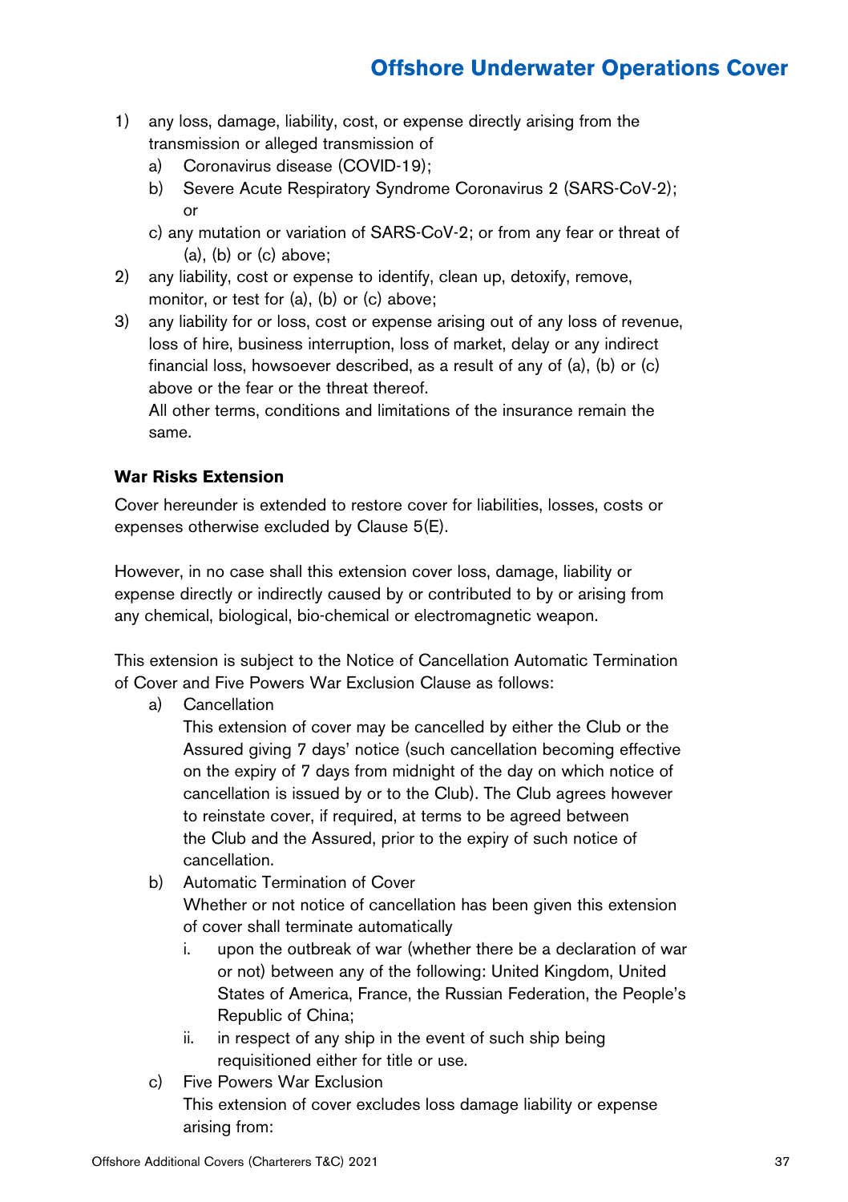1) any loss, damage, liability, cost, or expense directly arising from the transmission or alleged transmission of
   a) Coronavirus disease (COVID-19);
   b) Severe Acute Respiratory Syndrome Coronavirus 2 (SARS-CoV-2); or
   c) any mutation or variation of SARS-CoV-2; or from any fear or threat of (a), (b) or (c) above;
2) any liability, cost or expense to identify, clean up, detoxify, remove, monitor, or test for (a), (b) or (c) above;
3) any liability for or loss, cost or expense arising out of any loss of revenue, loss of hire, business interruption, loss of market, delay or any indirect financial loss, howsoever described, as a result of any of (a), (b) or (c) above or the fear or the threat thereof.

   All other terms, conditions and limitations of the insurance remain the same.

**War Risks Extension**

Cover hereunder is extended to restore cover for liabilities, losses, costs or expenses otherwise excluded by Clause 5(E).

However, in no case shall this extension cover loss, damage, liability or expense directly or indirectly caused by or contributed to by or arising from any chemical, biological, bio-chemical or electromagnetic weapon.

This extension is subject to the Notice of Cancellation Automatic Termination of Cover and Five Powers War Exclusion Clause as follows:

a) Cancellation

   This extension of cover may be cancelled by either the Club or the Assured giving 7 days' notice (such cancellation becoming effective on the expiry of 7 days from midnight of the day on which notice of cancellation is issued by or to the Club). The Club agrees however to reinstate cover, if required, at terms to be agreed between the Club and the Assured, prior to the expiry of such notice of cancellation.

b) Automatic Termination of Cover

   Whether or not notice of cancellation has been given this extension of cover shall terminate automatically

   i. upon the outbreak of war (whether there be a declaration of war or not) between any of the following: United Kingdom, United States of America, France, the Russian Federation, the People's Republic of China;
   ii. in respect of any ship in the event of such ship being requisitioned either for title or use.

c) Five Powers War Exclusion

   This extension of cover excludes loss damage liability or expense arising from: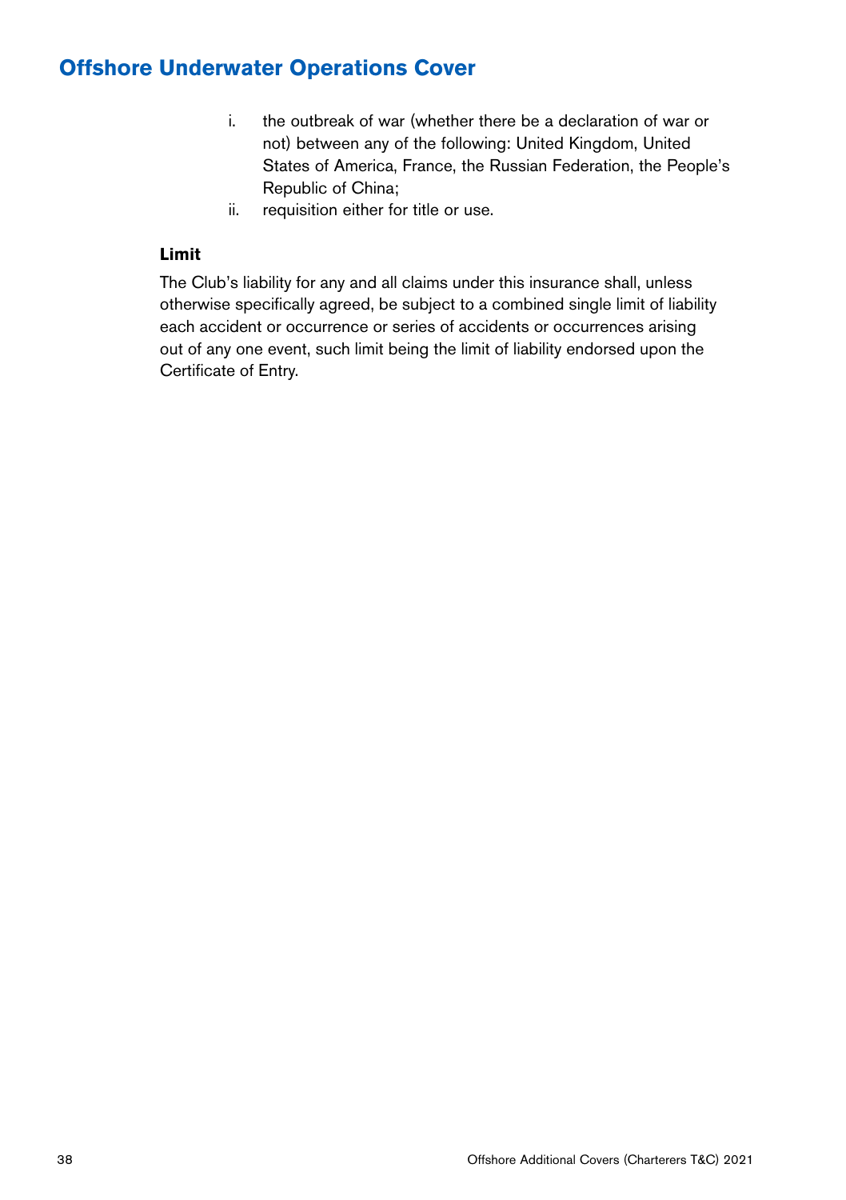# Offshore Underwater Operations Cover

i. the outbreak of war (whether there be a declaration of war or not) between any of the following: United Kingdom, United States of America, France, the Russian Federation, the People's Republic of China;

ii. requisition either for title or use.

**Limit**

The Club's liability for any and all claims under this insurance shall, unless otherwise specifically agreed, be subject to a combined single limit of liability each accident or occurrence or series of accidents or occurrences arising out of any one event, such limit being the limit of liability endorsed upon the Certificate of Entry.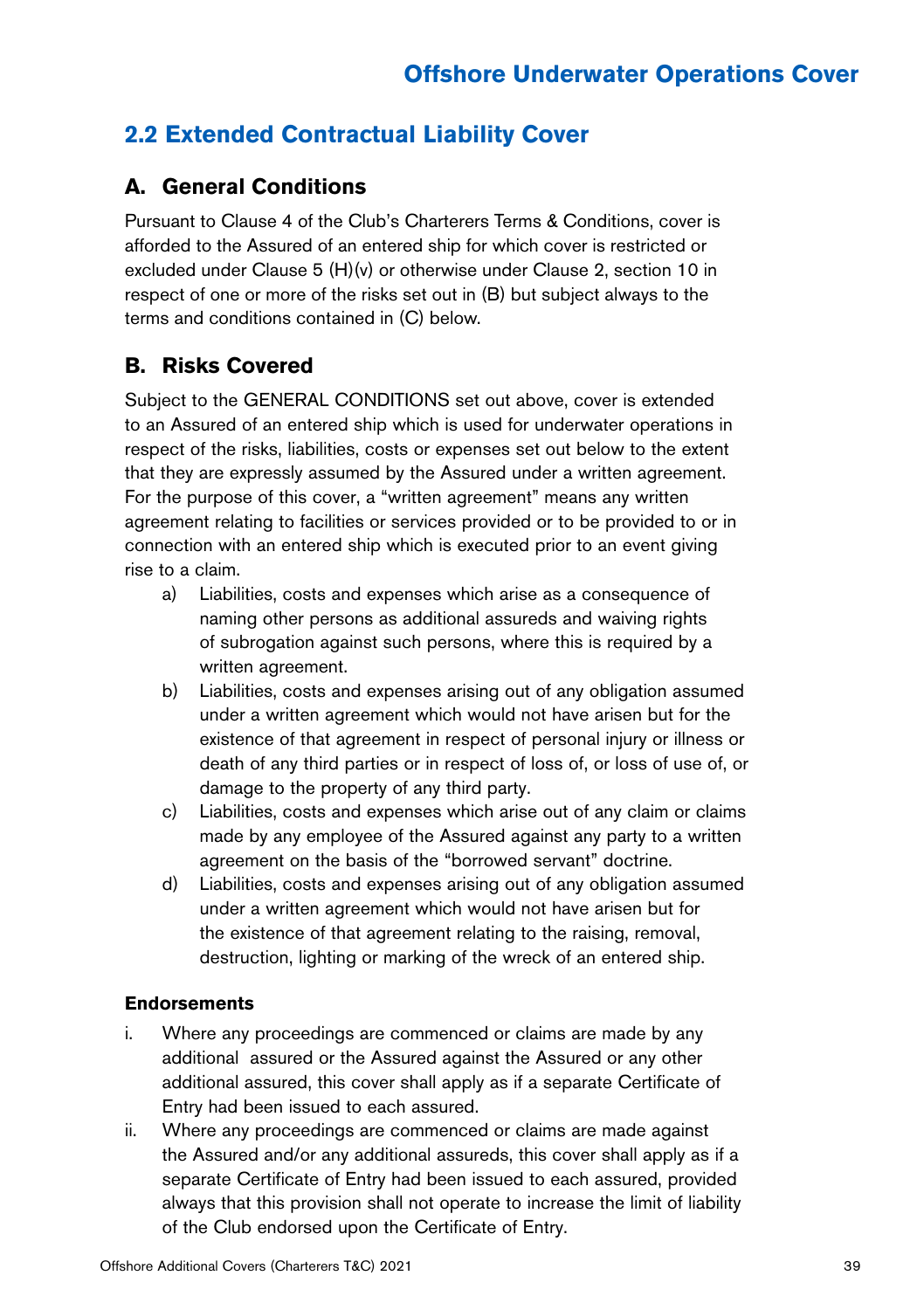## 2.2 Extended Contractual Liability Cover

### A. General Conditions

Pursuant to Clause 4 of the Club's Charterers Terms & Conditions, cover is afforded to the Assured of an entered ship for which cover is restricted or excluded under Clause 5 (H)(v) or otherwise under Clause 2, section 10 in respect of one or more of the risks set out in (B) but subject always to the terms and conditions contained in (C) below.

### B. Risks Covered

Subject to the GENERAL CONDITIONS set out above, cover is extended to an Assured of an entered ship which is used for underwater operations in respect of the risks, liabilities, costs or expenses set out below to the extent that they are expressly assumed by the Assured under a written agreement. For the purpose of this cover, a "written agreement" means any written agreement relating to facilities or services provided or to be provided to or in connection with an entered ship which is executed prior to an event giving rise to a claim.

a) Liabilities, costs and expenses which arise as a consequence of naming other persons as additional assureds and waiving rights of subrogation against such persons, where this is required by a written agreement.
b) Liabilities, costs and expenses arising out of any obligation assumed under a written agreement which would not have arisen but for the existence of that agreement in respect of personal injury or illness or death of any third parties or in respect of loss of, or loss of use of, or damage to the property of any third party.
c) Liabilities, costs and expenses which arise out of any claim or claims made by any employee of the Assured against any party to a written agreement on the basis of the "borrowed servant" doctrine.
d) Liabilities, costs and expenses arising out of any obligation assumed under a written agreement which would not have arisen but for the existence of that agreement relating to the raising, removal, destruction, lighting or marking of the wreck of an entered ship.

#### Endorsements

i. Where any proceedings are commenced or claims are made by any additional assured or the Assured against the Assured or any other additional assured, this cover shall apply as if a separate Certificate of Entry had been issued to each assured.
ii. Where any proceedings are commenced or claims are made against the Assured and/or any additional assureds, this cover shall apply as if a separate Certificate of Entry had been issued to each assured, provided always that this provision shall not operate to increase the limit of liability of the Club endorsed upon the Certificate of Entry.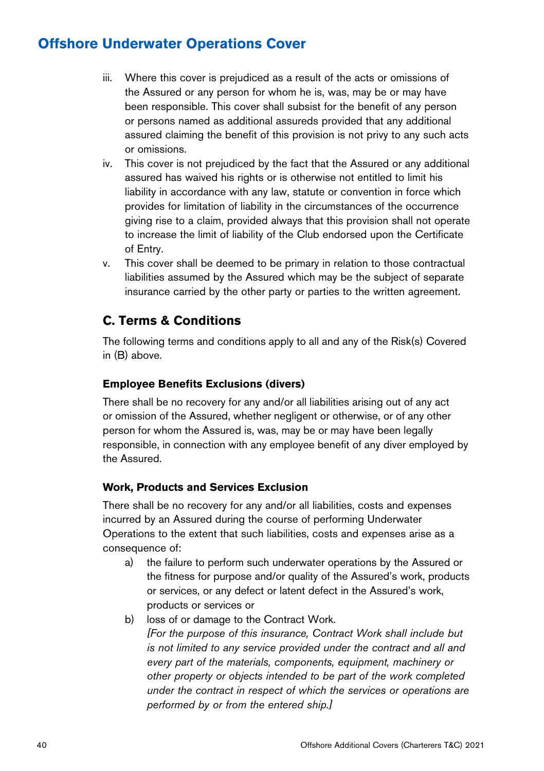# Offshore Underwater Operations Cover

iii. Where this cover is prejudiced as a result of the acts or omissions of the Assured or any person for whom he is, was, may be or may have been responsible. This cover shall subsist for the benefit of any person or persons named as additional assureds provided that any additional assured claiming the benefit of this provision is not privy to any such acts or omissions.

iv. This cover is not prejudiced by the fact that the Assured or any additional assured has waived his rights or is otherwise not entitled to limit his liability in accordance with any law, statute or convention in force which provides for limitation of liability in the circumstances of the occurrence giving rise to a claim, provided always that this provision shall not operate to increase the limit of liability of the Club endorsed upon the Certificate of Entry.

v. This cover shall be deemed to be primary in relation to those contractual liabilities assumed by the Assured which may be the subject of separate insurance carried by the other party or parties to the written agreement.

## C. Terms & Conditions

The following terms and conditions apply to all and any of the Risk(s) Covered in (B) above.

### Employee Benefits Exclusions (divers)

There shall be no recovery for any and/or all liabilities arising out of any act or omission of the Assured, whether negligent or otherwise, or of any other person for whom the Assured is, was, may be or may have been legally responsible, in connection with any employee benefit of any diver employed by the Assured.

### Work, Products and Services Exclusion

There shall be no recovery for any and/or all liabilities, costs and expenses incurred by an Assured during the course of performing Underwater Operations to the extent that such liabilities, costs and expenses arise as a consequence of:

a) the failure to perform such underwater operations by the Assured or the fitness for purpose and/or quality of the Assured's work, products or services, or any defect or latent defect in the Assured's work, products or services or

b) loss of or damage to the Contract Work.
*[For the purpose of this insurance, Contract Work shall include but is not limited to any service provided under the contract and all and every part of the materials, components, equipment, machinery or other property or objects intended to be part of the work completed under the contract in respect of which the services or operations are performed by or from the entered ship.]*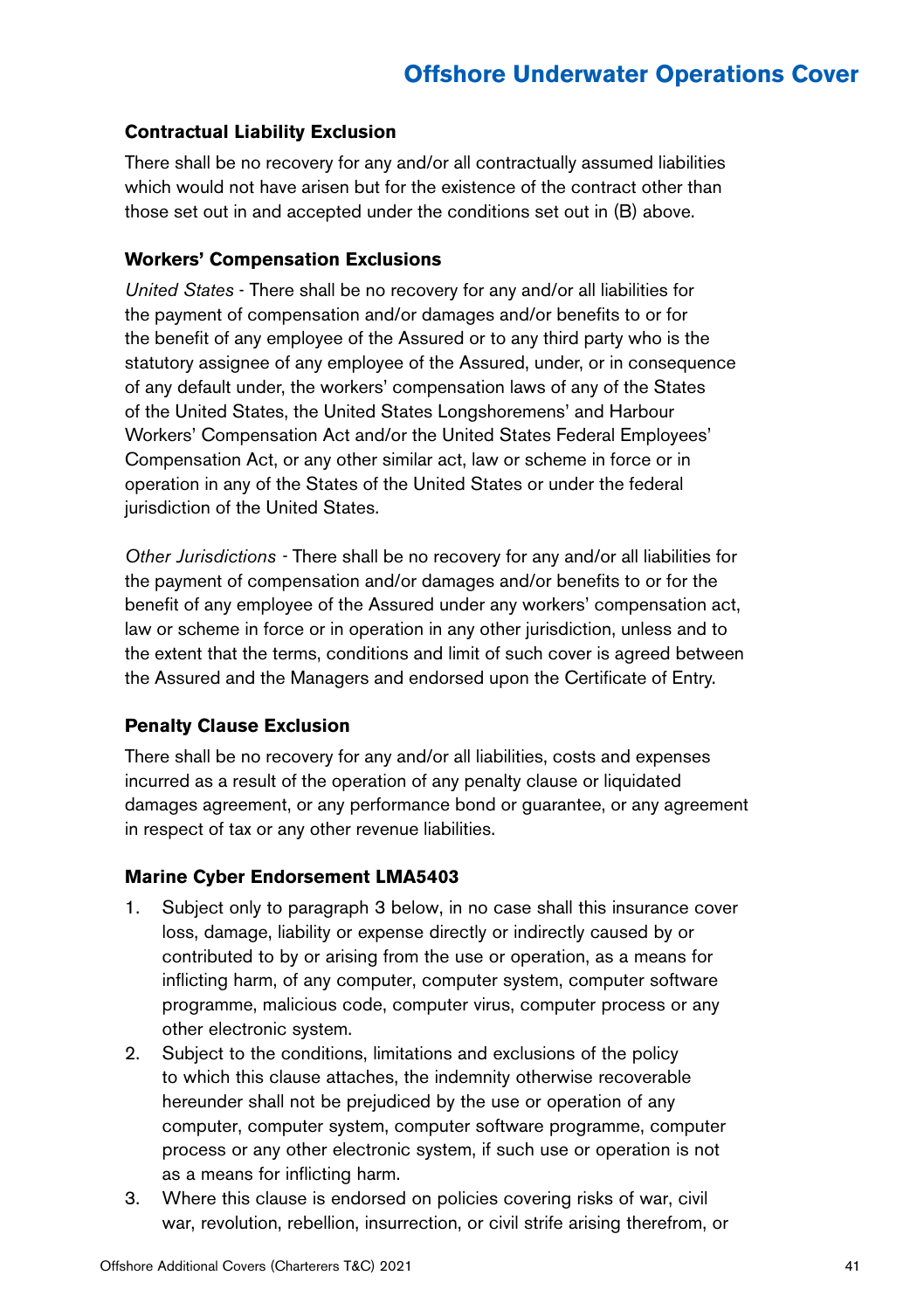### Contractual Liability Exclusion

There shall be no recovery for any and/or all contractually assumed liabilities which would not have arisen but for the existence of the contract other than those set out in and accepted under the conditions set out in (B) above.

### Workers' Compensation Exclusions

*United States* - There shall be no recovery for any and/or all liabilities for the payment of compensation and/or damages and/or benefits to or for the benefit of any employee of the Assured or to any third party who is the statutory assignee of any employee of the Assured, under, or in consequence of any default under, the workers' compensation laws of any of the States of the United States, the United States Longshoremens' and Harbour Workers' Compensation Act and/or the United States Federal Employees' Compensation Act, or any other similar act, law or scheme in force or in operation in any of the States of the United States or under the federal jurisdiction of the United States.

*Other Jurisdictions* - There shall be no recovery for any and/or all liabilities for the payment of compensation and/or damages and/or benefits to or for the benefit of any employee of the Assured under any workers' compensation act, law or scheme in force or in operation in any other jurisdiction, unless and to the extent that the terms, conditions and limit of such cover is agreed between the Assured and the Managers and endorsed upon the Certificate of Entry.

### Penalty Clause Exclusion

There shall be no recovery for any and/or all liabilities, costs and expenses incurred as a result of the operation of any penalty clause or liquidated damages agreement, or any performance bond or guarantee, or any agreement in respect of tax or any other revenue liabilities.

### Marine Cyber Endorsement LMA5403

1. Subject only to paragraph 3 below, in no case shall this insurance cover loss, damage, liability or expense directly or indirectly caused by or contributed to by or arising from the use or operation, as a means for inflicting harm, of any computer, computer system, computer software programme, malicious code, computer virus, computer process or any other electronic system.
2. Subject to the conditions, limitations and exclusions of the policy to which this clause attaches, the indemnity otherwise recoverable hereunder shall not be prejudiced by the use or operation of any computer, computer system, computer software programme, computer process or any other electronic system, if such use or operation is not as a means for inflicting harm.
3. Where this clause is endorsed on policies covering risks of war, civil war, revolution, rebellion, insurrection, or civil strife arising therefrom, or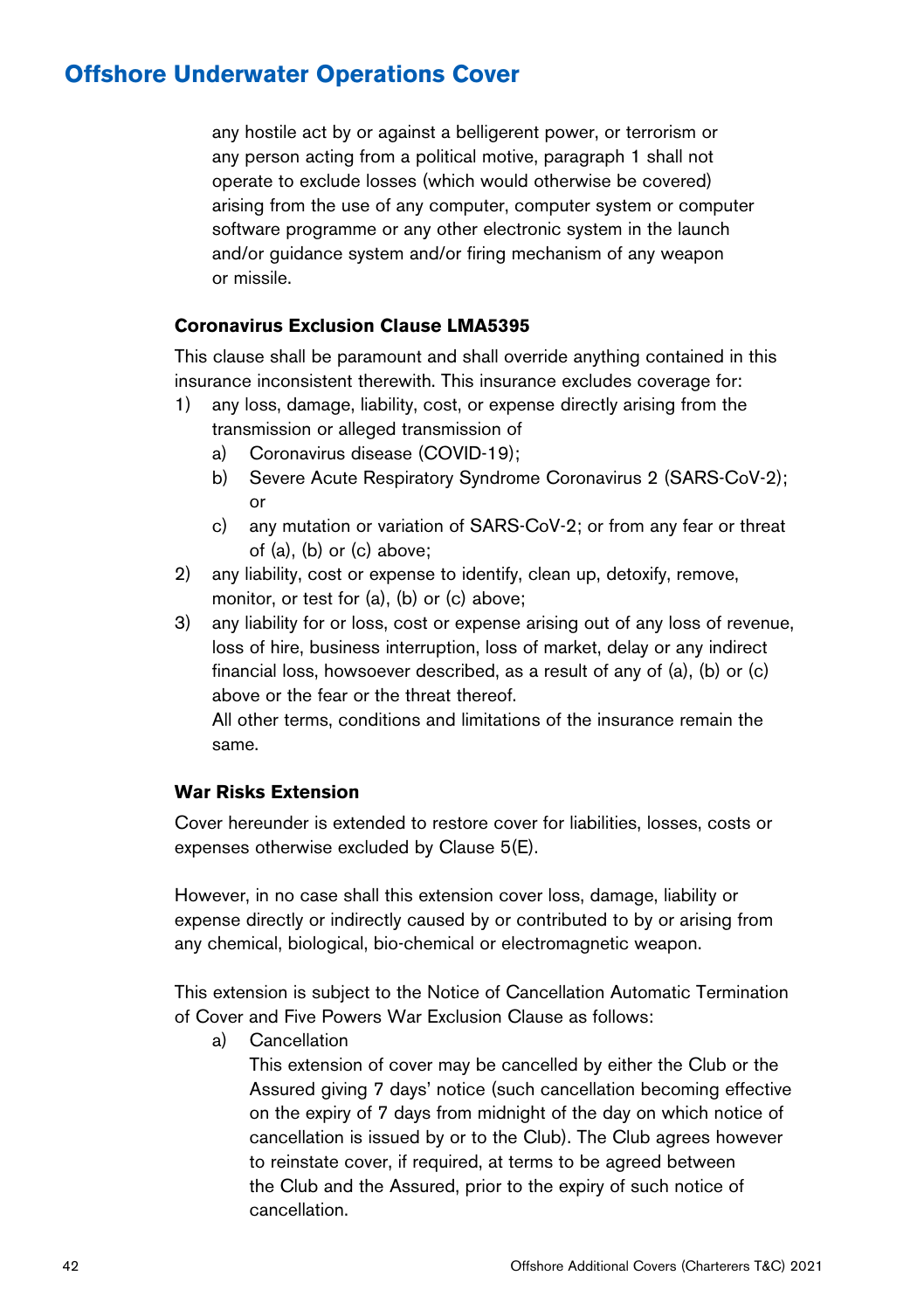any hostile act by or against a belligerent power, or terrorism or any person acting from a political motive, paragraph 1 shall not operate to exclude losses (which would otherwise be covered) arising from the use of any computer, computer system or computer software programme or any other electronic system in the launch and/or guidance system and/or firing mechanism of any weapon or missile.

**Coronavirus Exclusion Clause LMA5395**

This clause shall be paramount and shall override anything contained in this insurance inconsistent therewith. This insurance excludes coverage for:

1) any loss, damage, liability, cost, or expense directly arising from the transmission or alleged transmission of
   a) Coronavirus disease (COVID-19);
   b) Severe Acute Respiratory Syndrome Coronavirus 2 (SARS-CoV-2); or
   c) any mutation or variation of SARS-CoV-2; or from any fear or threat of (a), (b) or (c) above;
2) any liability, cost or expense to identify, clean up, detoxify, remove, monitor, or test for (a), (b) or (c) above;
3) any liability for or loss, cost or expense arising out of any loss of revenue, loss of hire, business interruption, loss of market, delay or any indirect financial loss, howsoever described, as a result of any of (a), (b) or (c) above or the fear or the threat thereof.

   All other terms, conditions and limitations of the insurance remain the same.

**War Risks Extension**

Cover hereunder is extended to restore cover for liabilities, losses, costs or expenses otherwise excluded by Clause 5(E).

However, in no case shall this extension cover loss, damage, liability or expense directly or indirectly caused by or contributed to by or arising from any chemical, biological, bio-chemical or electromagnetic weapon.

This extension is subject to the Notice of Cancellation Automatic Termination of Cover and Five Powers War Exclusion Clause as follows:

a) Cancellation

   This extension of cover may be cancelled by either the Club or the Assured giving 7 days' notice (such cancellation becoming effective on the expiry of 7 days from midnight of the day on which notice of cancellation is issued by or to the Club). The Club agrees however to reinstate cover, if required, at terms to be agreed between the Club and the Assured, prior to the expiry of such notice of cancellation.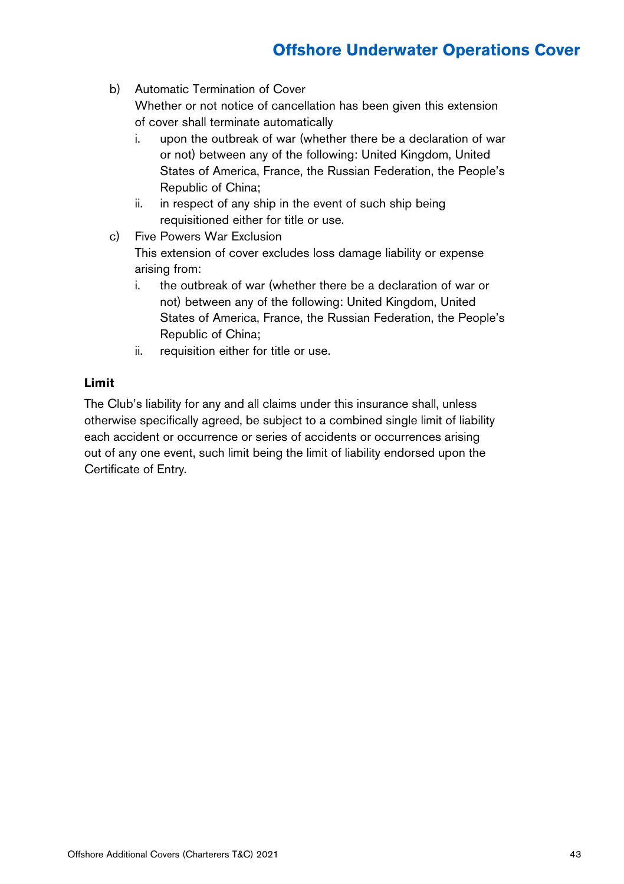b) Automatic Termination of Cover

   Whether or not notice of cancellation has been given this extension of cover shall terminate automatically

   i. upon the outbreak of war (whether there be a declaration of war or not) between any of the following: United Kingdom, United States of America, France, the Russian Federation, the People's Republic of China;

   ii. in respect of any ship in the event of such ship being requisitioned either for title or use.

c) Five Powers War Exclusion

   This extension of cover excludes loss damage liability or expense arising from:

   i. the outbreak of war (whether there be a declaration of war or not) between any of the following: United Kingdom, United States of America, France, the Russian Federation, the People's Republic of China;

   ii. requisition either for title or use.

**Limit**

The Club's liability for any and all claims under this insurance shall, unless otherwise specifically agreed, be subject to a combined single limit of liability each accident or occurrence or series of accidents or occurrences arising out of any one event, such limit being the limit of liability endorsed upon the Certificate of Entry.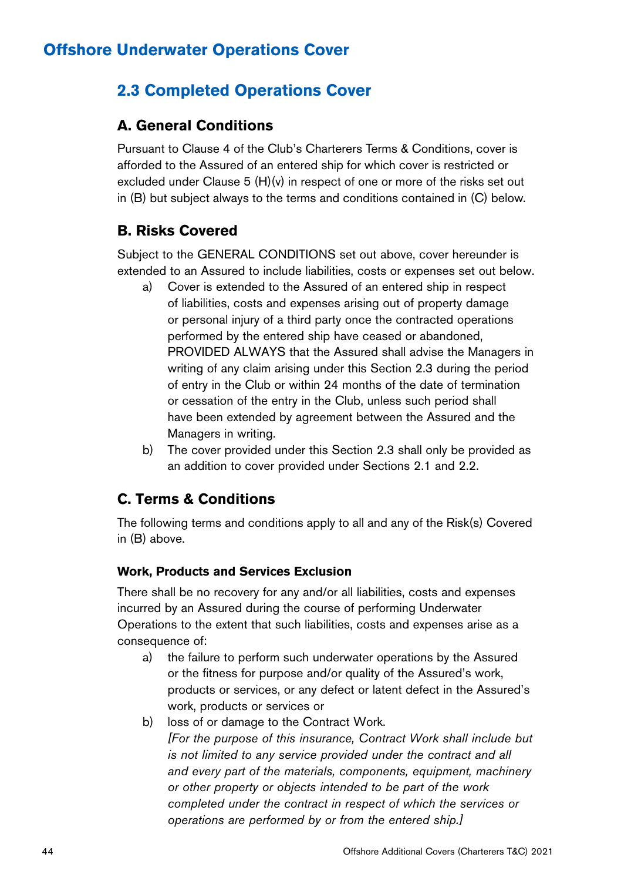# Offshore Underwater Operations Cover

## 2.3 Completed Operations Cover

### A. General Conditions

Pursuant to Clause 4 of the Club's Charterers Terms & Conditions, cover is afforded to the Assured of an entered ship for which cover is restricted or excluded under Clause 5 (H)(v) in respect of one or more of the risks set out in (B) but subject always to the terms and conditions contained in (C) below.

### B. Risks Covered

Subject to the GENERAL CONDITIONS set out above, cover hereunder is extended to an Assured to include liabilities, costs or expenses set out below.

a) Cover is extended to the Assured of an entered ship in respect of liabilities, costs and expenses arising out of property damage or personal injury of a third party once the contracted operations performed by the entered ship have ceased or abandoned, PROVIDED ALWAYS that the Assured shall advise the Managers in writing of any claim arising under this Section 2.3 during the period of entry in the Club or within 24 months of the date of termination or cessation of the entry in the Club, unless such period shall have been extended by agreement between the Assured and the Managers in writing.

b) The cover provided under this Section 2.3 shall only be provided as an addition to cover provided under Sections 2.1 and 2.2.

### C. Terms & Conditions

The following terms and conditions apply to all and any of the Risk(s) Covered in (B) above.

#### Work, Products and Services Exclusion

There shall be no recovery for any and/or all liabilities, costs and expenses incurred by an Assured during the course of performing Underwater Operations to the extent that such liabilities, costs and expenses arise as a consequence of:

a) the failure to perform such underwater operations by the Assured or the fitness for purpose and/or quality of the Assured's work, products or services, or any defect or latent defect in the Assured's work, products or services or

b) loss of or damage to the Contract Work.
*[For the purpose of this insurance, Contract Work shall include but is not limited to any service provided under the contract and all and every part of the materials, components, equipment, machinery or other property or objects intended to be part of the work completed under the contract in respect of which the services or operations are performed by or from the entered ship.]*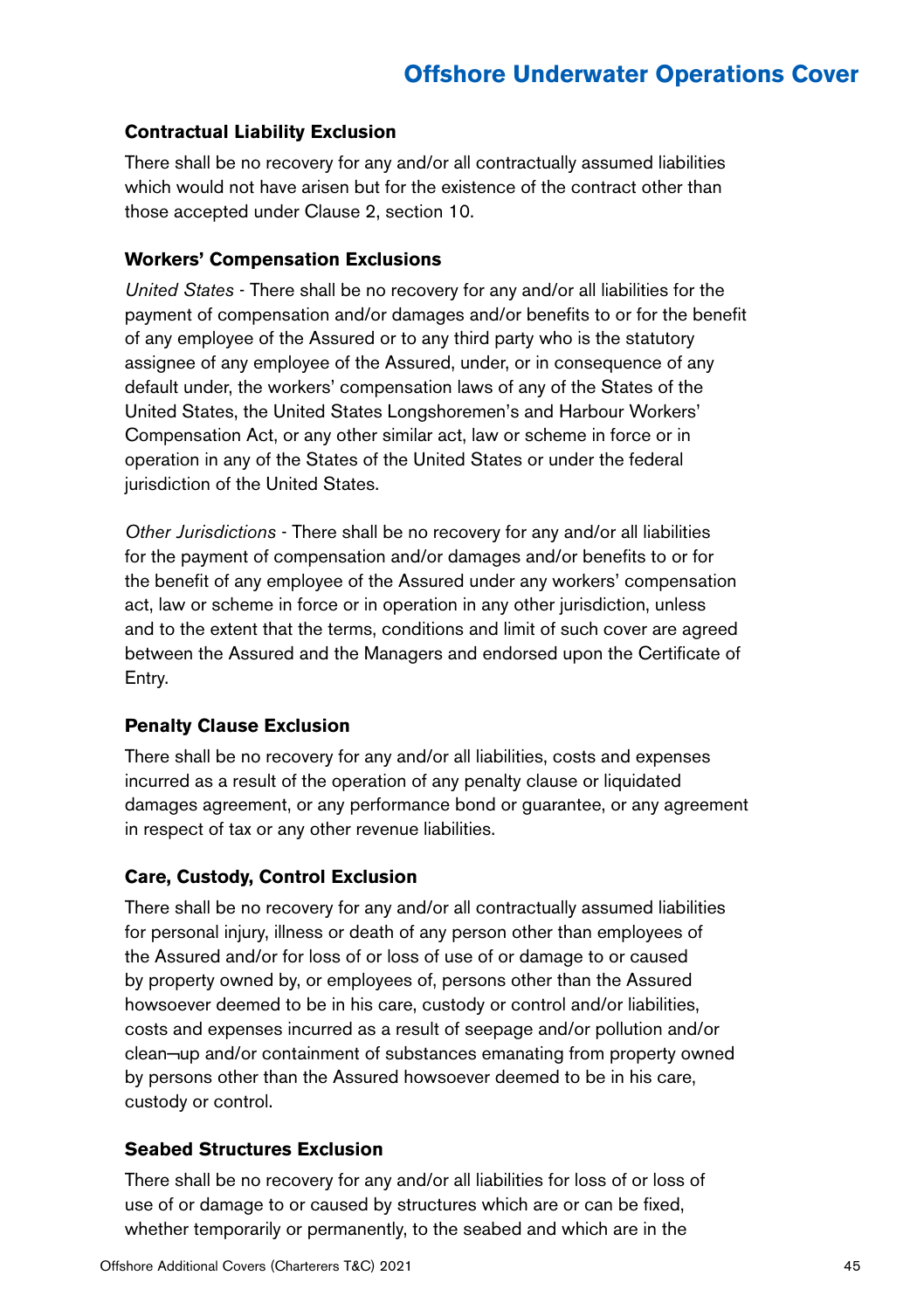### Contractual Liability Exclusion

There shall be no recovery for any and/or all contractually assumed liabilities which would not have arisen but for the existence of the contract other than those accepted under Clause 2, section 10.

### Workers' Compensation Exclusions

*United States* - There shall be no recovery for any and/or all liabilities for the payment of compensation and/or damages and/or benefits to or for the benefit of any employee of the Assured or to any third party who is the statutory assignee of any employee of the Assured, under, or in consequence of any default under, the workers' compensation laws of any of the States of the United States, the United States Longshoremen's and Harbour Workers' Compensation Act, or any other similar act, law or scheme in force or in operation in any of the States of the United States or under the federal jurisdiction of the United States.

*Other Jurisdictions* - There shall be no recovery for any and/or all liabilities for the payment of compensation and/or damages and/or benefits to or for the benefit of any employee of the Assured under any workers' compensation act, law or scheme in force or in operation in any other jurisdiction, unless and to the extent that the terms, conditions and limit of such cover are agreed between the Assured and the Managers and endorsed upon the Certificate of Entry.

### Penalty Clause Exclusion

There shall be no recovery for any and/or all liabilities, costs and expenses incurred as a result of the operation of any penalty clause or liquidated damages agreement, or any performance bond or guarantee, or any agreement in respect of tax or any other revenue liabilities.

### Care, Custody, Control Exclusion

There shall be no recovery for any and/or all contractually assumed liabilities for personal injury, illness or death of any person other than employees of the Assured and/or for loss of or loss of use of or damage to or caused by property owned by, or employees of, persons other than the Assured howsoever deemed to be in his care, custody or control and/or liabilities, costs and expenses incurred as a result of seepage and/or pollution and/or clean¬up and/or containment of substances emanating from property owned by persons other than the Assured howsoever deemed to be in his care, custody or control.

### Seabed Structures Exclusion

There shall be no recovery for any and/or all liabilities for loss of or loss of use of or damage to or caused by structures which are or can be fixed, whether temporarily or permanently, to the seabed and which are in the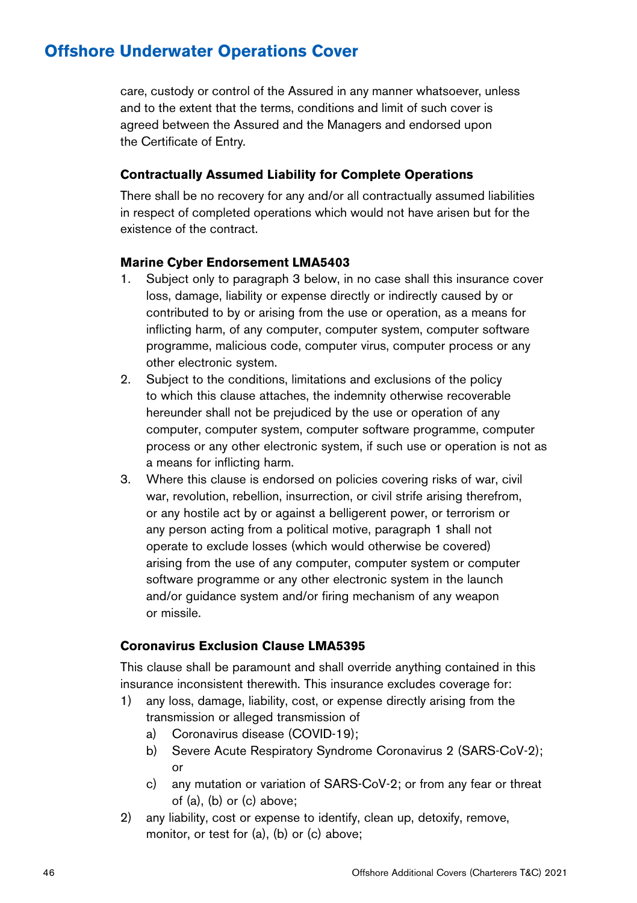# Offshore Underwater Operations Cover

care, custody or control of the Assured in any manner whatsoever, unless and to the extent that the terms, conditions and limit of such cover is agreed between the Assured and the Managers and endorsed upon the Certificate of Entry.

**Contractually Assumed Liability for Complete Operations**

There shall be no recovery for any and/or all contractually assumed liabilities in respect of completed operations which would not have arisen but for the existence of the contract.

**Marine Cyber Endorsement LMA5403**

1. Subject only to paragraph 3 below, in no case shall this insurance cover loss, damage, liability or expense directly or indirectly caused by or contributed to by or arising from the use or operation, as a means for inflicting harm, of any computer, computer system, computer software programme, malicious code, computer virus, computer process or any other electronic system.
2. Subject to the conditions, limitations and exclusions of the policy to which this clause attaches, the indemnity otherwise recoverable hereunder shall not be prejudiced by the use or operation of any computer, computer system, computer software programme, computer process or any other electronic system, if such use or operation is not as a means for inflicting harm.
3. Where this clause is endorsed on policies covering risks of war, civil war, revolution, rebellion, insurrection, or civil strife arising therefrom, or any hostile act by or against a belligerent power, or terrorism or any person acting from a political motive, paragraph 1 shall not operate to exclude losses (which would otherwise be covered) arising from the use of any computer, computer system or computer software programme or any other electronic system in the launch and/or guidance system and/or firing mechanism of any weapon or missile.

**Coronavirus Exclusion Clause LMA5395**

This clause shall be paramount and shall override anything contained in this insurance inconsistent therewith. This insurance excludes coverage for:

1) any loss, damage, liability, cost, or expense directly arising from the transmission or alleged transmission of
   a) Coronavirus disease (COVID-19);
   b) Severe Acute Respiratory Syndrome Coronavirus 2 (SARS-CoV-2); or
   c) any mutation or variation of SARS-CoV-2; or from any fear or threat of (a), (b) or (c) above;
2) any liability, cost or expense to identify, clean up, detoxify, remove, monitor, or test for (a), (b) or (c) above;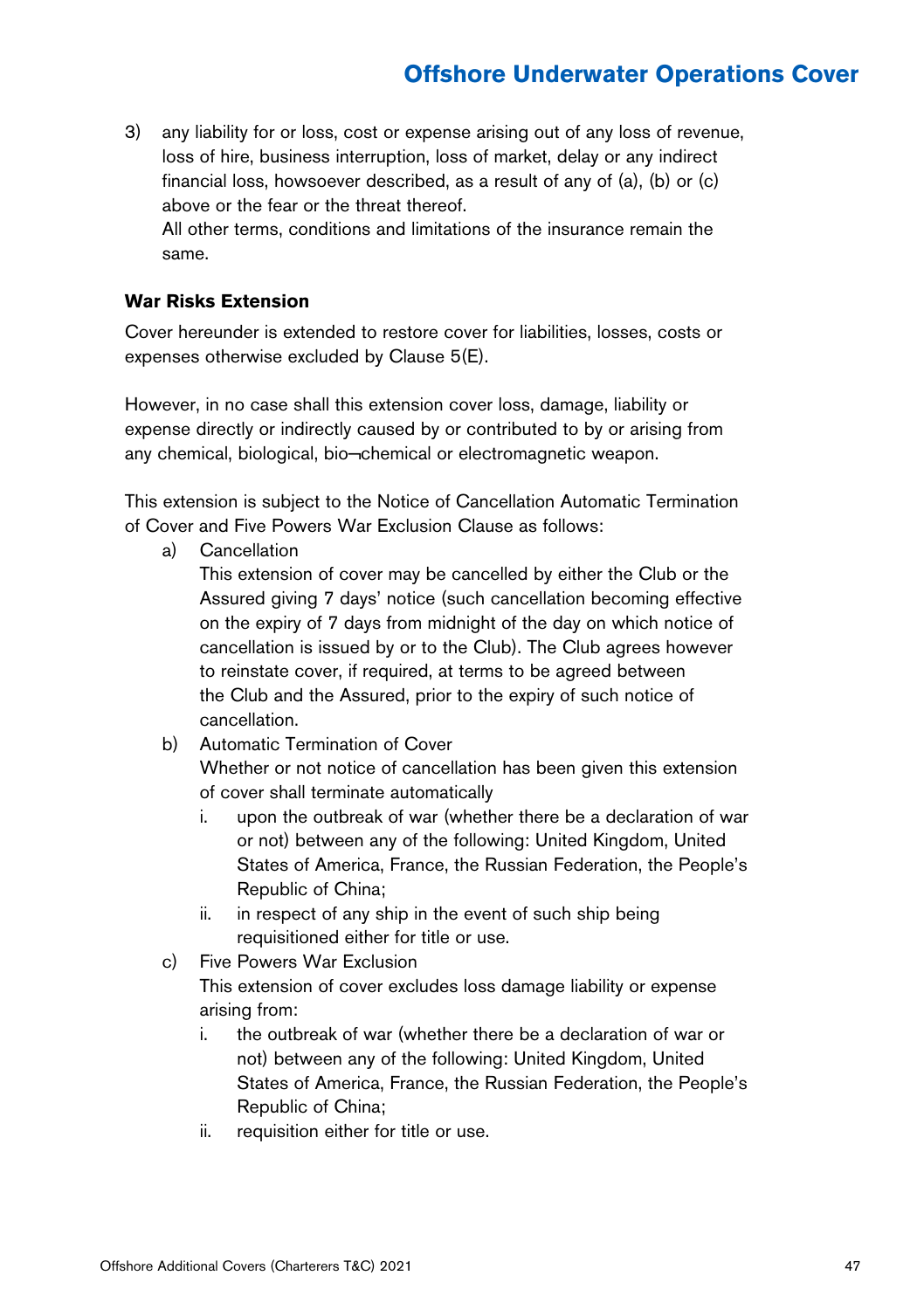3) any liability for or loss, cost or expense arising out of any loss of revenue, loss of hire, business interruption, loss of market, delay or any indirect financial loss, howsoever described, as a result of any of (a), (b) or (c) above or the fear or the threat thereof.
   All other terms, conditions and limitations of the insurance remain the same.

**War Risks Extension**

Cover hereunder is extended to restore cover for liabilities, losses, costs or expenses otherwise excluded by Clause 5(E).

However, in no case shall this extension cover loss, damage, liability or expense directly or indirectly caused by or contributed to by or arising from any chemical, biological, bio¬chemical or electromagnetic weapon.

This extension is subject to the Notice of Cancellation Automatic Termination of Cover and Five Powers War Exclusion Clause as follows:

a) Cancellation
   This extension of cover may be cancelled by either the Club or the Assured giving 7 days' notice (such cancellation becoming effective on the expiry of 7 days from midnight of the day on which notice of cancellation is issued by or to the Club). The Club agrees however to reinstate cover, if required, at terms to be agreed between the Club and the Assured, prior to the expiry of such notice of cancellation.
b) Automatic Termination of Cover
   Whether or not notice of cancellation has been given this extension of cover shall terminate automatically
   i. upon the outbreak of war (whether there be a declaration of war or not) between any of the following: United Kingdom, United States of America, France, the Russian Federation, the People's Republic of China;
   ii. in respect of any ship in the event of such ship being requisitioned either for title or use.
c) Five Powers War Exclusion
   This extension of cover excludes loss damage liability or expense arising from:
   i. the outbreak of war (whether there be a declaration of war or not) between any of the following: United Kingdom, United States of America, France, the Russian Federation, the People's Republic of China;
   ii. requisition either for title or use.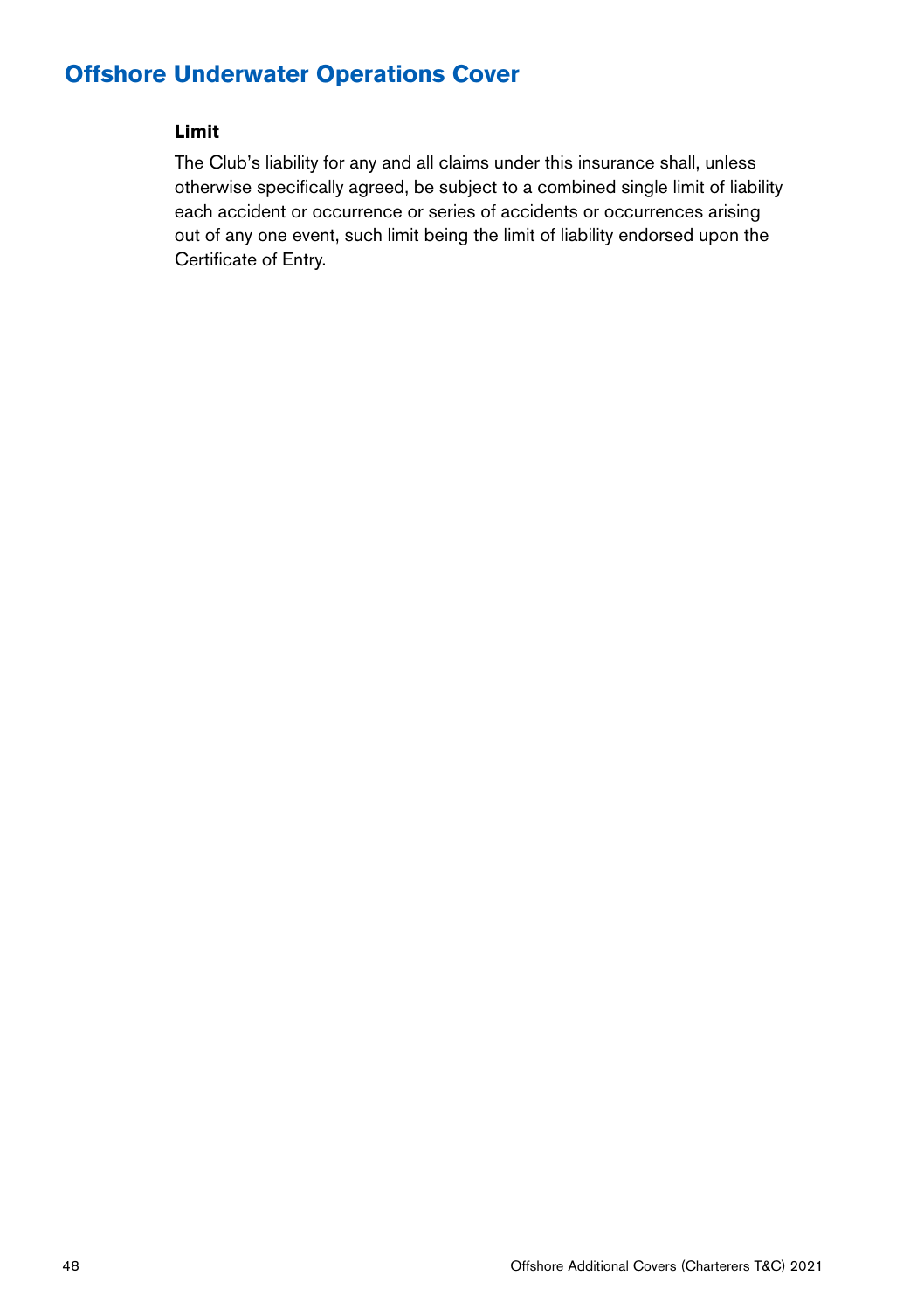## Offshore Underwater Operations Cover

### Limit

The Club's liability for any and all claims under this insurance shall, unless otherwise specifically agreed, be subject to a combined single limit of liability each accident or occurrence or series of accidents or occurrences arising out of any one event, such limit being the limit of liability endorsed upon the Certificate of Entry.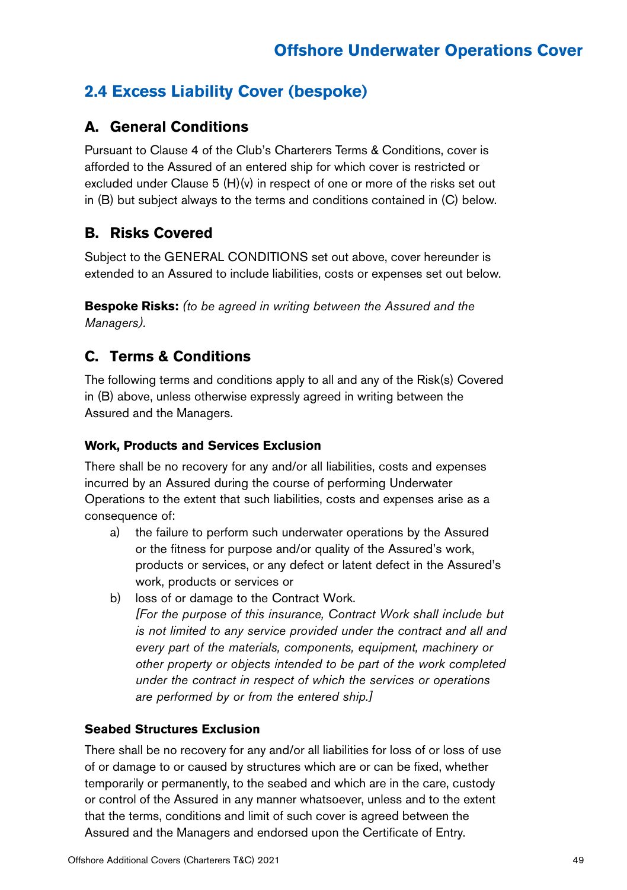## 2.4 Excess Liability Cover (bespoke)

### A. General Conditions

Pursuant to Clause 4 of the Club's Charterers Terms & Conditions, cover is afforded to the Assured of an entered ship for which cover is restricted or excluded under Clause 5 (H)(v) in respect of one or more of the risks set out in (B) but subject always to the terms and conditions contained in (C) below.

### B. Risks Covered

Subject to the GENERAL CONDITIONS set out above, cover hereunder is extended to an Assured to include liabilities, costs or expenses set out below.

**Bespoke Risks:** *(to be agreed in writing between the Assured and the Managers).*

### C. Terms & Conditions

The following terms and conditions apply to all and any of the Risk(s) Covered in (B) above, unless otherwise expressly agreed in writing between the Assured and the Managers.

#### Work, Products and Services Exclusion

There shall be no recovery for any and/or all liabilities, costs and expenses incurred by an Assured during the course of performing Underwater Operations to the extent that such liabilities, costs and expenses arise as a consequence of:

a) the failure to perform such underwater operations by the Assured or the fitness for purpose and/or quality of the Assured's work, products or services, or any defect or latent defect in the Assured's work, products or services or

b) loss of or damage to the Contract Work.
*[For the purpose of this insurance, Contract Work shall include but is not limited to any service provided under the contract and all and every part of the materials, components, equipment, machinery or other property or objects intended to be part of the work completed under the contract in respect of which the services or operations are performed by or from the entered ship.]*

#### Seabed Structures Exclusion

There shall be no recovery for any and/or all liabilities for loss of or loss of use of or damage to or caused by structures which are or can be fixed, whether temporarily or permanently, to the seabed and which are in the care, custody or control of the Assured in any manner whatsoever, unless and to the extent that the terms, conditions and limit of such cover is agreed between the Assured and the Managers and endorsed upon the Certificate of Entry.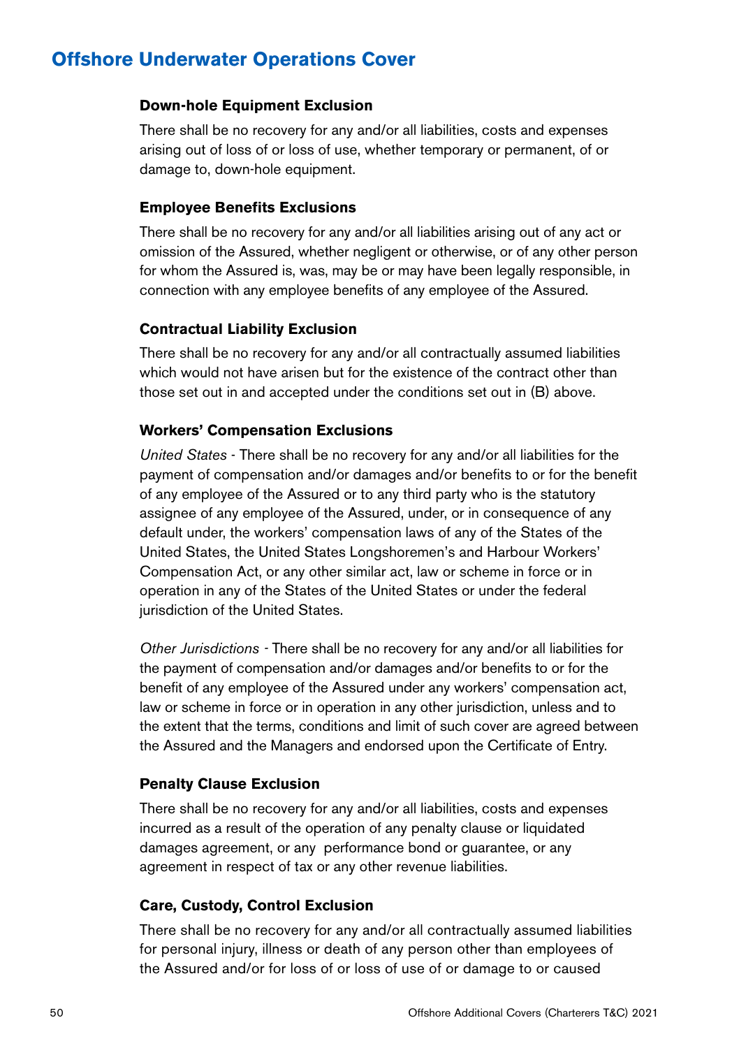## Offshore Underwater Operations Cover

### Down-hole Equipment Exclusion

There shall be no recovery for any and/or all liabilities, costs and expenses arising out of loss of or loss of use, whether temporary or permanent, of or damage to, down-hole equipment.

### Employee Benefits Exclusions

There shall be no recovery for any and/or all liabilities arising out of any act or omission of the Assured, whether negligent or otherwise, or of any other person for whom the Assured is, was, may be or may have been legally responsible, in connection with any employee benefits of any employee of the Assured.

### Contractual Liability Exclusion

There shall be no recovery for any and/or all contractually assumed liabilities which would not have arisen but for the existence of the contract other than those set out in and accepted under the conditions set out in (B) above.

### Workers' Compensation Exclusions

*United States* - There shall be no recovery for any and/or all liabilities for the payment of compensation and/or damages and/or benefits to or for the benefit of any employee of the Assured or to any third party who is the statutory assignee of any employee of the Assured, under, or in consequence of any default under, the workers' compensation laws of any of the States of the United States, the United States Longshoremen's and Harbour Workers' Compensation Act, or any other similar act, law or scheme in force or in operation in any of the States of the United States or under the federal jurisdiction of the United States.

*Other Jurisdictions* - There shall be no recovery for any and/or all liabilities for the payment of compensation and/or damages and/or benefits to or for the benefit of any employee of the Assured under any workers' compensation act, law or scheme in force or in operation in any other jurisdiction, unless and to the extent that the terms, conditions and limit of such cover are agreed between the Assured and the Managers and endorsed upon the Certificate of Entry.

### Penalty Clause Exclusion

There shall be no recovery for any and/or all liabilities, costs and expenses incurred as a result of the operation of any penalty clause or liquidated damages agreement, or any performance bond or guarantee, or any agreement in respect of tax or any other revenue liabilities.

### Care, Custody, Control Exclusion

There shall be no recovery for any and/or all contractually assumed liabilities for personal injury, illness or death of any person other than employees of the Assured and/or for loss of or loss of use of or damage to or caused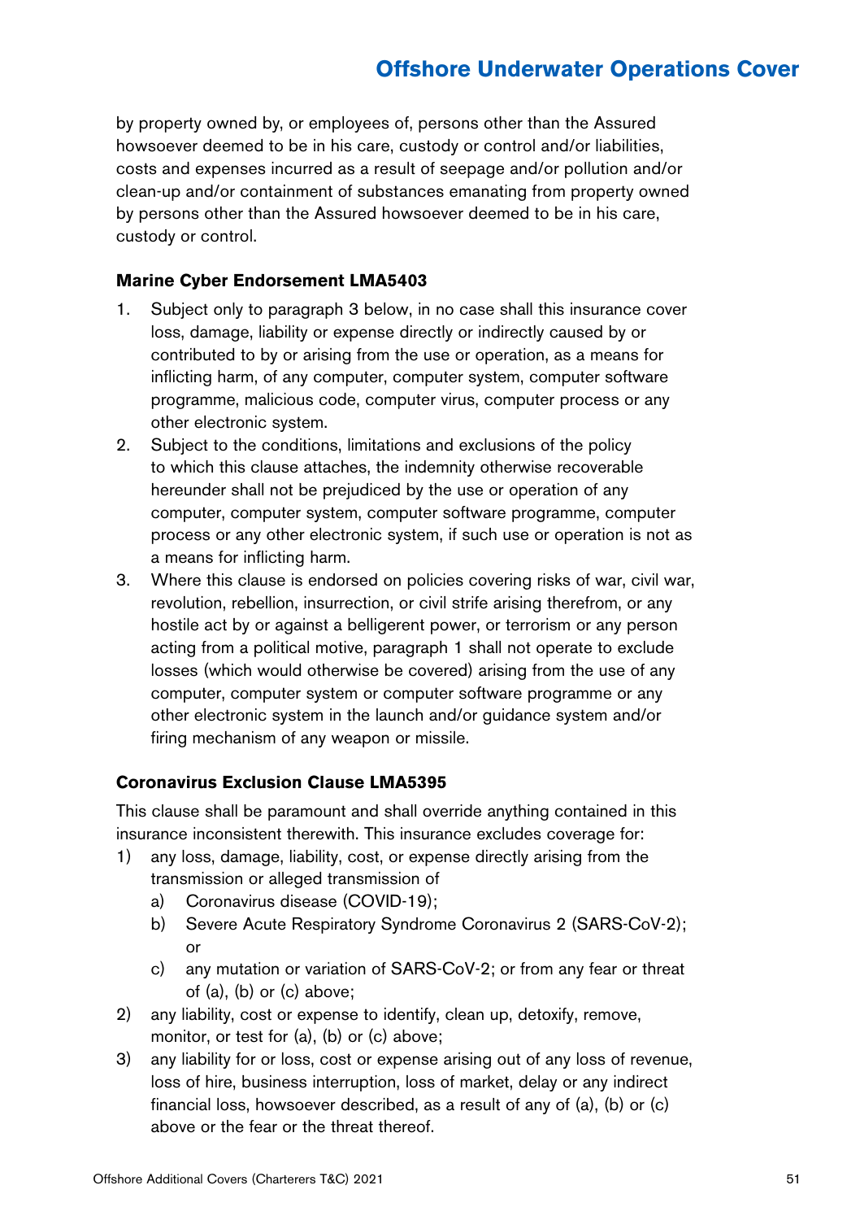by property owned by, or employees of, persons other than the Assured howsoever deemed to be in his care, custody or control and/or liabilities, costs and expenses incurred as a result of seepage and/or pollution and/or clean-up and/or containment of substances emanating from property owned by persons other than the Assured howsoever deemed to be in his care, custody or control.

**Marine Cyber Endorsement LMA5403**

1. Subject only to paragraph 3 below, in no case shall this insurance cover loss, damage, liability or expense directly or indirectly caused by or contributed to by or arising from the use or operation, as a means for inflicting harm, of any computer, computer system, computer software programme, malicious code, computer virus, computer process or any other electronic system.
2. Subject to the conditions, limitations and exclusions of the policy to which this clause attaches, the indemnity otherwise recoverable hereunder shall not be prejudiced by the use or operation of any computer, computer system, computer software programme, computer process or any other electronic system, if such use or operation is not as a means for inflicting harm.
3. Where this clause is endorsed on policies covering risks of war, civil war, revolution, rebellion, insurrection, or civil strife arising therefrom, or any hostile act by or against a belligerent power, or terrorism or any person acting from a political motive, paragraph 1 shall not operate to exclude losses (which would otherwise be covered) arising from the use of any computer, computer system or computer software programme or any other electronic system in the launch and/or guidance system and/or firing mechanism of any weapon or missile.

**Coronavirus Exclusion Clause LMA5395**

This clause shall be paramount and shall override anything contained in this insurance inconsistent therewith. This insurance excludes coverage for:

1) any loss, damage, liability, cost, or expense directly arising from the transmission or alleged transmission of
    a) Coronavirus disease (COVID-19);
    b) Severe Acute Respiratory Syndrome Coronavirus 2 (SARS-CoV-2); or
    c) any mutation or variation of SARS-CoV-2; or from any fear or threat of (a), (b) or (c) above;
2) any liability, cost or expense to identify, clean up, detoxify, remove, monitor, or test for (a), (b) or (c) above;
3) any liability for or loss, cost or expense arising out of any loss of revenue, loss of hire, business interruption, loss of market, delay or any indirect financial loss, howsoever described, as a result of any of (a), (b) or (c) above or the fear or the threat thereof.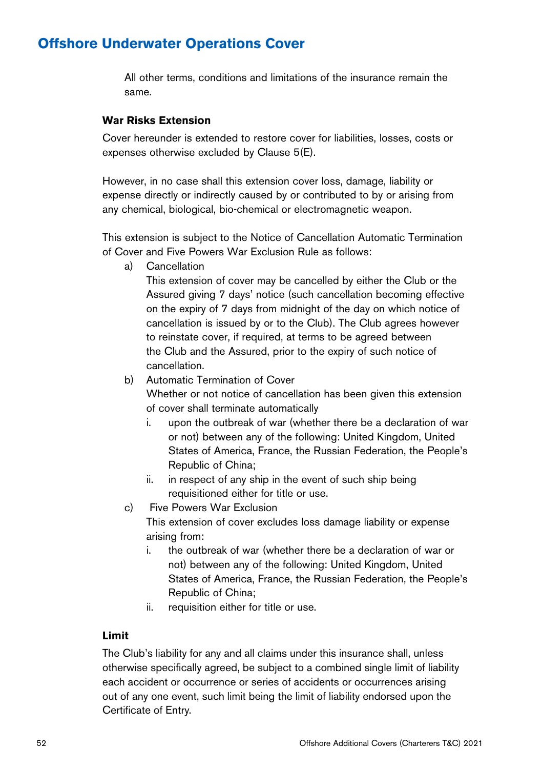# Offshore Underwater Operations Cover

All other terms, conditions and limitations of the insurance remain the same.

### War Risks Extension

Cover hereunder is extended to restore cover for liabilities, losses, costs or expenses otherwise excluded by Clause 5(E).

However, in no case shall this extension cover loss, damage, liability or expense directly or indirectly caused by or contributed to by or arising from any chemical, biological, bio-chemical or electromagnetic weapon.

This extension is subject to the Notice of Cancellation Automatic Termination of Cover and Five Powers War Exclusion Rule as follows:

a) Cancellation
   This extension of cover may be cancelled by either the Club or the Assured giving 7 days' notice (such cancellation becoming effective on the expiry of 7 days from midnight of the day on which notice of cancellation is issued by or to the Club). The Club agrees however to reinstate cover, if required, at terms to be agreed between the Club and the Assured, prior to the expiry of such notice of cancellation.

b) Automatic Termination of Cover
   Whether or not notice of cancellation has been given this extension of cover shall terminate automatically
   i. upon the outbreak of war (whether there be a declaration of war or not) between any of the following: United Kingdom, United States of America, France, the Russian Federation, the People's Republic of China;
   ii. in respect of any ship in the event of such ship being requisitioned either for title or use.

c) Five Powers War Exclusion
   This extension of cover excludes loss damage liability or expense arising from:
   i. the outbreak of war (whether there be a declaration of war or not) between any of the following: United Kingdom, United States of America, France, the Russian Federation, the People's Republic of China;
   ii. requisition either for title or use.

### Limit

The Club's liability for any and all claims under this insurance shall, unless otherwise specifically agreed, be subject to a combined single limit of liability each accident or occurrence or series of accidents or occurrences arising out of any one event, such limit being the limit of liability endorsed upon the Certificate of Entry.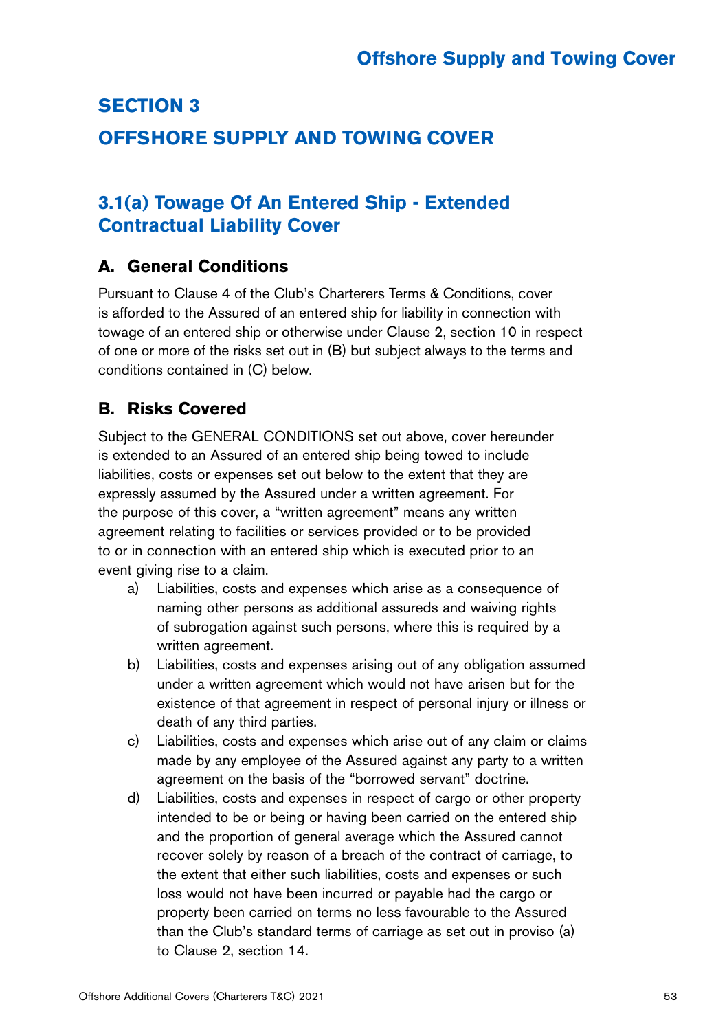# SECTION 3

# OFFSHORE SUPPLY AND TOWING COVER

## 3.1(a) Towage Of An Entered Ship - Extended Contractual Liability Cover

### A. General Conditions

Pursuant to Clause 4 of the Club's Charterers Terms & Conditions, cover is afforded to the Assured of an entered ship for liability in connection with towage of an entered ship or otherwise under Clause 2, section 10 in respect of one or more of the risks set out in (B) but subject always to the terms and conditions contained in (C) below.

### B. Risks Covered

Subject to the GENERAL CONDITIONS set out above, cover hereunder is extended to an Assured of an entered ship being towed to include liabilities, costs or expenses set out below to the extent that they are expressly assumed by the Assured under a written agreement. For the purpose of this cover, a "written agreement" means any written agreement relating to facilities or services provided or to be provided to or in connection with an entered ship which is executed prior to an event giving rise to a claim.

a) Liabilities, costs and expenses which arise as a consequence of naming other persons as additional assureds and waiving rights of subrogation against such persons, where this is required by a written agreement.

b) Liabilities, costs and expenses arising out of any obligation assumed under a written agreement which would not have arisen but for the existence of that agreement in respect of personal injury or illness or death of any third parties.

c) Liabilities, costs and expenses which arise out of any claim or claims made by any employee of the Assured against any party to a written agreement on the basis of the "borrowed servant" doctrine.

d) Liabilities, costs and expenses in respect of cargo or other property intended to be or being or having been carried on the entered ship and the proportion of general average which the Assured cannot recover solely by reason of a breach of the contract of carriage, to the extent that either such liabilities, costs and expenses or such loss would not have been incurred or payable had the cargo or property been carried on terms no less favourable to the Assured than the Club's standard terms of carriage as set out in proviso (a) to Clause 2, section 14.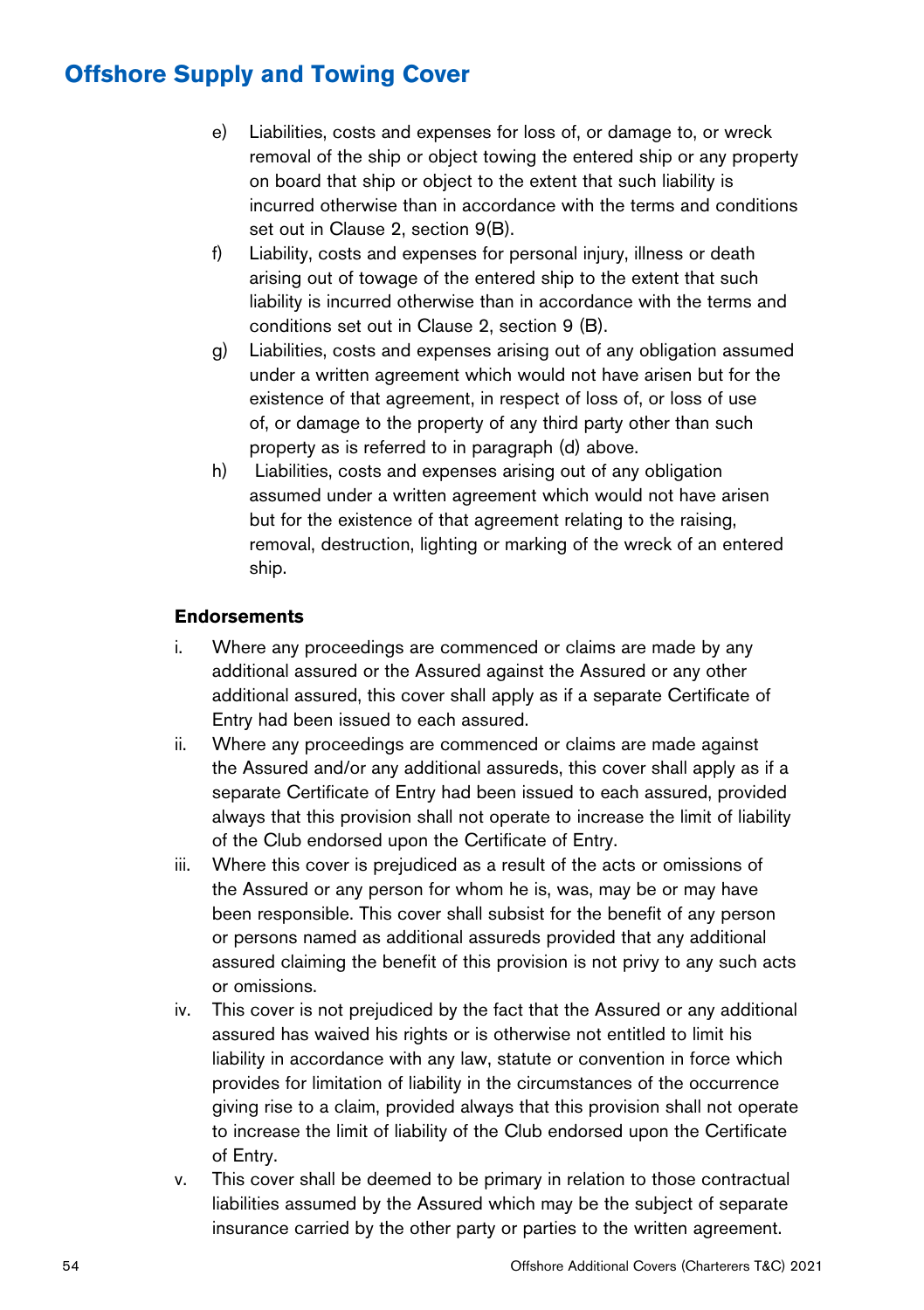# Offshore Supply and Towing Cover

e) Liabilities, costs and expenses for loss of, or damage to, or wreck removal of the ship or object towing the entered ship or any property on board that ship or object to the extent that such liability is incurred otherwise than in accordance with the terms and conditions set out in Clause 2, section 9(B).

f) Liability, costs and expenses for personal injury, illness or death arising out of towage of the entered ship to the extent that such liability is incurred otherwise than in accordance with the terms and conditions set out in Clause 2, section 9 (B).

g) Liabilities, costs and expenses arising out of any obligation assumed under a written agreement which would not have arisen but for the existence of that agreement, in respect of loss of, or loss of use of, or damage to the property of any third party other than such property as is referred to in paragraph (d) above.

h) Liabilities, costs and expenses arising out of any obligation assumed under a written agreement which would not have arisen but for the existence of that agreement relating to the raising, removal, destruction, lighting or marking of the wreck of an entered ship.

**Endorsements**

i. Where any proceedings are commenced or claims are made by any additional assured or the Assured against the Assured or any other additional assured, this cover shall apply as if a separate Certificate of Entry had been issued to each assured.

ii. Where any proceedings are commenced or claims are made against the Assured and/or any additional assureds, this cover shall apply as if a separate Certificate of Entry had been issued to each assured, provided always that this provision shall not operate to increase the limit of liability of the Club endorsed upon the Certificate of Entry.

iii. Where this cover is prejudiced as a result of the acts or omissions of the Assured or any person for whom he is, was, may be or may have been responsible. This cover shall subsist for the benefit of any person or persons named as additional assureds provided that any additional assured claiming the benefit of this provision is not privy to any such acts or omissions.

iv. This cover is not prejudiced by the fact that the Assured or any additional assured has waived his rights or is otherwise not entitled to limit his liability in accordance with any law, statute or convention in force which provides for limitation of liability in the circumstances of the occurrence giving rise to a claim, provided always that this provision shall not operate to increase the limit of liability of the Club endorsed upon the Certificate of Entry.

v. This cover shall be deemed to be primary in relation to those contractual liabilities assumed by the Assured which may be the subject of separate insurance carried by the other party or parties to the written agreement.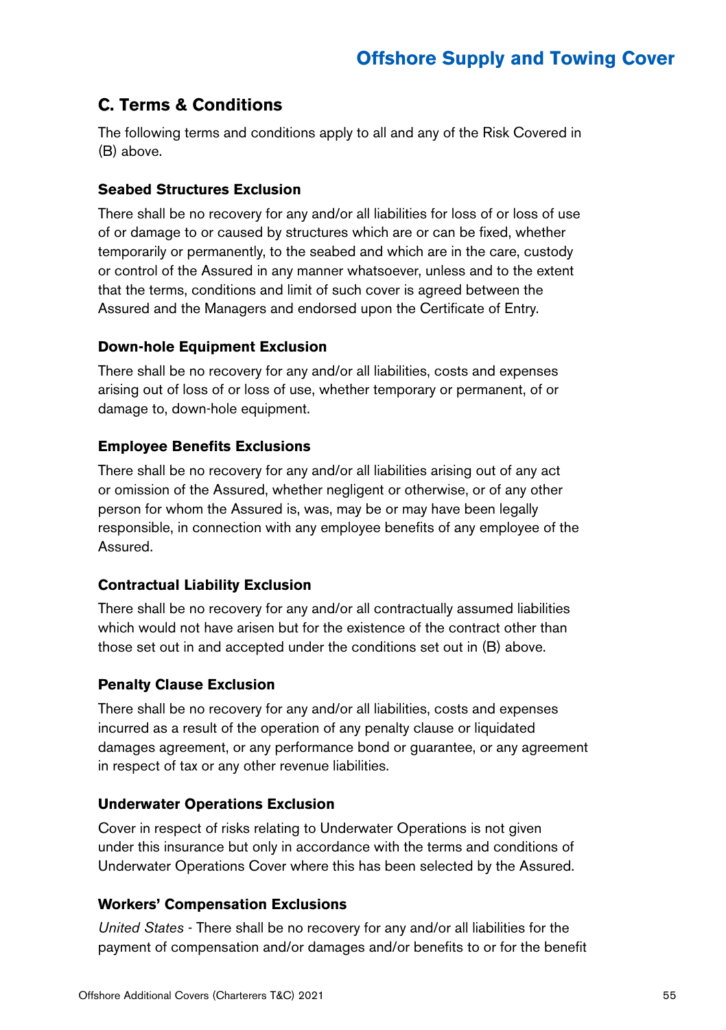## C. Terms & Conditions

The following terms and conditions apply to all and any of the Risk Covered in (B) above.

### Seabed Structures Exclusion

There shall be no recovery for any and/or all liabilities for loss of or loss of use of or damage to or caused by structures which are or can be fixed, whether temporarily or permanently, to the seabed and which are in the care, custody or control of the Assured in any manner whatsoever, unless and to the extent that the terms, conditions and limit of such cover is agreed between the Assured and the Managers and endorsed upon the Certificate of Entry.

### Down-hole Equipment Exclusion

There shall be no recovery for any and/or all liabilities, costs and expenses arising out of loss of or loss of use, whether temporary or permanent, of or damage to, down-hole equipment.

### Employee Benefits Exclusions

There shall be no recovery for any and/or all liabilities arising out of any act or omission of the Assured, whether negligent or otherwise, or of any other person for whom the Assured is, was, may be or may have been legally responsible, in connection with any employee benefits of any employee of the Assured.

### Contractual Liability Exclusion

There shall be no recovery for any and/or all contractually assumed liabilities which would not have arisen but for the existence of the contract other than those set out in and accepted under the conditions set out in (B) above.

### Penalty Clause Exclusion

There shall be no recovery for any and/or all liabilities, costs and expenses incurred as a result of the operation of any penalty clause or liquidated damages agreement, or any performance bond or guarantee, or any agreement in respect of tax or any other revenue liabilities.

### Underwater Operations Exclusion

Cover in respect of risks relating to Underwater Operations is not given under this insurance but only in accordance with the terms and conditions of Underwater Operations Cover where this has been selected by the Assured.

### Workers' Compensation Exclusions

*United States* - There shall be no recovery for any and/or all liabilities for the payment of compensation and/or damages and/or benefits to or for the benefit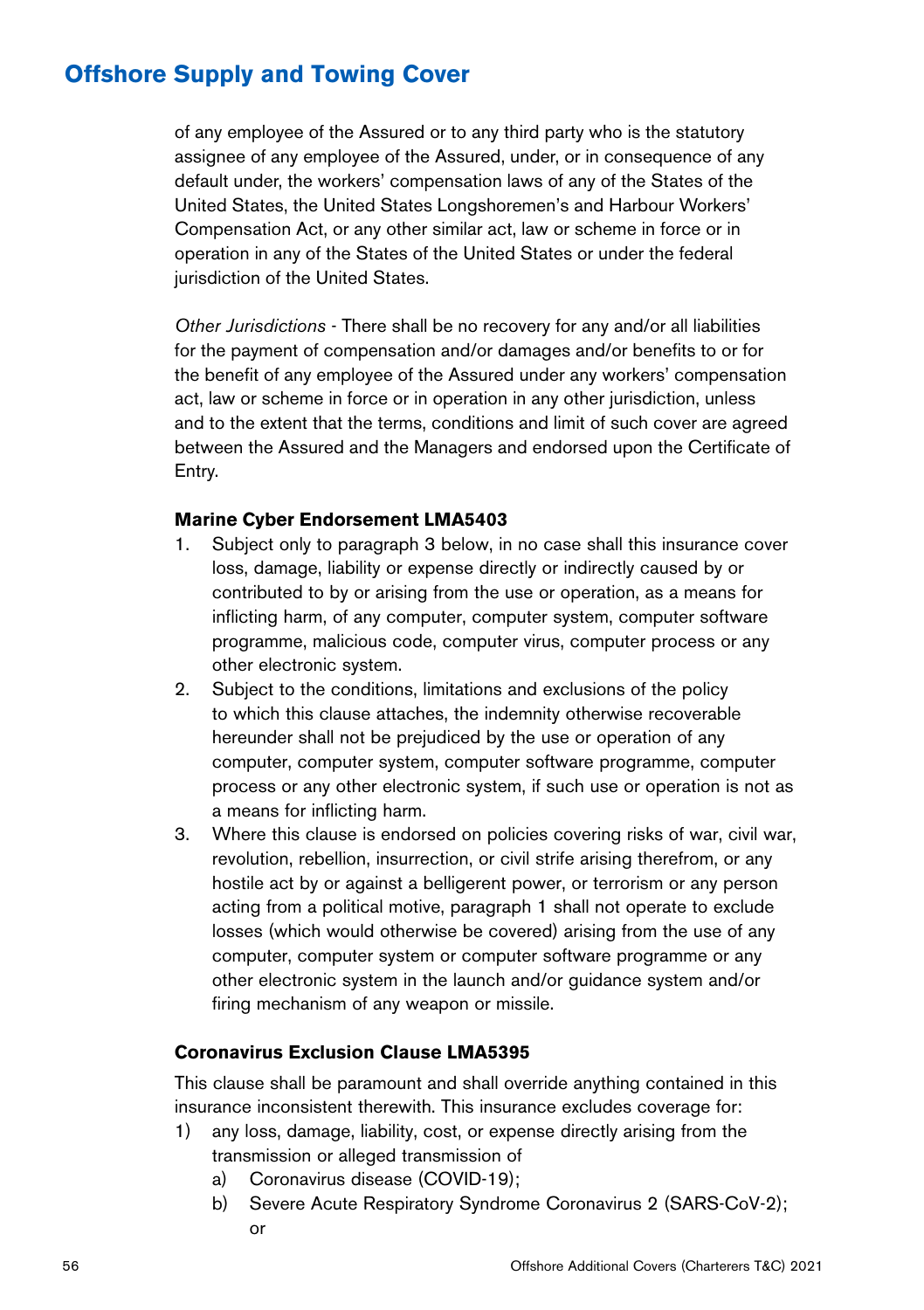of any employee of the Assured or to any third party who is the statutory assignee of any employee of the Assured, under, or in consequence of any default under, the workers' compensation laws of any of the States of the United States, the United States Longshoremen's and Harbour Workers' Compensation Act, or any other similar act, law or scheme in force or in operation in any of the States of the United States or under the federal jurisdiction of the United States.

*Other Jurisdictions* - There shall be no recovery for any and/or all liabilities for the payment of compensation and/or damages and/or benefits to or for the benefit of any employee of the Assured under any workers' compensation act, law or scheme in force or in operation in any other jurisdiction, unless and to the extent that the terms, conditions and limit of such cover are agreed between the Assured and the Managers and endorsed upon the Certificate of Entry.

**Marine Cyber Endorsement LMA5403**

1. Subject only to paragraph 3 below, in no case shall this insurance cover loss, damage, liability or expense directly or indirectly caused by or contributed to by or arising from the use or operation, as a means for inflicting harm, of any computer, computer system, computer software programme, malicious code, computer virus, computer process or any other electronic system.
2. Subject to the conditions, limitations and exclusions of the policy to which this clause attaches, the indemnity otherwise recoverable hereunder shall not be prejudiced by the use or operation of any computer, computer system, computer software programme, computer process or any other electronic system, if such use or operation is not as a means for inflicting harm.
3. Where this clause is endorsed on policies covering risks of war, civil war, revolution, rebellion, insurrection, or civil strife arising therefrom, or any hostile act by or against a belligerent power, or terrorism or any person acting from a political motive, paragraph 1 shall not operate to exclude losses (which would otherwise be covered) arising from the use of any computer, computer system or computer software programme or any other electronic system in the launch and/or guidance system and/or firing mechanism of any weapon or missile.

**Coronavirus Exclusion Clause LMA5395**

This clause shall be paramount and shall override anything contained in this insurance inconsistent therewith. This insurance excludes coverage for:

1) any loss, damage, liability, cost, or expense directly arising from the transmission or alleged transmission of
   a) Coronavirus disease (COVID-19);
   b) Severe Acute Respiratory Syndrome Coronavirus 2 (SARS-CoV-2); or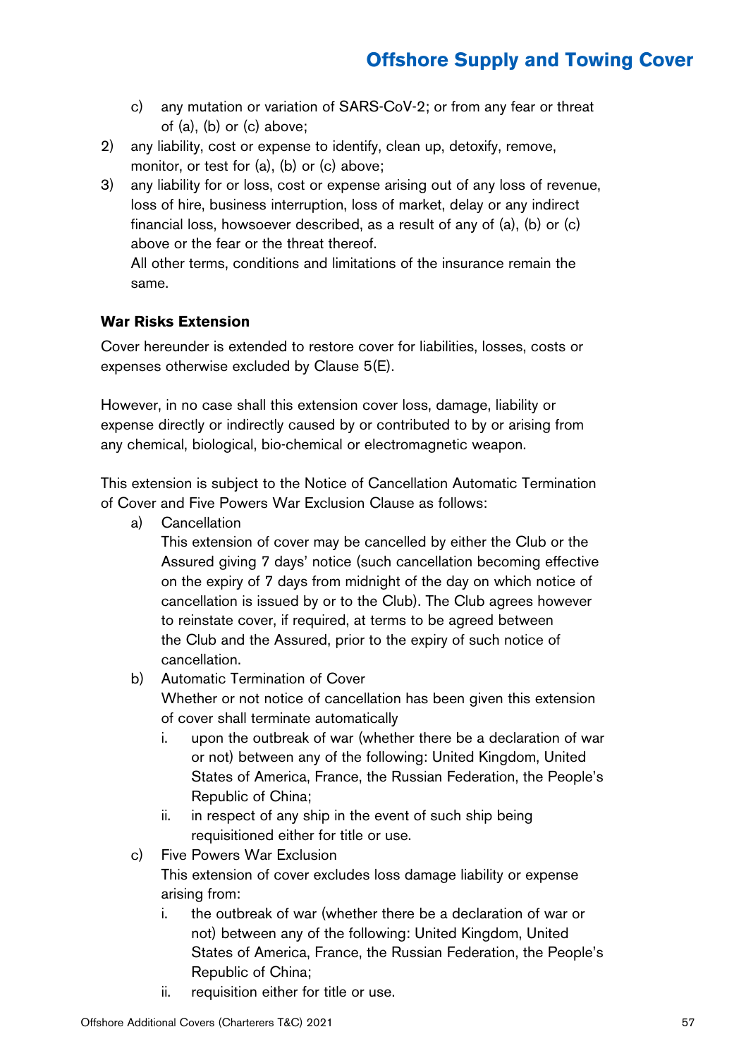c) any mutation or variation of SARS-CoV-2; or from any fear or threat of (a), (b) or (c) above;

2) any liability, cost or expense to identify, clean up, detoxify, remove, monitor, or test for (a), (b) or (c) above;

3) any liability for or loss, cost or expense arising out of any loss of revenue, loss of hire, business interruption, loss of market, delay or any indirect financial loss, howsoever described, as a result of any of (a), (b) or (c) above or the fear or the threat thereof.

   All other terms, conditions and limitations of the insurance remain the same.

**War Risks Extension**

Cover hereunder is extended to restore cover for liabilities, losses, costs or expenses otherwise excluded by Clause 5(E).

However, in no case shall this extension cover loss, damage, liability or expense directly or indirectly caused by or contributed to by or arising from any chemical, biological, bio-chemical or electromagnetic weapon.

This extension is subject to the Notice of Cancellation Automatic Termination of Cover and Five Powers War Exclusion Clause as follows:

a) Cancellation

   This extension of cover may be cancelled by either the Club or the Assured giving 7 days' notice (such cancellation becoming effective on the expiry of 7 days from midnight of the day on which notice of cancellation is issued by or to the Club). The Club agrees however to reinstate cover, if required, at terms to be agreed between the Club and the Assured, prior to the expiry of such notice of cancellation.

b) Automatic Termination of Cover

   Whether or not notice of cancellation has been given this extension of cover shall terminate automatically

   i. upon the outbreak of war (whether there be a declaration of war or not) between any of the following: United Kingdom, United States of America, France, the Russian Federation, the People's Republic of China;

   ii. in respect of any ship in the event of such ship being requisitioned either for title or use.

c) Five Powers War Exclusion

   This extension of cover excludes loss damage liability or expense arising from:

   i. the outbreak of war (whether there be a declaration of war or not) between any of the following: United Kingdom, United States of America, France, the Russian Federation, the People's Republic of China;

   ii. requisition either for title or use.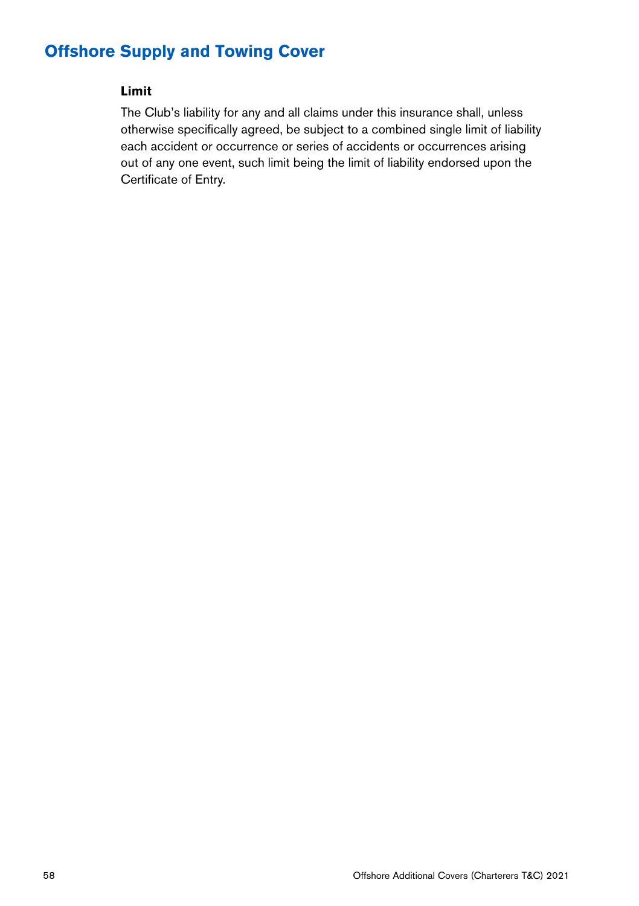## Offshore Supply and Towing Cover

### Limit

The Club's liability for any and all claims under this insurance shall, unless otherwise specifically agreed, be subject to a combined single limit of liability each accident or occurrence or series of accidents or occurrences arising out of any one event, such limit being the limit of liability endorsed upon the Certificate of Entry.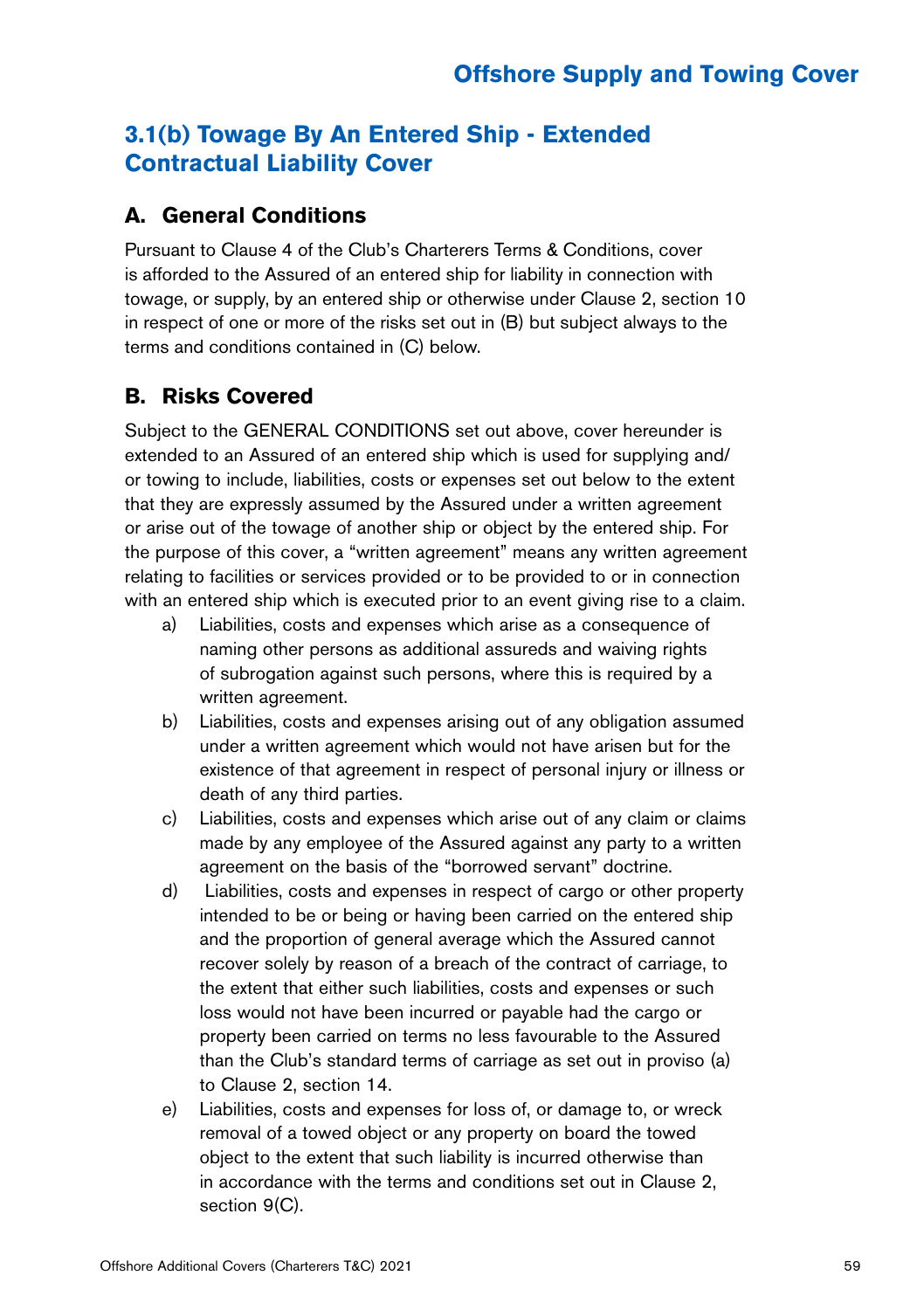## 3.1(b) Towage By An Entered Ship - Extended Contractual Liability Cover

### A. General Conditions

Pursuant to Clause 4 of the Club's Charterers Terms & Conditions, cover is afforded to the Assured of an entered ship for liability in connection with towage, or supply, by an entered ship or otherwise under Clause 2, section 10 in respect of one or more of the risks set out in (B) but subject always to the terms and conditions contained in (C) below.

### B. Risks Covered

Subject to the GENERAL CONDITIONS set out above, cover hereunder is extended to an Assured of an entered ship which is used for supplying and/or towing to include, liabilities, costs or expenses set out below to the extent that they are expressly assumed by the Assured under a written agreement or arise out of the towage of another ship or object by the entered ship. For the purpose of this cover, a "written agreement" means any written agreement relating to facilities or services provided or to be provided to or in connection with an entered ship which is executed prior to an event giving rise to a claim.

a) Liabilities, costs and expenses which arise as a consequence of naming other persons as additional assureds and waiving rights of subrogation against such persons, where this is required by a written agreement.

b) Liabilities, costs and expenses arising out of any obligation assumed under a written agreement which would not have arisen but for the existence of that agreement in respect of personal injury or illness or death of any third parties.

c) Liabilities, costs and expenses which arise out of any claim or claims made by any employee of the Assured against any party to a written agreement on the basis of the "borrowed servant" doctrine.

d) Liabilities, costs and expenses in respect of cargo or other property intended to be or being or having been carried on the entered ship and the proportion of general average which the Assured cannot recover solely by reason of a breach of the contract of carriage, to the extent that either such liabilities, costs and expenses or such loss would not have been incurred or payable had the cargo or property been carried on terms no less favourable to the Assured than the Club's standard terms of carriage as set out in proviso (a) to Clause 2, section 14.

e) Liabilities, costs and expenses for loss of, or damage to, or wreck removal of a towed object or any property on board the towed object to the extent that such liability is incurred otherwise than in accordance with the terms and conditions set out in Clause 2, section 9(C).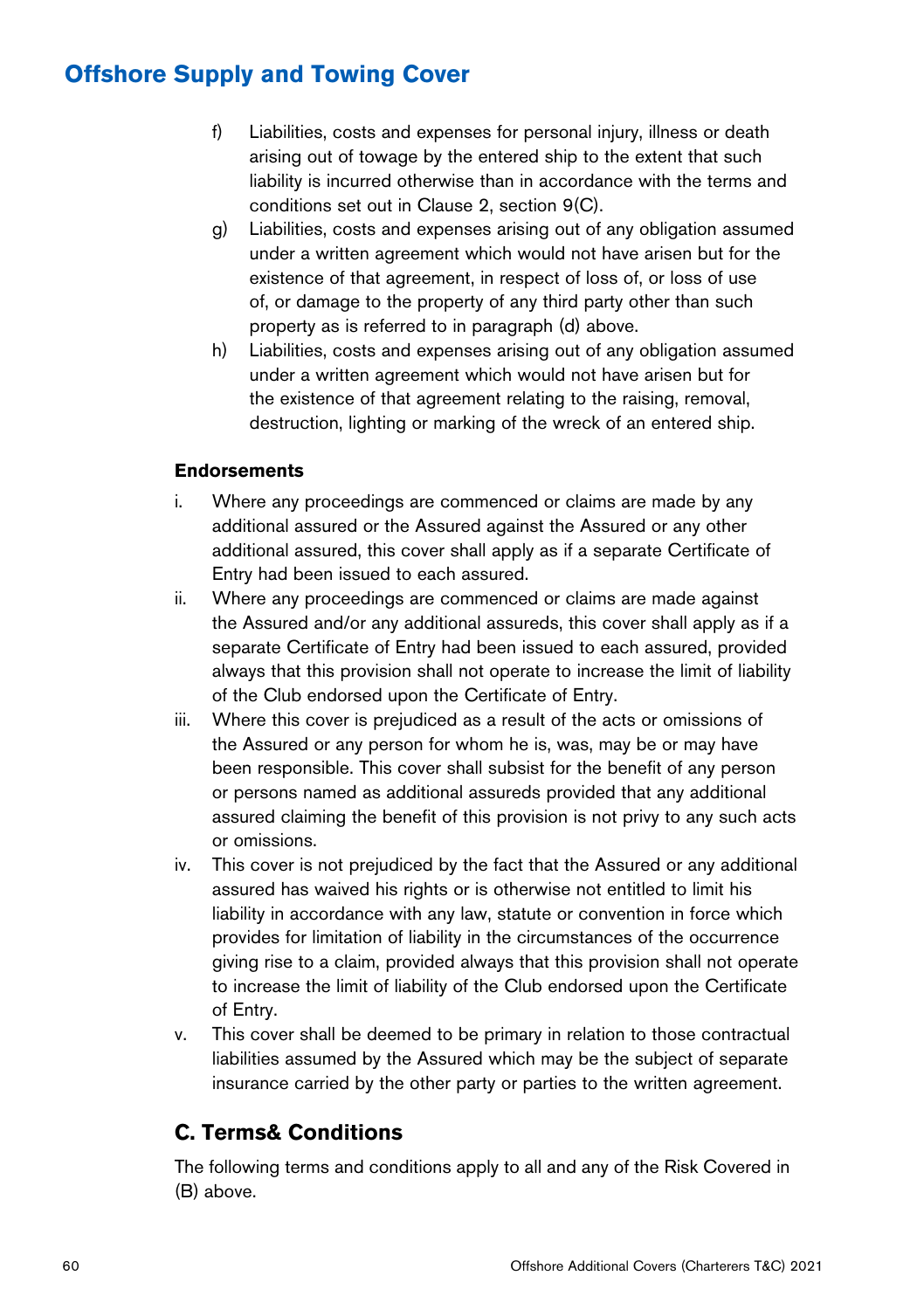## Offshore Supply and Towing Cover

f) Liabilities, costs and expenses for personal injury, illness or death arising out of towage by the entered ship to the extent that such liability is incurred otherwise than in accordance with the terms and conditions set out in Clause 2, section 9(C).

g) Liabilities, costs and expenses arising out of any obligation assumed under a written agreement which would not have arisen but for the existence of that agreement, in respect of loss of, or loss of use of, or damage to the property of any third party other than such property as is referred to in paragraph (d) above.

h) Liabilities, costs and expenses arising out of any obligation assumed under a written agreement which would not have arisen but for the existence of that agreement relating to the raising, removal, destruction, lighting or marking of the wreck of an entered ship.

**Endorsements**

i. Where any proceedings are commenced or claims are made by any additional assured or the Assured against the Assured or any other additional assured, this cover shall apply as if a separate Certificate of Entry had been issued to each assured.

ii. Where any proceedings are commenced or claims are made against the Assured and/or any additional assureds, this cover shall apply as if a separate Certificate of Entry had been issued to each assured, provided always that this provision shall not operate to increase the limit of liability of the Club endorsed upon the Certificate of Entry.

iii. Where this cover is prejudiced as a result of the acts or omissions of the Assured or any person for whom he is, was, may be or may have been responsible. This cover shall subsist for the benefit of any person or persons named as additional assureds provided that any additional assured claiming the benefit of this provision is not privy to any such acts or omissions.

iv. This cover is not prejudiced by the fact that the Assured or any additional assured has waived his rights or is otherwise not entitled to limit his liability in accordance with any law, statute or convention in force which provides for limitation of liability in the circumstances of the occurrence giving rise to a claim, provided always that this provision shall not operate to increase the limit of liability of the Club endorsed upon the Certificate of Entry.

v. This cover shall be deemed to be primary in relation to those contractual liabilities assumed by the Assured which may be the subject of separate insurance carried by the other party or parties to the written agreement.

### C. Terms& Conditions

The following terms and conditions apply to all and any of the Risk Covered in (B) above.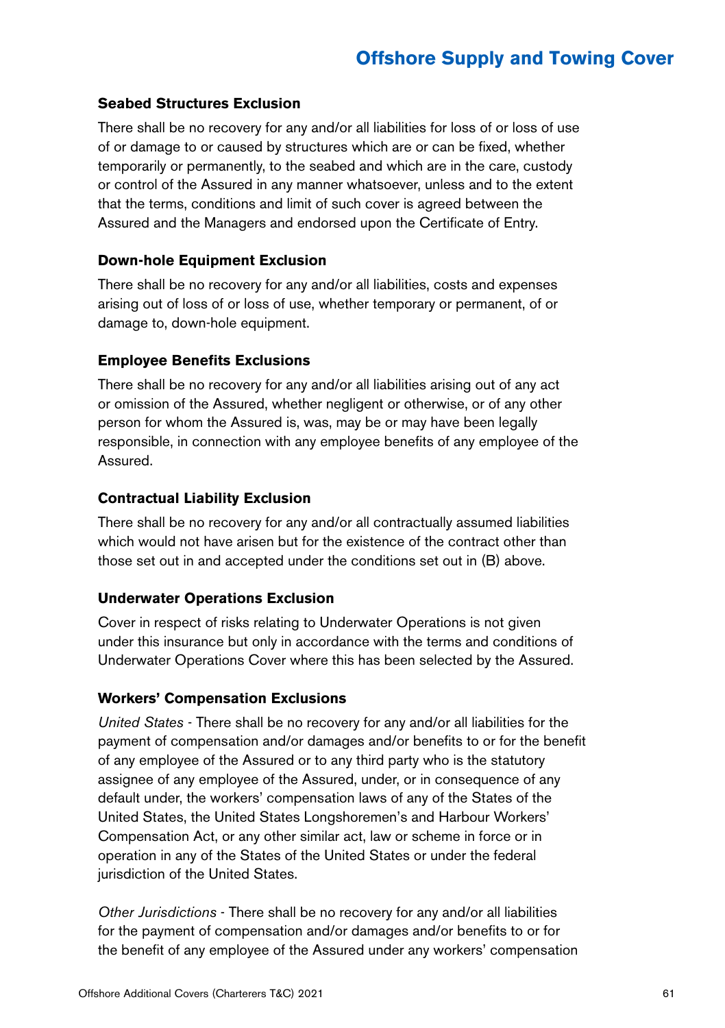### Seabed Structures Exclusion

There shall be no recovery for any and/or all liabilities for loss of or loss of use of or damage to or caused by structures which are or can be fixed, whether temporarily or permanently, to the seabed and which are in the care, custody or control of the Assured in any manner whatsoever, unless and to the extent that the terms, conditions and limit of such cover is agreed between the Assured and the Managers and endorsed upon the Certificate of Entry.

### Down-hole Equipment Exclusion

There shall be no recovery for any and/or all liabilities, costs and expenses arising out of loss of or loss of use, whether temporary or permanent, of or damage to, down-hole equipment.

### Employee Benefits Exclusions

There shall be no recovery for any and/or all liabilities arising out of any act or omission of the Assured, whether negligent or otherwise, or of any other person for whom the Assured is, was, may be or may have been legally responsible, in connection with any employee benefits of any employee of the Assured.

### Contractual Liability Exclusion

There shall be no recovery for any and/or all contractually assumed liabilities which would not have arisen but for the existence of the contract other than those set out in and accepted under the conditions set out in (B) above.

### Underwater Operations Exclusion

Cover in respect of risks relating to Underwater Operations is not given under this insurance but only in accordance with the terms and conditions of Underwater Operations Cover where this has been selected by the Assured.

### Workers' Compensation Exclusions

*United States* - There shall be no recovery for any and/or all liabilities for the payment of compensation and/or damages and/or benefits to or for the benefit of any employee of the Assured or to any third party who is the statutory assignee of any employee of the Assured, under, or in consequence of any default under, the workers' compensation laws of any of the States of the United States, the United States Longshoremen's and Harbour Workers' Compensation Act, or any other similar act, law or scheme in force or in operation in any of the States of the United States or under the federal jurisdiction of the United States.

*Other Jurisdictions* - There shall be no recovery for any and/or all liabilities for the payment of compensation and/or damages and/or benefits to or for the benefit of any employee of the Assured under any workers' compensation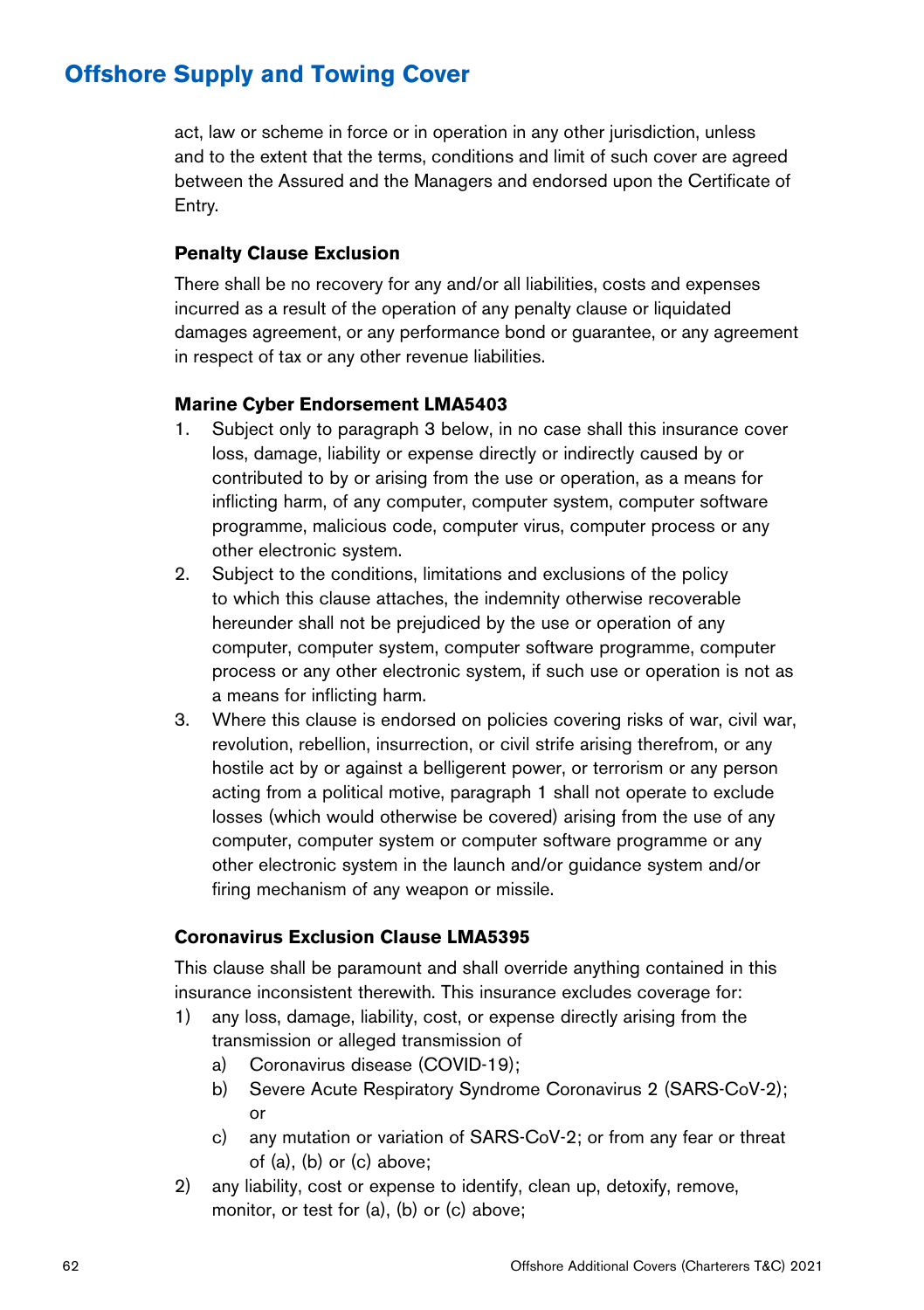act, law or scheme in force or in operation in any other jurisdiction, unless and to the extent that the terms, conditions and limit of such cover are agreed between the Assured and the Managers and endorsed upon the Certificate of Entry.

**Penalty Clause Exclusion**

There shall be no recovery for any and/or all liabilities, costs and expenses incurred as a result of the operation of any penalty clause or liquidated damages agreement, or any performance bond or guarantee, or any agreement in respect of tax or any other revenue liabilities.

**Marine Cyber Endorsement LMA5403**

1. Subject only to paragraph 3 below, in no case shall this insurance cover loss, damage, liability or expense directly or indirectly caused by or contributed to by or arising from the use or operation, as a means for inflicting harm, of any computer, computer system, computer software programme, malicious code, computer virus, computer process or any other electronic system.
2. Subject to the conditions, limitations and exclusions of the policy to which this clause attaches, the indemnity otherwise recoverable hereunder shall not be prejudiced by the use or operation of any computer, computer system, computer software programme, computer process or any other electronic system, if such use or operation is not as a means for inflicting harm.
3. Where this clause is endorsed on policies covering risks of war, civil war, revolution, rebellion, insurrection, or civil strife arising therefrom, or any hostile act by or against a belligerent power, or terrorism or any person acting from a political motive, paragraph 1 shall not operate to exclude losses (which would otherwise be covered) arising from the use of any computer, computer system or computer software programme or any other electronic system in the launch and/or guidance system and/or firing mechanism of any weapon or missile.

**Coronavirus Exclusion Clause LMA5395**

This clause shall be paramount and shall override anything contained in this insurance inconsistent therewith. This insurance excludes coverage for:

1) any loss, damage, liability, cost, or expense directly arising from the transmission or alleged transmission of
    a) Coronavirus disease (COVID-19);
    b) Severe Acute Respiratory Syndrome Coronavirus 2 (SARS-CoV-2); or
    c) any mutation or variation of SARS-CoV-2; or from any fear or threat of (a), (b) or (c) above;
2) any liability, cost or expense to identify, clean up, detoxify, remove, monitor, or test for (a), (b) or (c) above;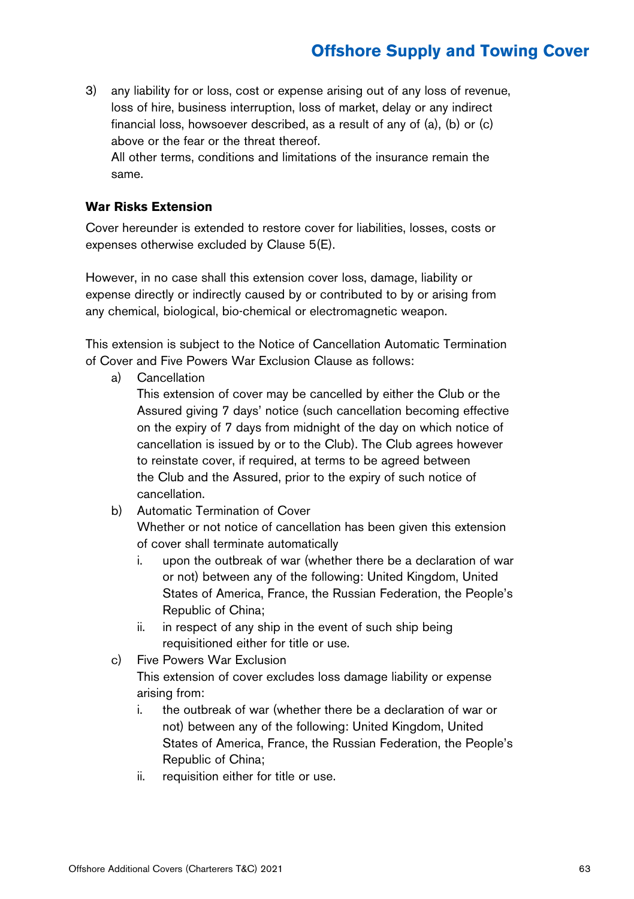3) any liability for or loss, cost or expense arising out of any loss of revenue, loss of hire, business interruption, loss of market, delay or any indirect financial loss, howsoever described, as a result of any of (a), (b) or (c) above or the fear or the threat thereof.
   All other terms, conditions and limitations of the insurance remain the same.

**War Risks Extension**

Cover hereunder is extended to restore cover for liabilities, losses, costs or expenses otherwise excluded by Clause 5(E).

However, in no case shall this extension cover loss, damage, liability or expense directly or indirectly caused by or contributed to by or arising from any chemical, biological, bio-chemical or electromagnetic weapon.

This extension is subject to the Notice of Cancellation Automatic Termination of Cover and Five Powers War Exclusion Clause as follows:

a) Cancellation
   This extension of cover may be cancelled by either the Club or the Assured giving 7 days' notice (such cancellation becoming effective on the expiry of 7 days from midnight of the day on which notice of cancellation is issued by or to the Club). The Club agrees however to reinstate cover, if required, at terms to be agreed between the Club and the Assured, prior to the expiry of such notice of cancellation.
b) Automatic Termination of Cover
   Whether or not notice of cancellation has been given this extension of cover shall terminate automatically
   i. upon the outbreak of war (whether there be a declaration of war or not) between any of the following: United Kingdom, United States of America, France, the Russian Federation, the People's Republic of China;
   ii. in respect of any ship in the event of such ship being requisitioned either for title or use.
c) Five Powers War Exclusion
   This extension of cover excludes loss damage liability or expense arising from:
   i. the outbreak of war (whether there be a declaration of war or not) between any of the following: United Kingdom, United States of America, France, the Russian Federation, the People's Republic of China;
   ii. requisition either for title or use.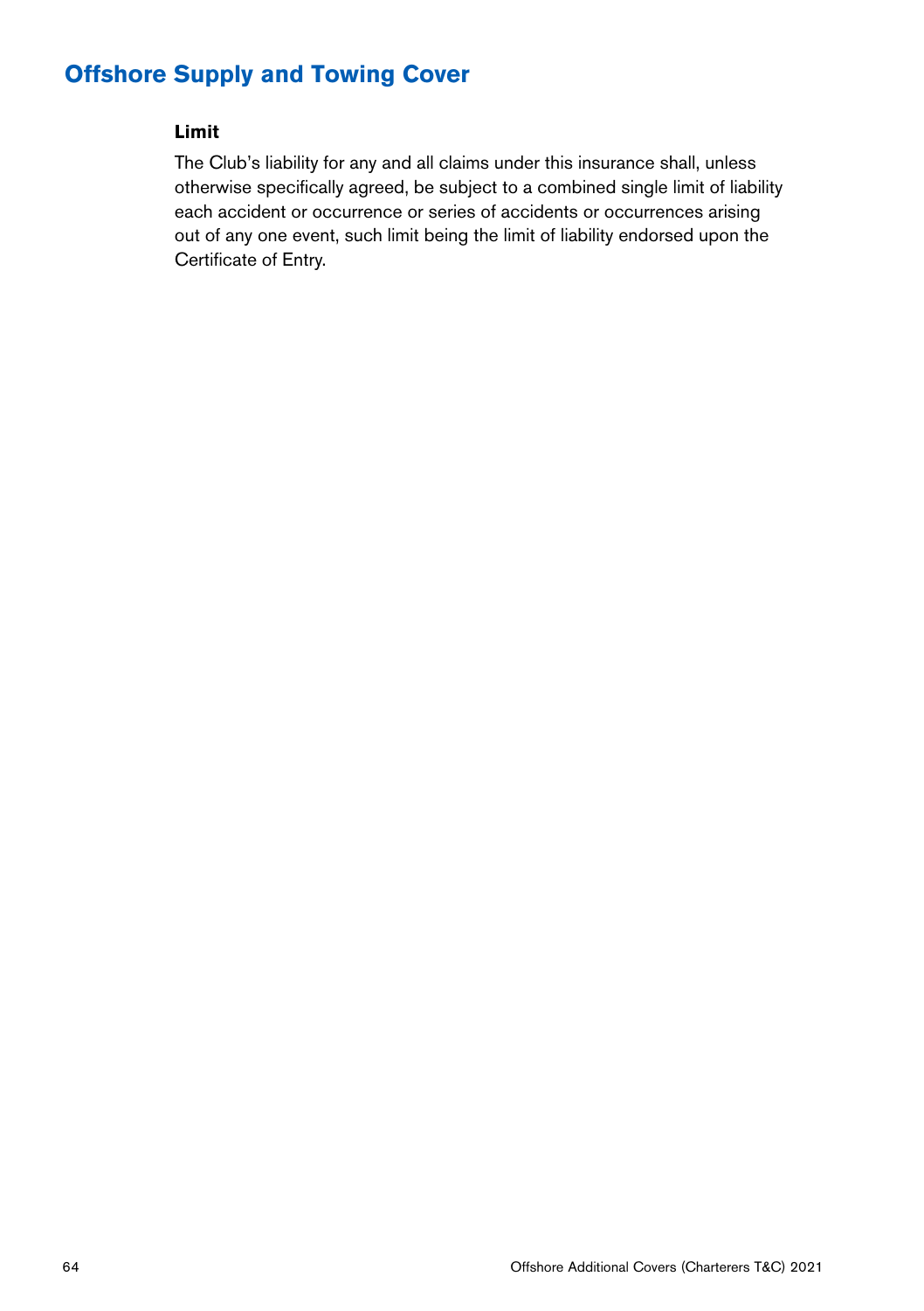## Offshore Supply and Towing Cover

**Limit**

The Club's liability for any and all claims under this insurance shall, unless otherwise specifically agreed, be subject to a combined single limit of liability each accident or occurrence or series of accidents or occurrences arising out of any one event, such limit being the limit of liability endorsed upon the Certificate of Entry.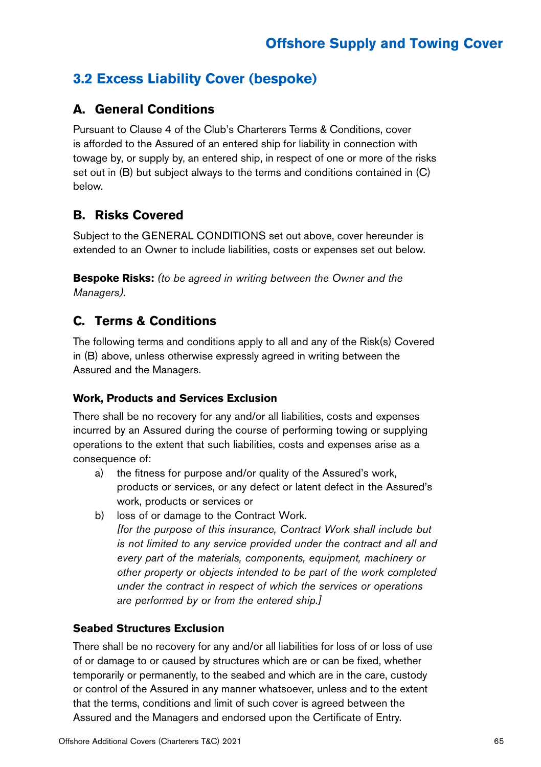## 3.2 Excess Liability Cover (bespoke)

### A. General Conditions

Pursuant to Clause 4 of the Club's Charterers Terms & Conditions, cover is afforded to the Assured of an entered ship for liability in connection with towage by, or supply by, an entered ship, in respect of one or more of the risks set out in (B) but subject always to the terms and conditions contained in (C) below.

### B. Risks Covered

Subject to the GENERAL CONDITIONS set out above, cover hereunder is extended to an Owner to include liabilities, costs or expenses set out below.

**Bespoke Risks:** *(to be agreed in writing between the Owner and the Managers).*

### C. Terms & Conditions

The following terms and conditions apply to all and any of the Risk(s) Covered in (B) above, unless otherwise expressly agreed in writing between the Assured and the Managers.

#### Work, Products and Services Exclusion

There shall be no recovery for any and/or all liabilities, costs and expenses incurred by an Assured during the course of performing towing or supplying operations to the extent that such liabilities, costs and expenses arise as a consequence of:

a) the fitness for purpose and/or quality of the Assured's work, products or services, or any defect or latent defect in the Assured's work, products or services or

b) loss of or damage to the Contract Work.
*[for the purpose of this insurance, Contract Work shall include but is not limited to any service provided under the contract and all and every part of the materials, components, equipment, machinery or other property or objects intended to be part of the work completed under the contract in respect of which the services or operations are performed by or from the entered ship.]*

#### Seabed Structures Exclusion

There shall be no recovery for any and/or all liabilities for loss of or loss of use of or damage to or caused by structures which are or can be fixed, whether temporarily or permanently, to the seabed and which are in the care, custody or control of the Assured in any manner whatsoever, unless and to the extent that the terms, conditions and limit of such cover is agreed between the Assured and the Managers and endorsed upon the Certificate of Entry.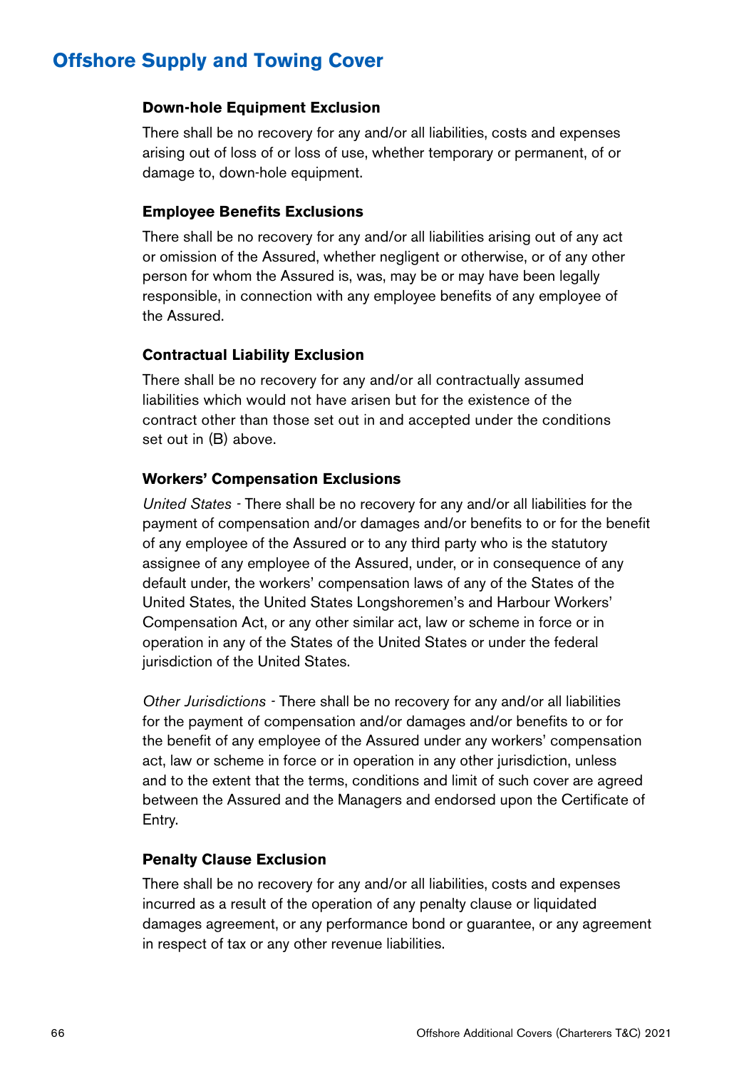# Offshore Supply and Towing Cover

### Down-hole Equipment Exclusion

There shall be no recovery for any and/or all liabilities, costs and expenses arising out of loss of or loss of use, whether temporary or permanent, of or damage to, down-hole equipment.

### Employee Benefits Exclusions

There shall be no recovery for any and/or all liabilities arising out of any act or omission of the Assured, whether negligent or otherwise, or of any other person for whom the Assured is, was, may be or may have been legally responsible, in connection with any employee benefits of any employee of the Assured.

### Contractual Liability Exclusion

There shall be no recovery for any and/or all contractually assumed liabilities which would not have arisen but for the existence of the contract other than those set out in and accepted under the conditions set out in (B) above.

### Workers' Compensation Exclusions

*United States* - There shall be no recovery for any and/or all liabilities for the payment of compensation and/or damages and/or benefits to or for the benefit of any employee of the Assured or to any third party who is the statutory assignee of any employee of the Assured, under, or in consequence of any default under, the workers' compensation laws of any of the States of the United States, the United States Longshoremen's and Harbour Workers' Compensation Act, or any other similar act, law or scheme in force or in operation in any of the States of the United States or under the federal jurisdiction of the United States.

*Other Jurisdictions* - There shall be no recovery for any and/or all liabilities for the payment of compensation and/or damages and/or benefits to or for the benefit of any employee of the Assured under any workers' compensation act, law or scheme in force or in operation in any other jurisdiction, unless and to the extent that the terms, conditions and limit of such cover are agreed between the Assured and the Managers and endorsed upon the Certificate of Entry.

### Penalty Clause Exclusion

There shall be no recovery for any and/or all liabilities, costs and expenses incurred as a result of the operation of any penalty clause or liquidated damages agreement, or any performance bond or guarantee, or any agreement in respect of tax or any other revenue liabilities.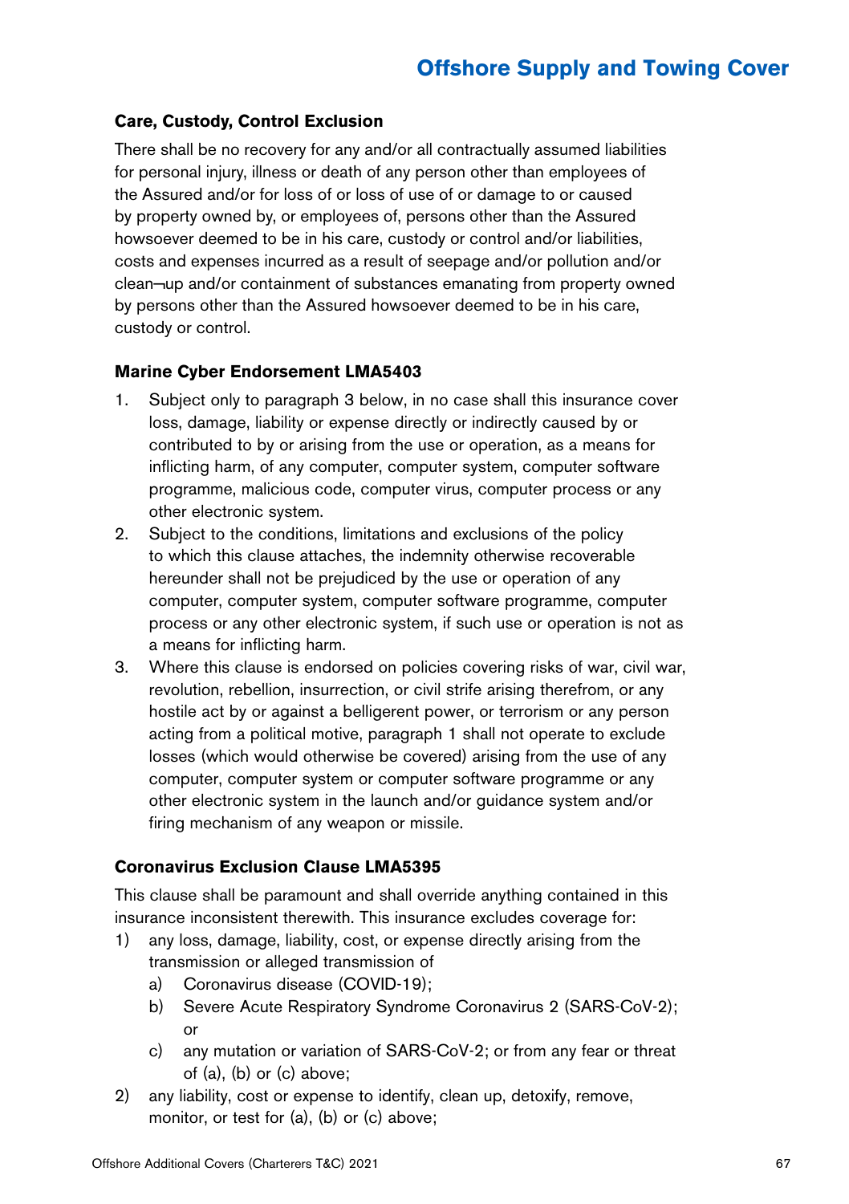### Care, Custody, Control Exclusion

There shall be no recovery for any and/or all contractually assumed liabilities for personal injury, illness or death of any person other than employees of the Assured and/or for loss of or loss of use of or damage to or caused by property owned by, or employees of, persons other than the Assured howsoever deemed to be in his care, custody or control and/or liabilities, costs and expenses incurred as a result of seepage and/or pollution and/or clean¬up and/or containment of substances emanating from property owned by persons other than the Assured howsoever deemed to be in his care, custody or control.

### Marine Cyber Endorsement LMA5403

1. Subject only to paragraph 3 below, in no case shall this insurance cover loss, damage, liability or expense directly or indirectly caused by or contributed to by or arising from the use or operation, as a means for inflicting harm, of any computer, computer system, computer software programme, malicious code, computer virus, computer process or any other electronic system.
2. Subject to the conditions, limitations and exclusions of the policy to which this clause attaches, the indemnity otherwise recoverable hereunder shall not be prejudiced by the use or operation of any computer, computer system, computer software programme, computer process or any other electronic system, if such use or operation is not as a means for inflicting harm.
3. Where this clause is endorsed on policies covering risks of war, civil war, revolution, rebellion, insurrection, or civil strife arising therefrom, or any hostile act by or against a belligerent power, or terrorism or any person acting from a political motive, paragraph 1 shall not operate to exclude losses (which would otherwise be covered) arising from the use of any computer, computer system or computer software programme or any other electronic system in the launch and/or guidance system and/or firing mechanism of any weapon or missile.

### Coronavirus Exclusion Clause LMA5395

This clause shall be paramount and shall override anything contained in this insurance inconsistent therewith. This insurance excludes coverage for:

1) any loss, damage, liability, cost, or expense directly arising from the transmission or alleged transmission of
   a) Coronavirus disease (COVID-19);
   b) Severe Acute Respiratory Syndrome Coronavirus 2 (SARS-CoV-2); or
   c) any mutation or variation of SARS-CoV-2; or from any fear or threat of (a), (b) or (c) above;
2) any liability, cost or expense to identify, clean up, detoxify, remove, monitor, or test for (a), (b) or (c) above;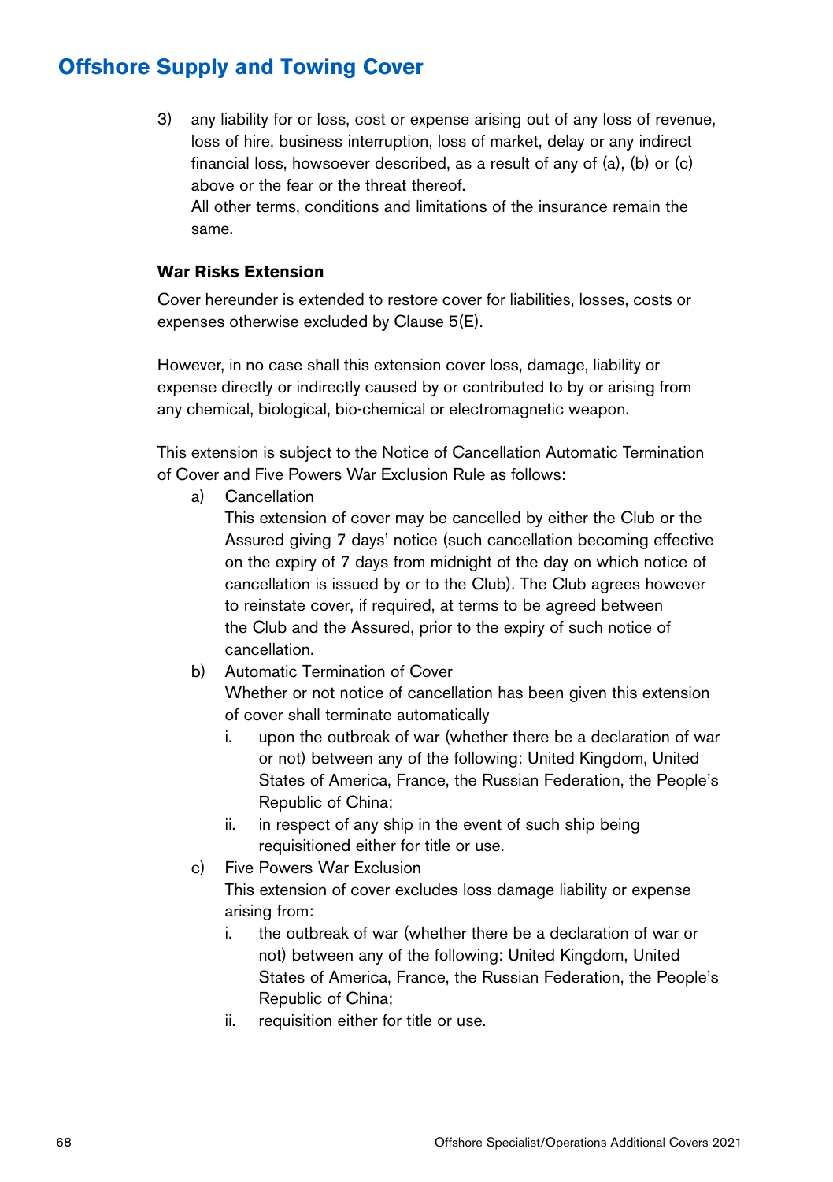3) any liability for or loss, cost or expense arising out of any loss of revenue, loss of hire, business interruption, loss of market, delay or any indirect financial loss, howsoever described, as a result of any of (a), (b) or (c) above or the fear or the threat thereof.

   All other terms, conditions and limitations of the insurance remain the same.

### War Risks Extension

Cover hereunder is extended to restore cover for liabilities, losses, costs or expenses otherwise excluded by Clause 5(E).

However, in no case shall this extension cover loss, damage, liability or expense directly or indirectly caused by or contributed to by or arising from any chemical, biological, bio-chemical or electromagnetic weapon.

This extension is subject to the Notice of Cancellation Automatic Termination of Cover and Five Powers War Exclusion Rule as follows:

a) Cancellation

   This extension of cover may be cancelled by either the Club or the Assured giving 7 days' notice (such cancellation becoming effective on the expiry of 7 days from midnight of the day on which notice of cancellation is issued by or to the Club). The Club agrees however to reinstate cover, if required, at terms to be agreed between the Club and the Assured, prior to the expiry of such notice of cancellation.

b) Automatic Termination of Cover

   Whether or not notice of cancellation has been given this extension of cover shall terminate automatically

   i. upon the outbreak of war (whether there be a declaration of war or not) between any of the following: United Kingdom, United States of America, France, the Russian Federation, the People's Republic of China;

   ii. in respect of any ship in the event of such ship being requisitioned either for title or use.

c) Five Powers War Exclusion

   This extension of cover excludes loss damage liability or expense arising from:

   i. the outbreak of war (whether there be a declaration of war or not) between any of the following: United Kingdom, United States of America, France, the Russian Federation, the People's Republic of China;

   ii. requisition either for title or use.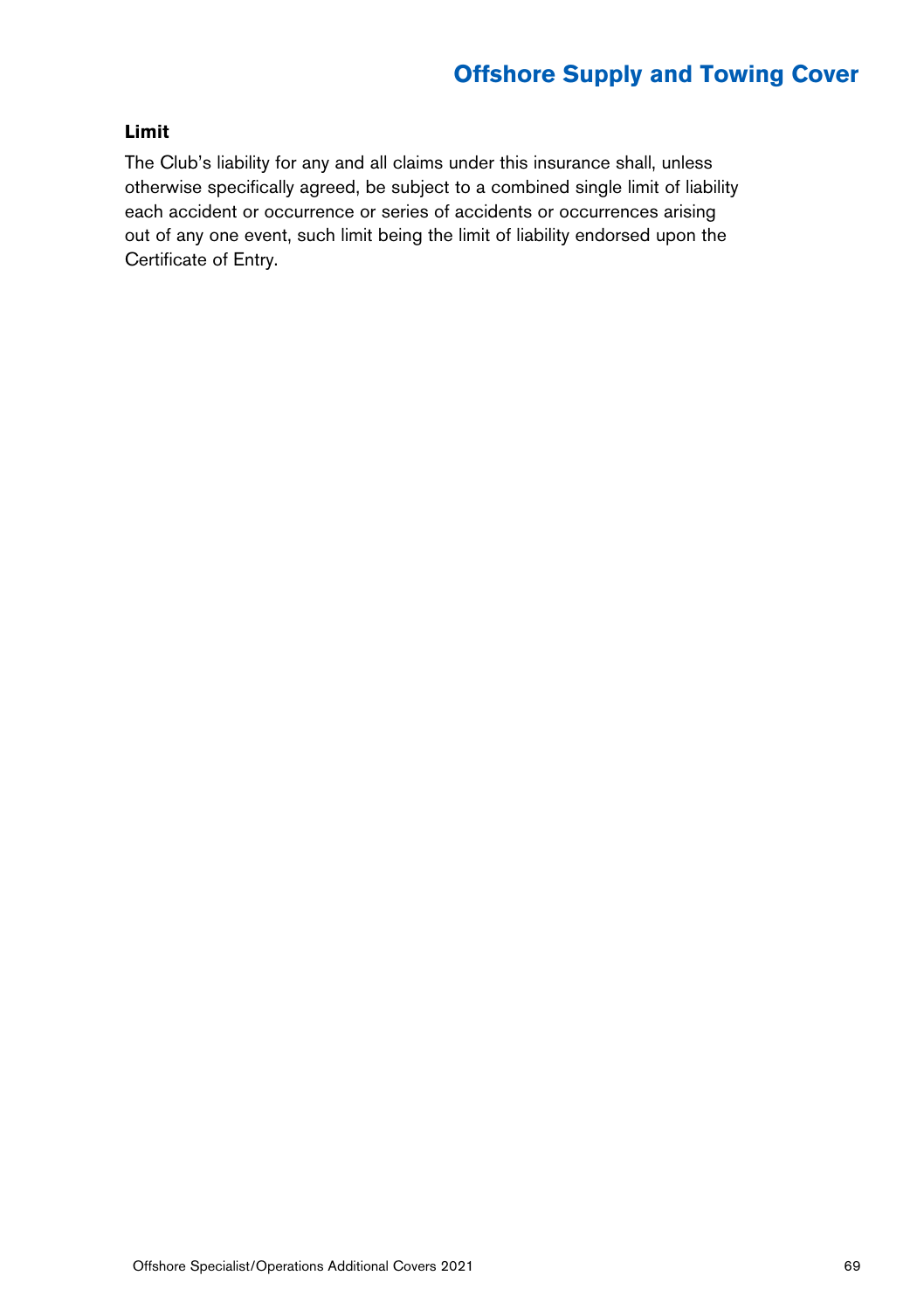### Limit

The Club's liability for any and all claims under this insurance shall, unless otherwise specifically agreed, be subject to a combined single limit of liability each accident or occurrence or series of accidents or occurrences arising out of any one event, such limit being the limit of liability endorsed upon the Certificate of Entry.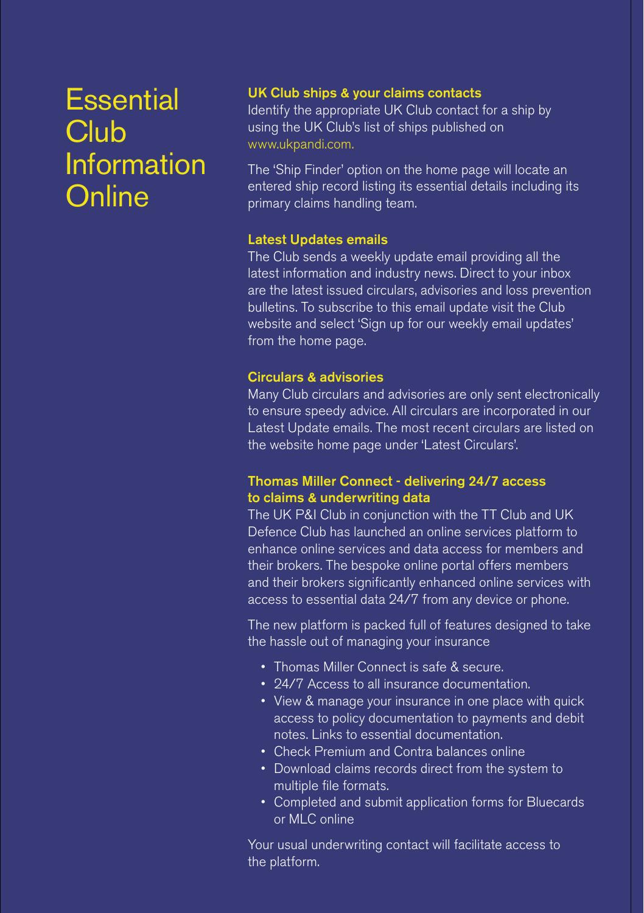# Essential Club Information Online

## UK Club ships & your claims contacts

Identify the appropriate UK Club contact for a ship by using the UK Club's list of ships published on www.ukpandi.com.

The 'Ship Finder' option on the home page will locate an entered ship record listing its essential details including its primary claims handling team.

## Latest Updates emails

The Club sends a weekly update email providing all the latest information and industry news. Direct to your inbox are the latest issued circulars, advisories and loss prevention bulletins. To subscribe to this email update visit the Club website and select 'Sign up for our weekly email updates' from the home page.

## Circulars & advisories

Many Club circulars and advisories are only sent electronically to ensure speedy advice. All circulars are incorporated in our Latest Update emails. The most recent circulars are listed on the website home page under 'Latest Circulars'.

## Thomas Miller Connect - delivering 24/7 access to claims & underwriting data

The UK P&I Club in conjunction with the TT Club and UK Defence Club has launched an online services platform to enhance online services and data access for members and their brokers. The bespoke online portal offers members and their brokers significantly enhanced online services with access to essential data 24/7 from any device or phone.

The new platform is packed full of features designed to take the hassle out of managing your insurance

- Thomas Miller Connect is safe & secure.
- 24/7 Access to all insurance documentation.
- View & manage your insurance in one place with quick access to policy documentation to payments and debit notes. Links to essential documentation.
- Check Premium and Contra balances online
- Download claims records direct from the system to multiple file formats.
- Completed and submit application forms for Bluecards or MLC online

Your usual underwriting contact will facilitate access to the platform.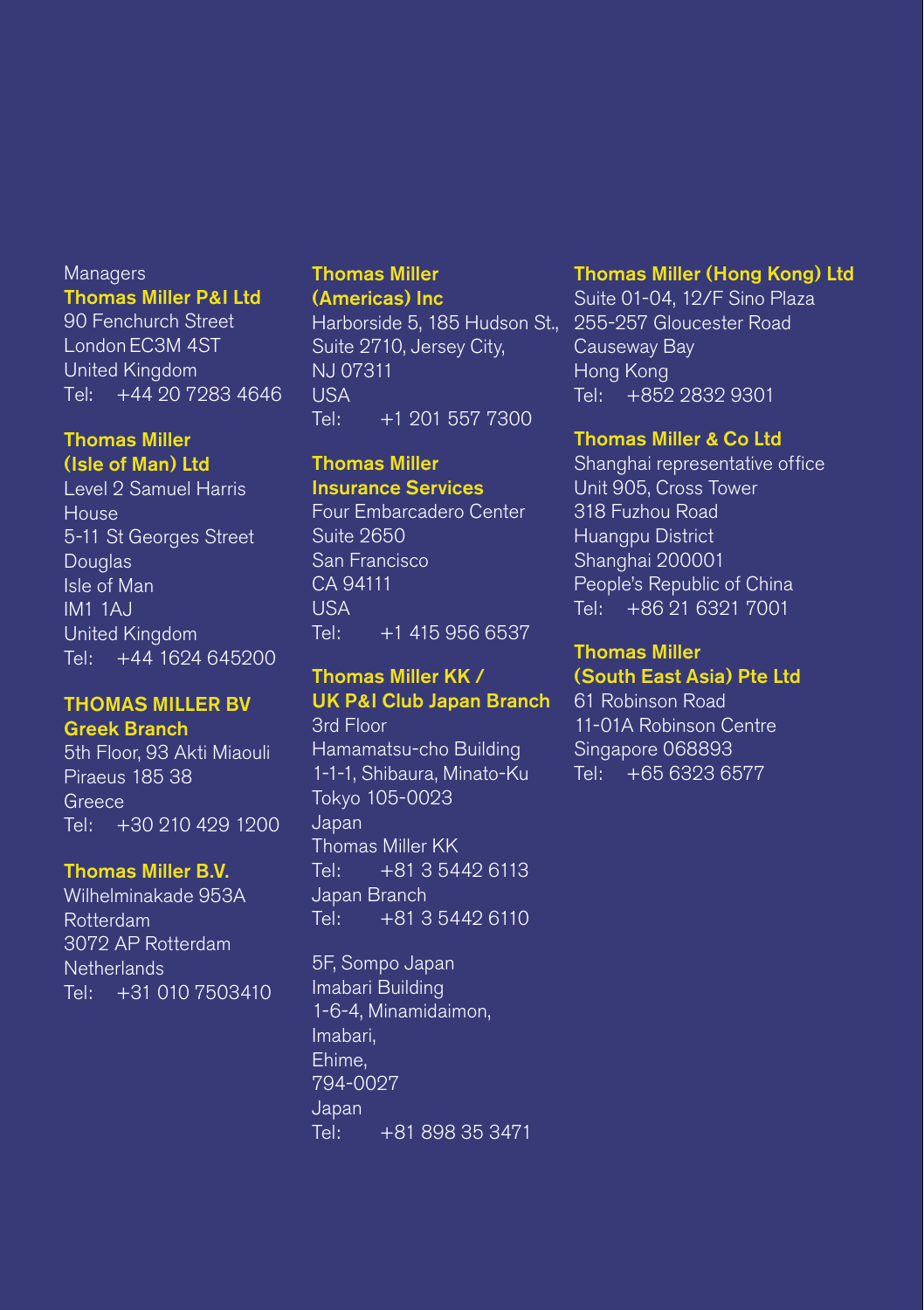Managers

**Thomas Miller P&I Ltd**
90 Fenchurch Street
London EC3M 4ST
United Kingdom
Tel: +44 20 7283 4646

**Thomas Miller (Isle of Man) Ltd**
Level 2 Samuel Harris House
5-11 St Georges Street
Douglas
Isle of Man
IM1 1AJ
United Kingdom
Tel: +44 1624 645200

**THOMAS MILLER BV Greek Branch**
5th Floor, 93 Akti Miaouli
Piraeus 185 38
Greece
Tel: +30 210 429 1200

**Thomas Miller B.V.**
Wilhelminakade 953A
Rotterdam
3072 AP Rotterdam
Netherlands
Tel: +31 010 7503410

**Thomas Miller (Americas) Inc**
Harborside 5, 185 Hudson St.,
Suite 2710, Jersey City,
NJ 07311
USA
Tel: +1 201 557 7300

**Thomas Miller Insurance Services**
Four Embarcadero Center
Suite 2650
San Francisco
CA 94111
USA
Tel: +1 415 956 6537

**Thomas Miller KK / UK P&I Club Japan Branch**
3rd Floor
Hamamatsu-cho Building
1-1-1, Shibaura, Minato-Ku
Tokyo 105-0023
Japan
Thomas Miller KK
Tel: +81 3 5442 6113
Japan Branch
Tel: +81 3 5442 6110

5F, Sompo Japan
Imabari Building
1-6-4, Minamidaimon,
Imabari,
Ehime,
794-0027
Japan
Tel: +81 898 35 3471

**Thomas Miller (Hong Kong) Ltd**
Suite 01-04, 12/F Sino Plaza
255-257 Gloucester Road
Causeway Bay
Hong Kong
Tel: +852 2832 9301

**Thomas Miller & Co Ltd**
Shanghai representative office
Unit 905, Cross Tower
318 Fuzhou Road
Huangpu District
Shanghai 200001
People's Republic of China
Tel: +86 21 6321 7001

**Thomas Miller (South East Asia) Pte Ltd**
61 Robinson Road
11-01A Robinson Centre
Singapore 068893
Tel: +65 6323 6577